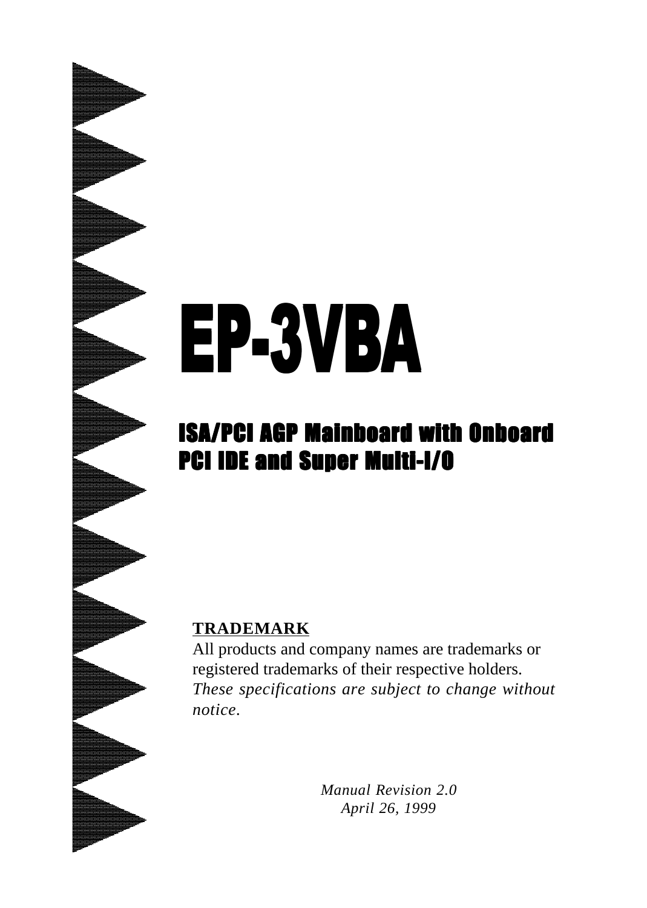# EP-3VBA

## ISA/PCI AGP Mainboard with Onboard PCI IDE and Super Multi-I/O

**TRADEMARK**

All products and company names are trademarks or registered trademarks of their respective holders.
*These specifications are subject to change without notice.*

*Manual Revision 2.0*
*April 26, 1999*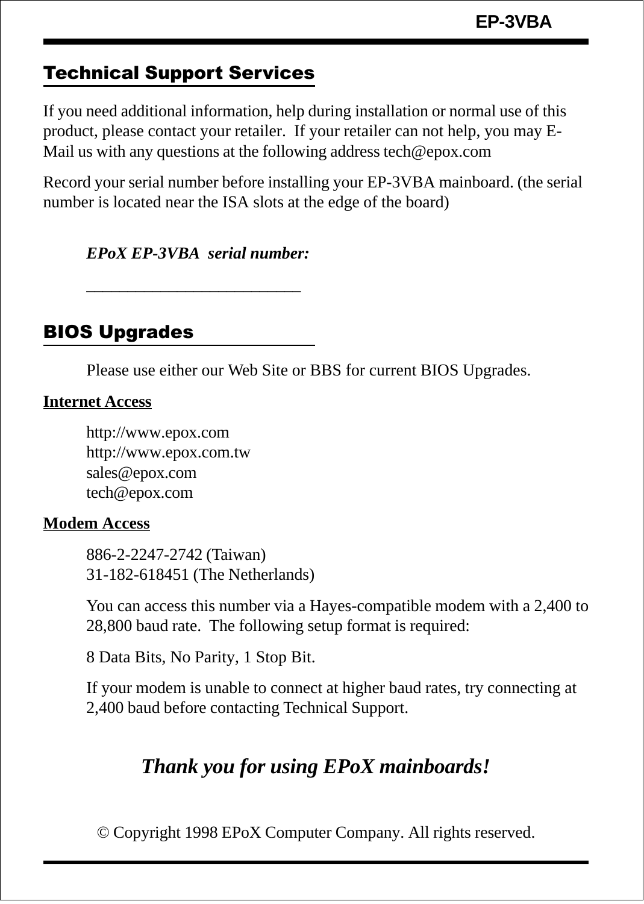## Technical Support Services

If you need additional information, help during installation or normal use of this product, please contact your retailer. If your retailer can not help, you may E-Mail us with any questions at the following address tech@epox.com

Record your serial number before installing your EP-3VBA mainboard. (the serial number is located near the ISA slots at the edge of the board)

*EPoX EP-3VBA serial number:*

__________________________

## BIOS Upgrades

Please use either our Web Site or BBS for current BIOS Upgrades.

**Internet Access**

http://www.epox.com
http://www.epox.com.tw
sales@epox.com
tech@epox.com

**Modem Access**

886-2-2247-2742 (Taiwan)
31-182-618451 (The Netherlands)

You can access this number via a Hayes-compatible modem with a 2,400 to 28,800 baud rate. The following setup format is required:

8 Data Bits, No Parity, 1 Stop Bit.

If your modem is unable to connect at higher baud rates, try connecting at 2,400 baud before contacting Technical Support.

***Thank you for using EPoX mainboards!***

© Copyright 1998 EPoX Computer Company. All rights reserved.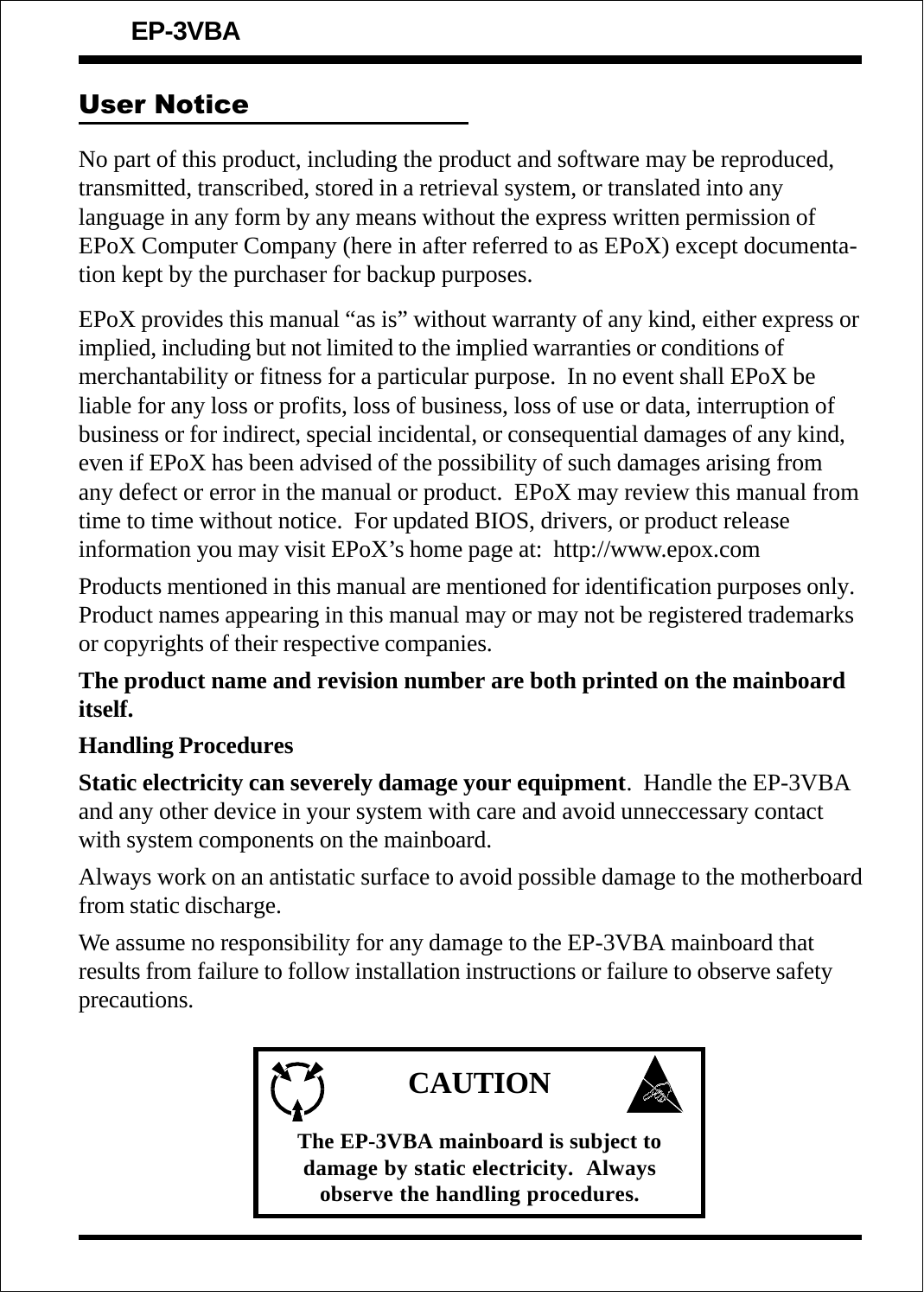## User Notice

No part of this product, including the product and software may be reproduced, transmitted, transcribed, stored in a retrieval system, or translated into any language in any form by any means without the express written permission of EPoX Computer Company (here in after referred to as EPoX) except documentation kept by the purchaser for backup purposes.

EPoX provides this manual "as is" without warranty of any kind, either express or implied, including but not limited to the implied warranties or conditions of merchantability or fitness for a particular purpose. In no event shall EPoX be liable for any loss or profits, loss of business, loss of use or data, interruption of business or for indirect, special incidental, or consequential damages of any kind, even if EPoX has been advised of the possibility of such damages arising from any defect or error in the manual or product. EPoX may review this manual from time to time without notice. For updated BIOS, drivers, or product release information you may visit EPoX's home page at: http://www.epox.com

Products mentioned in this manual are mentioned for identification purposes only. Product names appearing in this manual may or may not be registered trademarks or copyrights of their respective companies.

**The product name and revision number are both printed on the mainboard itself.**

**Handling Procedures**

**Static electricity can severely damage your equipment**. Handle the EP-3VBA and any other device in your system with care and avoid unneccessary contact with system components on the mainboard.

Always work on an antistatic surface to avoid possible damage to the motherboard from static discharge.

We assume no responsibility for any damage to the EP-3VBA mainboard that results from failure to follow installation instructions or failure to observe safety precautions.

**CAUTION**

**The EP-3VBA mainboard is subject to damage by static electricity. Always observe the handling procedures.**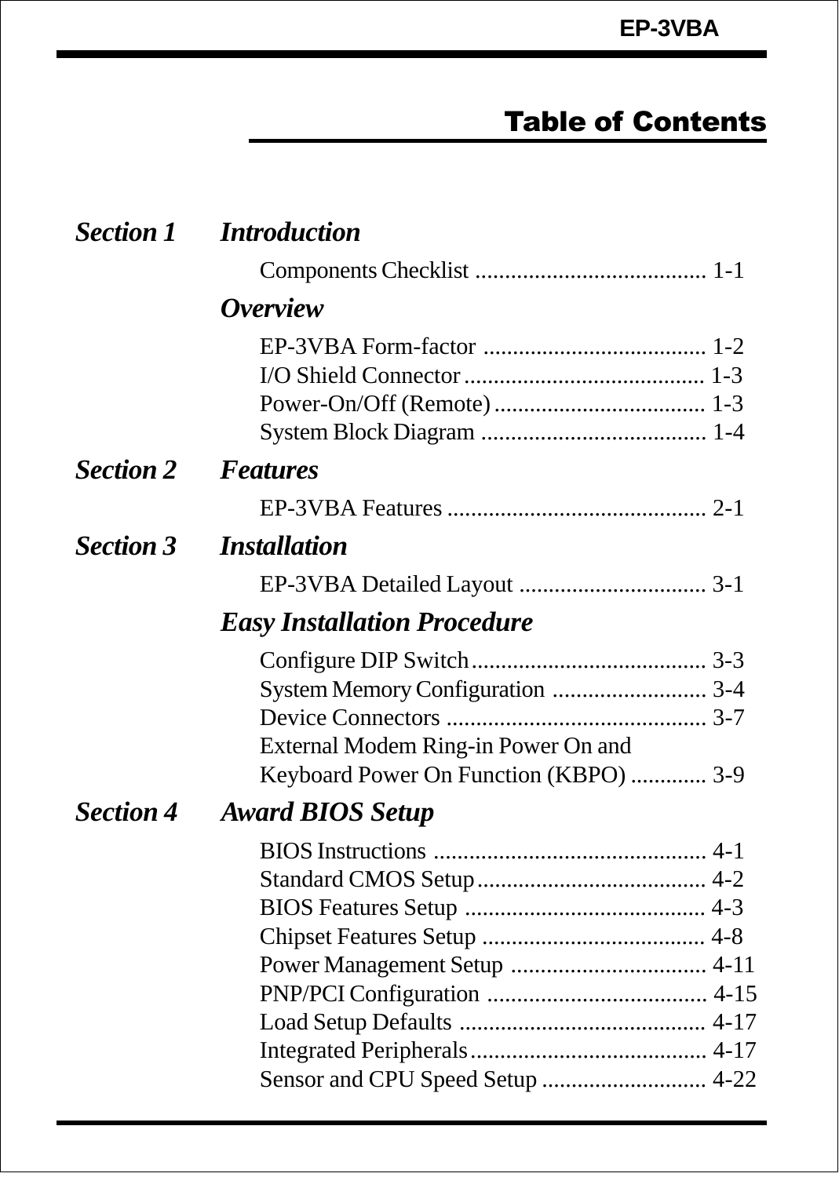# Table of Contents

***Section 1 Introduction***

Components Checklist ....................................... 1-1

***Overview***

EP-3VBA Form-factor ...................................... 1-2
I/O Shield Connector ......................................... 1-3
Power-On/Off (Remote) .................................... 1-3
System Block Diagram ...................................... 1-4

***Section 2 Features***

EP-3VBA Features ............................................ 2-1

***Section 3 Installation***

EP-3VBA Detailed Layout ................................ 3-1

***Easy Installation Procedure***

Configure DIP Switch........................................ 3-3
System Memory Configuration .......................... 3-4
Device Connectors ............................................ 3-7
External Modem Ring-in Power On and
Keyboard Power On Function (KBPO) ............. 3-9

***Section 4 Award BIOS Setup***

BIOS Instructions .............................................. 4-1
Standard CMOS Setup....................................... 4-2
BIOS Features Setup ......................................... 4-3
Chipset Features Setup ...................................... 4-8
Power Management Setup ................................. 4-11
PNP/PCI Configuration ..................................... 4-15
Load Setup Defaults .......................................... 4-17
Integrated Peripherals........................................ 4-17
Sensor and CPU Speed Setup ............................ 4-22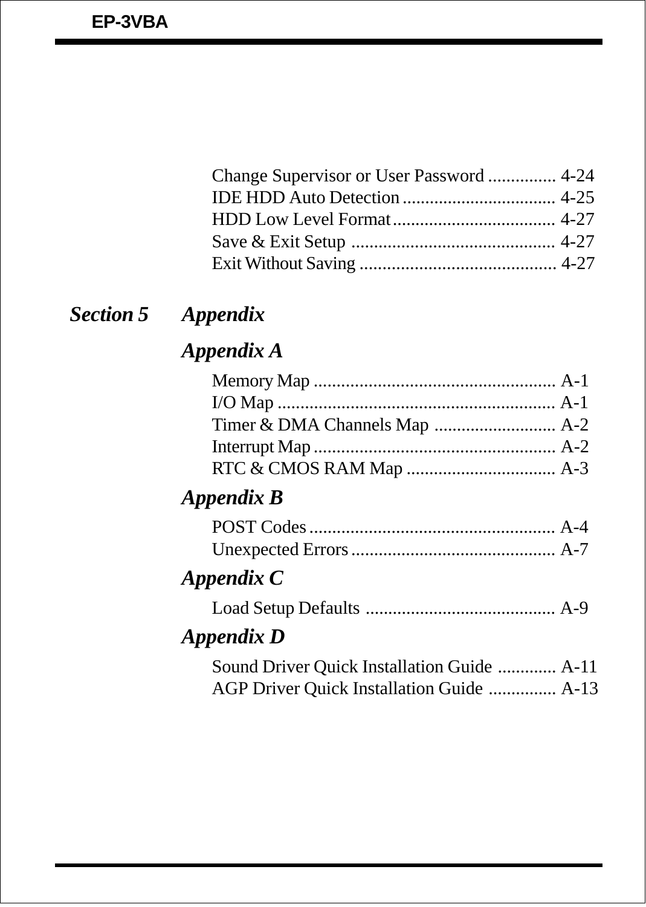Change Supervisor or User Password ............... 4-24
IDE HDD Auto Detection .................................. 4-25
HDD Low Level Format.................................... 4-27
Save & Exit Setup ............................................. 4-27
Exit Without Saving ........................................... 4-27

## *Section 5 Appendix*

### *Appendix A*

Memory Map ..................................................... A-1
I/O Map ............................................................. A-1
Timer & DMA Channels Map ........................... A-2
Interrupt Map ..................................................... A-2
RTC & CMOS RAM Map ................................. A-3

### *Appendix B*

POST Codes ...................................................... A-4
Unexpected Errors ............................................. A-7

### *Appendix C*

Load Setup Defaults .......................................... A-9

### *Appendix D*

Sound Driver Quick Installation Guide ............. A-11
AGP Driver Quick Installation Guide ............... A-13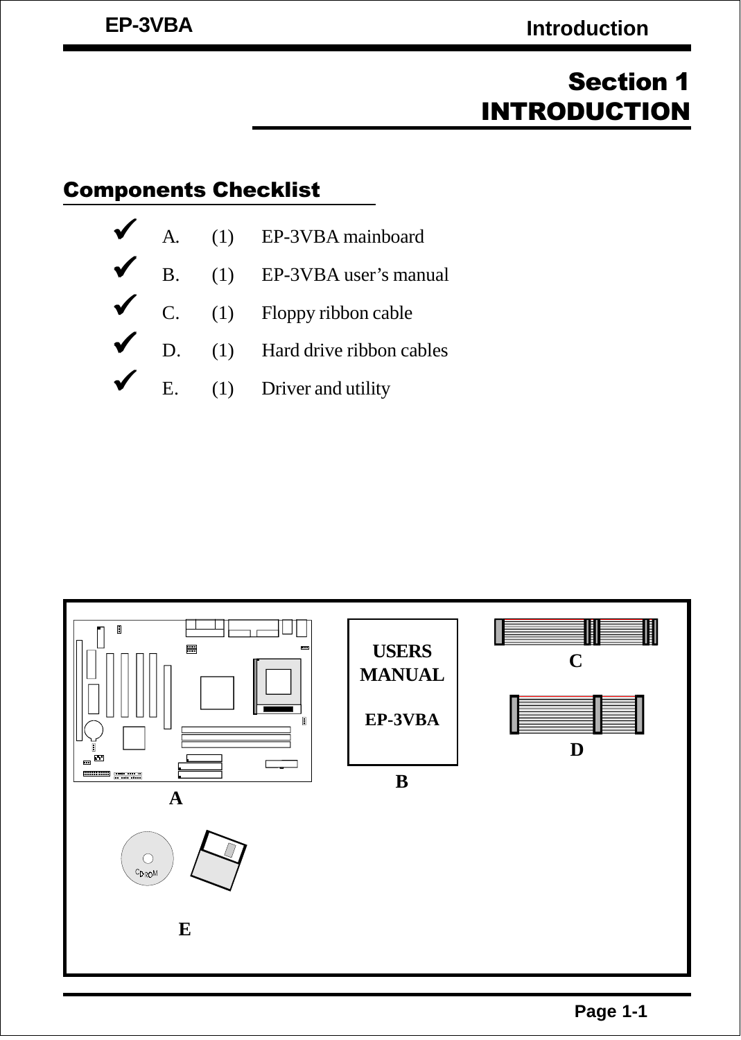# Section 1
# INTRODUCTION

## Components Checklist

- ✔ A. (1) EP-3VBA mainboard
- ✔ B. (1) EP-3VBA user's manual
- ✔ C. (1) Floppy ribbon cable
- ✔ D. (1) Hard drive ribbon cables
- ✔ E. (1) Driver and utility

USERS MANUAL

EP-3VBA

A B C D E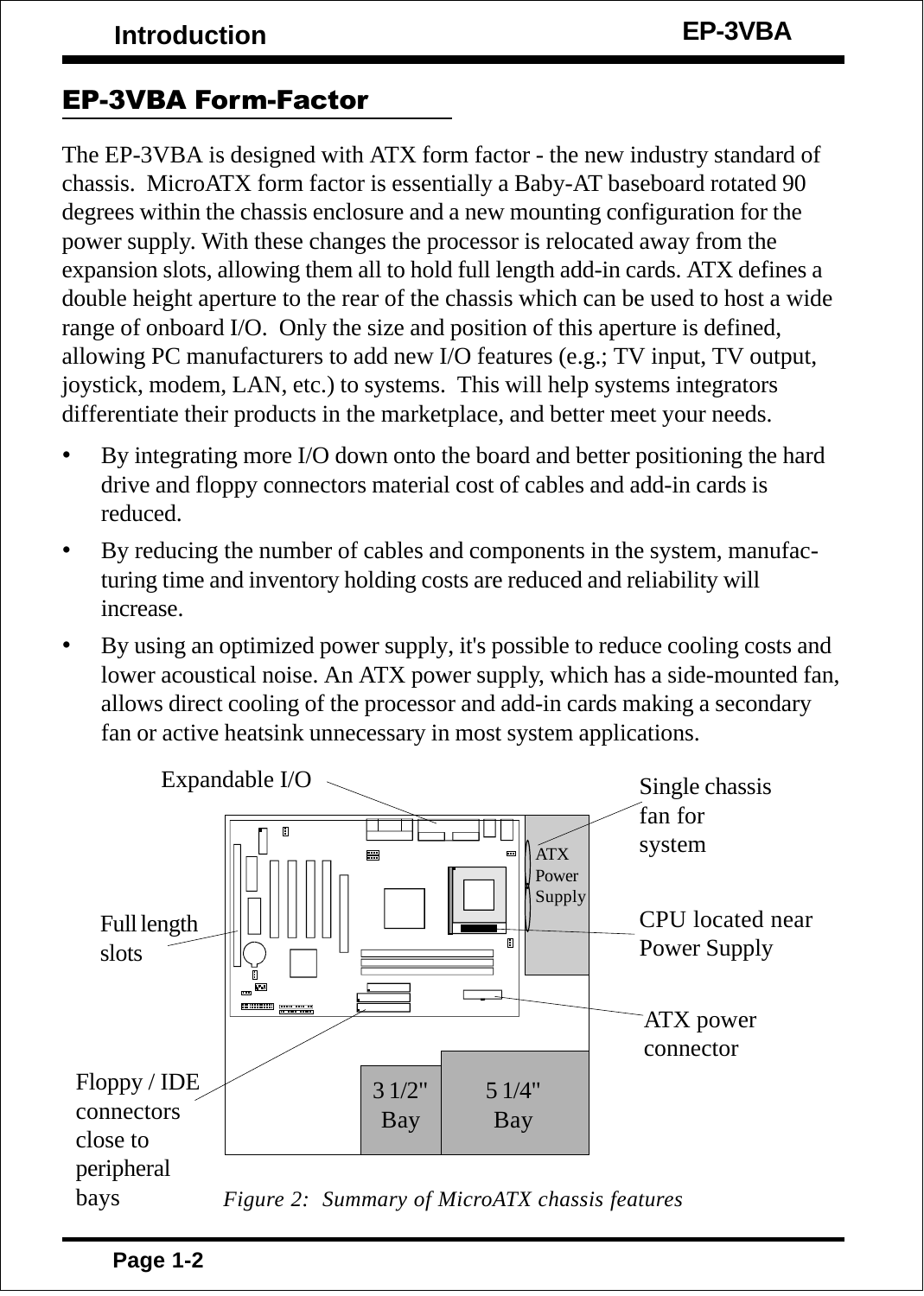## EP-3VBA Form-Factor

The EP-3VBA is designed with ATX form factor - the new industry standard of chassis. MicroATX form factor is essentially a Baby-AT baseboard rotated 90 degrees within the chassis enclosure and a new mounting configuration for the power supply. With these changes the processor is relocated away from the expansion slots, allowing them all to hold full length add-in cards. ATX defines a double height aperture to the rear of the chassis which can be used to host a wide range of onboard I/O. Only the size and position of this aperture is defined, allowing PC manufacturers to add new I/O features (e.g.; TV input, TV output, joystick, modem, LAN, etc.) to systems. This will help systems integrators differentiate their products in the marketplace, and better meet your needs.

- By integrating more I/O down onto the board and better positioning the hard drive and floppy connectors material cost of cables and add-in cards is reduced.
- By reducing the number of cables and components in the system, manufacturing time and inventory holding costs are reduced and reliability will increase.
- By using an optimized power supply, it's possible to reduce cooling costs and lower acoustical noise. An ATX power supply, which has a side-mounted fan, allows direct cooling of the processor and add-in cards making a secondary fan or active heatsink unnecessary in most system applications.

Expandable I/O

Single chassis fan for system

ATX Power Supply

Full length slots

CPU located near Power Supply

ATX power connector

Floppy / IDE connectors close to peripheral bays

3 1/2" Bay

5 1/4" Bay

*Figure 2: Summary of MicroATX chassis features*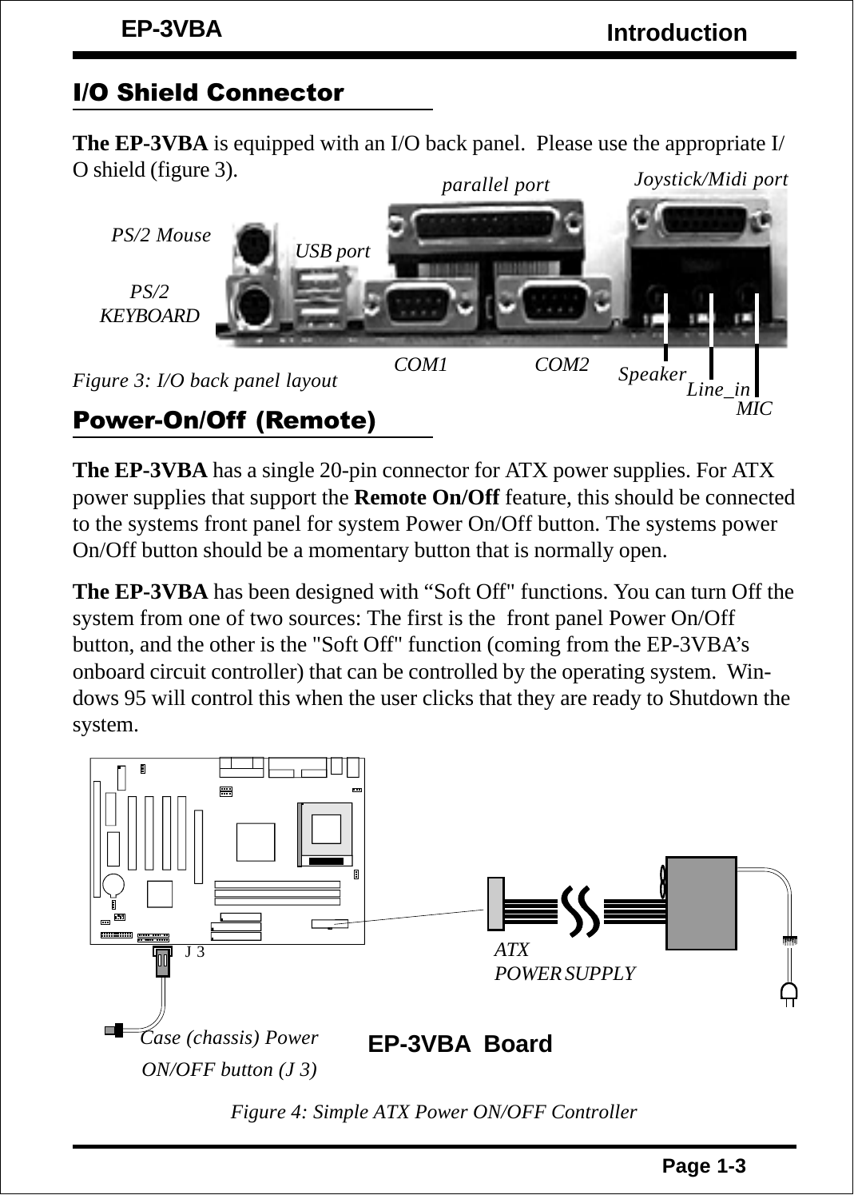## I/O Shield Connector

**The EP-3VBA** is equipped with an I/O back panel. Please use the appropriate I/O shield (figure 3).

PS/2 Mouse

PS/2 KEYBOARD

USB port

parallel port

Joystick/Midi port

COM1

COM2

Speaker

Line_in

MIC

*Figure 3: I/O back panel layout*

## Power-On/Off (Remote)

**The EP-3VBA** has a single 20-pin connector for ATX power supplies. For ATX power supplies that support the **Remote On/Off** feature, this should be connected to the systems front panel for system Power On/Off button. The systems power On/Off button should be a momentary button that is normally open.

**The EP-3VBA** has been designed with "Soft Off" functions. You can turn Off the system from one of two sources: The first is the front panel Power On/Off button, and the other is the "Soft Off" function (coming from the EP-3VBA's onboard circuit controller) that can be controlled by the operating system. Windows 95 will control this when the user clicks that they are ready to Shutdown the system.

J 3

ATX POWER SUPPLY

Case (chassis) Power ON/OFF button (J 3)

**EP-3VBA Board**

*Figure 4: Simple ATX Power ON/OFF Controller*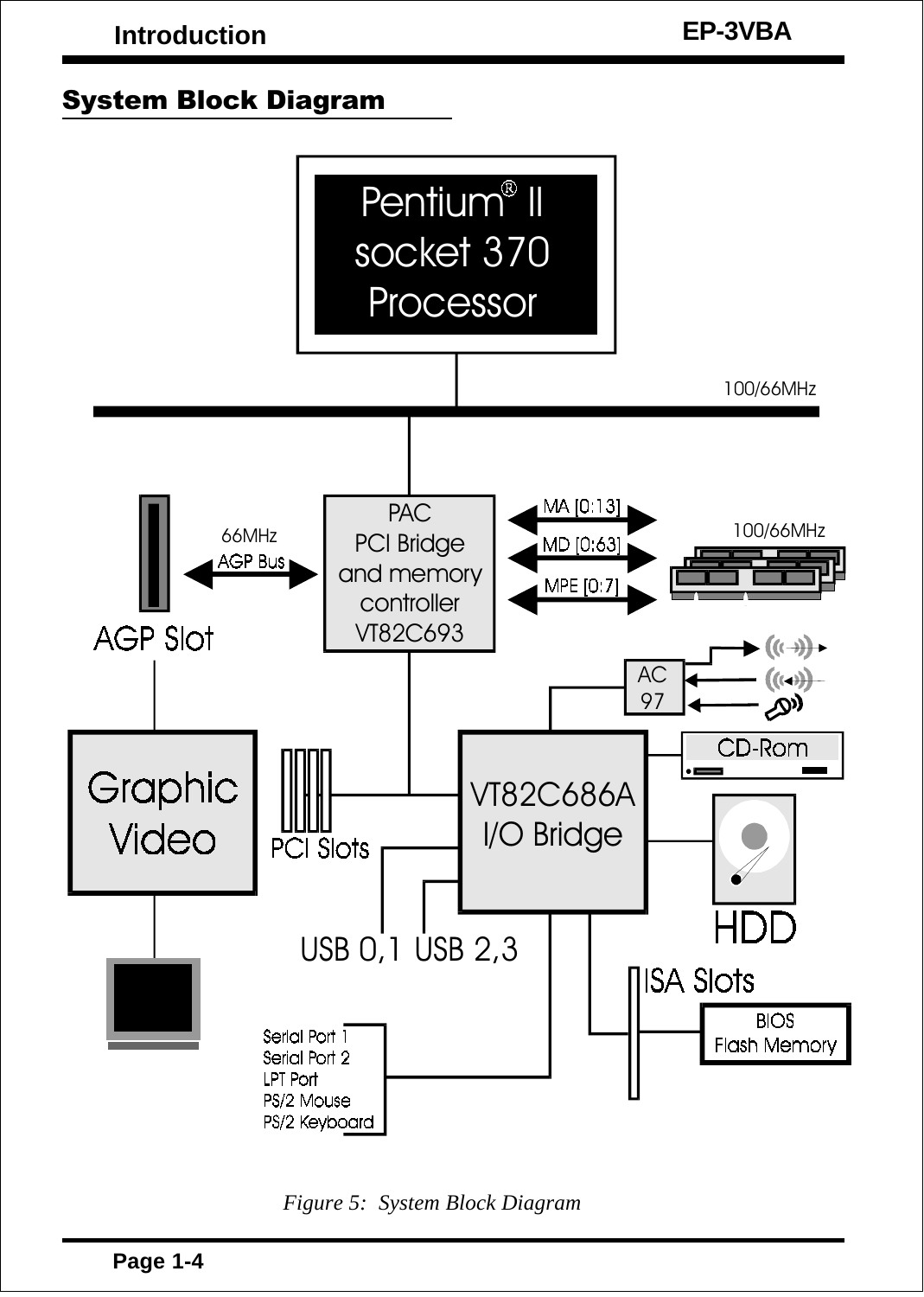## System Block Diagram

Pentium® II socket 370 Processor

100/66MHz

PAC PCI Bridge and memory controller VT82C693

66MHz AGP Bus

AGP Slot

MA [0:13]

MD [0:63]

MPE [0:7]

100/66MHz

AC 97

CD-Rom

Graphic Video

PCI Slots

VT82C686A I/O Bridge

HDD

USB 0,1 USB 2,3

ISA Slots

BIOS Flash Memory

Serial Port 1
Serial Port 2
LPT Port
PS/2 Mouse
PS/2 Keyboard

*Figure 5: System Block Diagram*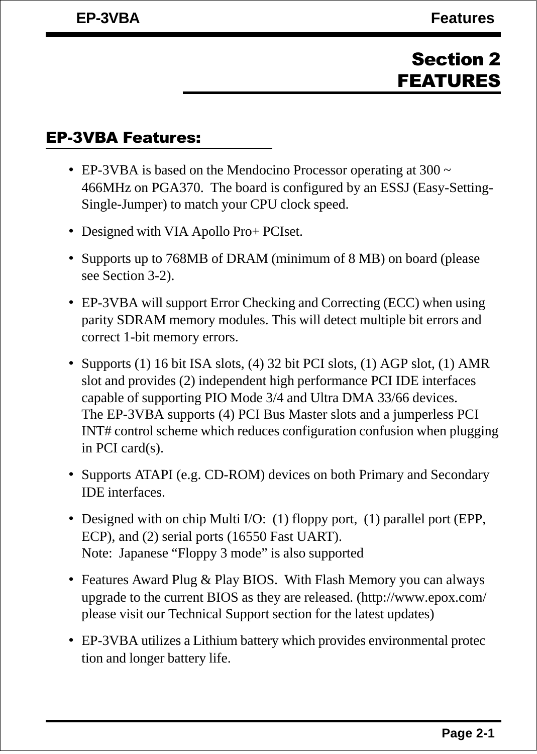# Section 2
# FEATURES

## EP-3VBA Features:

- EP-3VBA is based on the Mendocino Processor operating at 300 ~ 466MHz on PGA370. The board is configured by an ESSJ (Easy-Setting-Single-Jumper) to match your CPU clock speed.
- Designed with VIA Apollo Pro+ PCIset.
- Supports up to 768MB of DRAM (minimum of 8 MB) on board (please see Section 3-2).
- EP-3VBA will support Error Checking and Correcting (ECC) when using parity SDRAM memory modules. This will detect multiple bit errors and correct 1-bit memory errors.
- Supports (1) 16 bit ISA slots, (4) 32 bit PCI slots, (1) AGP slot, (1) AMR slot and provides (2) independent high performance PCI IDE interfaces capable of supporting PIO Mode 3/4 and Ultra DMA 33/66 devices.
  The EP-3VBA supports (4) PCI Bus Master slots and a jumperless PCI INT# control scheme which reduces configuration confusion when plugging in PCI card(s).
- Supports ATAPI (e.g. CD-ROM) devices on both Primary and Secondary IDE interfaces.
- Designed with on chip Multi I/O: (1) floppy port, (1) parallel port (EPP, ECP), and (2) serial ports (16550 Fast UART).
  Note: Japanese “Floppy 3 mode” is also supported
- Features Award Plug & Play BIOS. With Flash Memory you can always upgrade to the current BIOS as they are released. (http://www.epox.com/ please visit our Technical Support section for the latest updates)
- EP-3VBA utilizes a Lithium battery which provides environmental protec tion and longer battery life.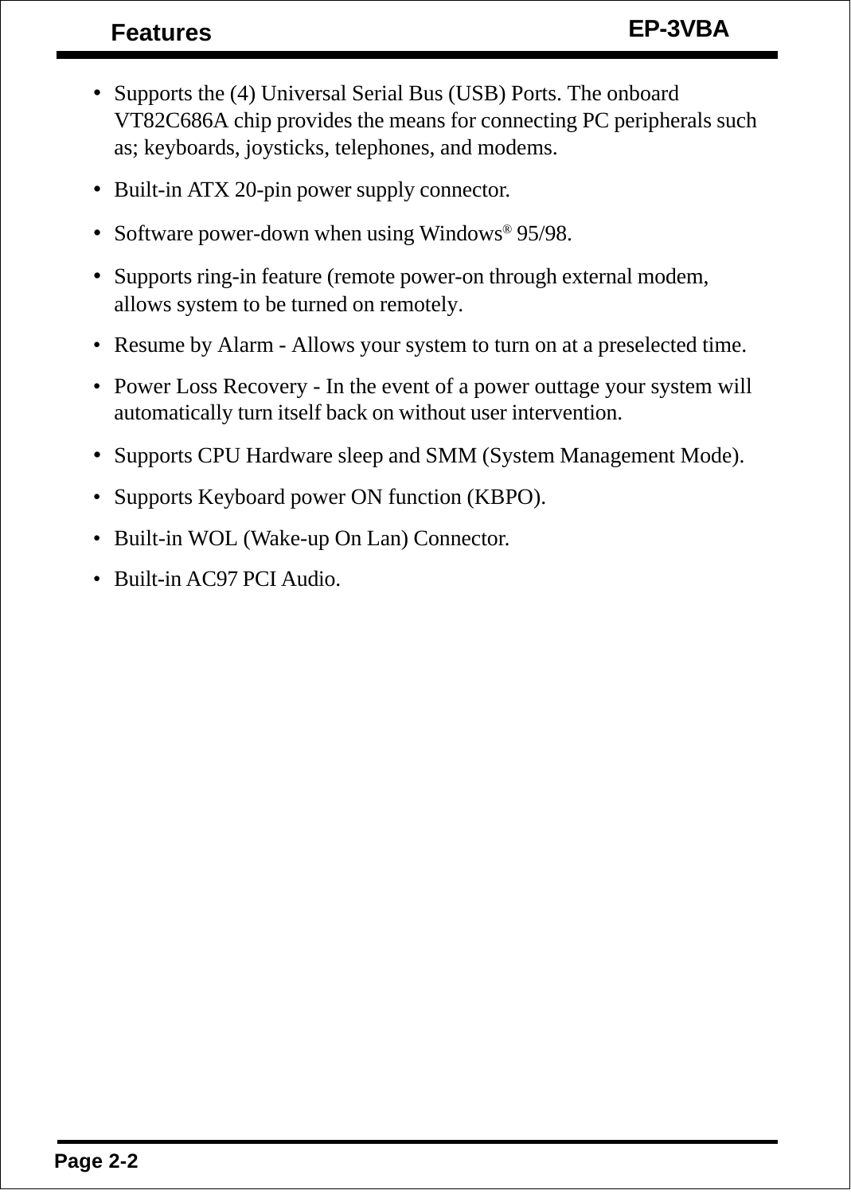- Supports the (4) Universal Serial Bus (USB) Ports. The onboard VT82C686A chip provides the means for connecting PC peripherals such as; keyboards, joysticks, telephones, and modems.
- Built-in ATX 20-pin power supply connector.
- Software power-down when using Windows® 95/98.
- Supports ring-in feature (remote power-on through external modem, allows system to be turned on remotely.
- Resume by Alarm - Allows your system to turn on at a preselected time.
- Power Loss Recovery - In the event of a power outtage your system will automatically turn itself back on without user intervention.
- Supports CPU Hardware sleep and SMM (System Management Mode).
- Supports Keyboard power ON function (KBPO).
- Built-in WOL (Wake-up On Lan) Connector.
- Built-in AC97 PCI Audio.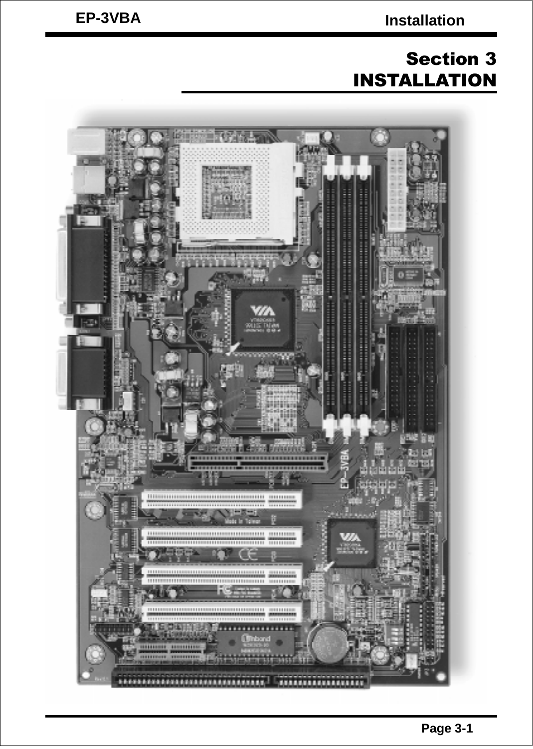# Section 3
# INSTALLATION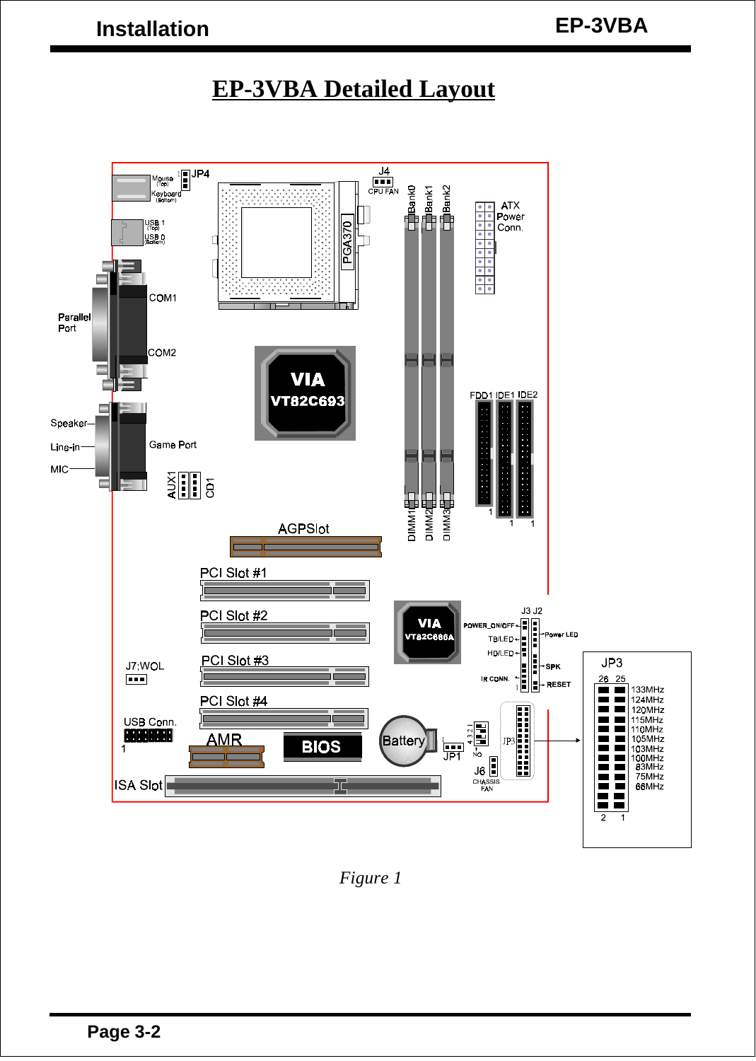# EP-3VBA Detailed Layout

*Figure 1*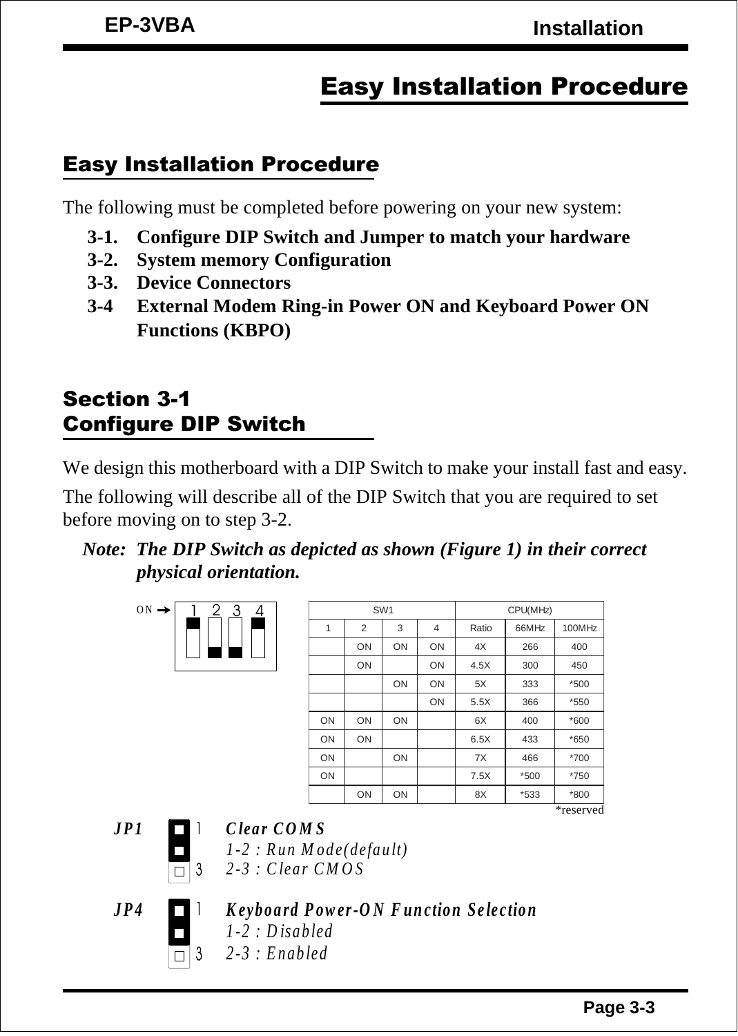# Easy Installation Procedure

## Easy Installation Procedure

The following must be completed before powering on your new system:

**3-1. Configure DIP Switch and Jumper to match your hardware**
**3-2. System memory Configuration**
**3-3. Device Connectors**
**3-4 External Modem Ring-in Power ON and Keyboard Power ON Functions (KBPO)**

## Section 3-1
## Configure DIP Switch

We design this motherboard with a DIP Switch to make your install fast and easy.

The following will describe all of the DIP Switch that you are required to set before moving on to step 3-2.

***Note: The DIP Switch as depicted as shown (Figure 1) in their correct physical orientation.***

ON → 1 2 3 4

| SW1 | | | | CPU(MHz) | | |
|---|---|---|---|---|---|---|
| 1 | 2 | 3 | 4 | Ratio | 66MHz | 100MHz |
| | ON | ON | ON | 4X | 266 | 400 |
| | ON | | ON | 4.5X | 300 | 450 |
| | | ON | ON | 5X | 333 | *500 |
| | | | ON | 5.5X | 366 | *550 |
| ON | ON | ON | | 6X | 400 | *600 |
| ON | ON | | | 6.5X | 433 | *650 |
| ON | | ON | | 7X | 466 | *700 |
| ON | | | | 7.5X | *500 | *750 |
| | ON | ON | | 8X | *533 | *800 |

*reserved

***JP1*** 1 / 3 ***Clear COMS***
*1-2 : Run Mode(default)*
*2-3 : Clear CMOS*

***JP4*** 1 / 3 ***Keyboard Power-ON Function Selection***
*1-2 : Disabled*
*2-3 : Enabled*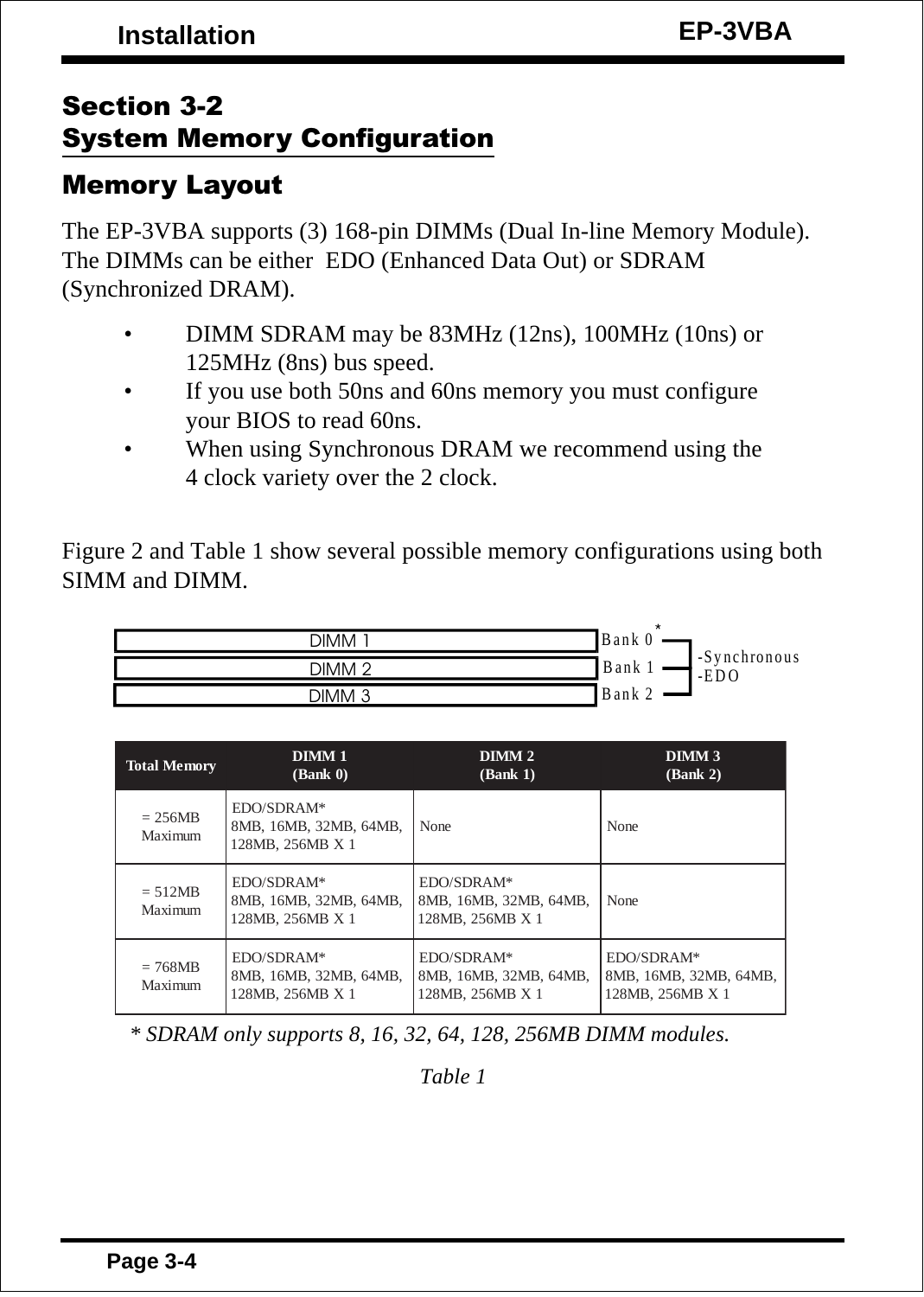## Section 3-2
## System Memory Configuration

### Memory Layout

The EP-3VBA supports (3) 168-pin DIMMs (Dual In-line Memory Module). The DIMMs can be either EDO (Enhanced Data Out) or SDRAM (Synchronized DRAM).

- DIMM SDRAM may be 83MHz (12ns), 100MHz (10ns) or 125MHz (8ns) bus speed.
- If you use both 50ns and 60ns memory you must configure your BIOS to read 60ns.
- When using Synchronous DRAM we recommend using the 4 clock variety over the 2 clock.

Figure 2 and Table 1 show several possible memory configurations using both SIMM and DIMM.

| | | |
|---|---|---|
| DIMM 1 | Bank 0* | -Synchronous -EDO |
| DIMM 2 | Bank 1 | |
| DIMM 3 | Bank 2 | |

| Total Memory | DIMM 1 (Bank 0) | DIMM 2 (Bank 1) | DIMM 3 (Bank 2) |
|---|---|---|---|
| = 256MB Maximum | EDO/SDRAM* 8MB, 16MB, 32MB, 64MB, 128MB, 256MB X 1 | None | None |
| = 512MB Maximum | EDO/SDRAM* 8MB, 16MB, 32MB, 64MB, 128MB, 256MB X 1 | EDO/SDRAM* 8MB, 16MB, 32MB, 64MB, 128MB, 256MB X 1 | None |
| = 768MB Maximum | EDO/SDRAM* 8MB, 16MB, 32MB, 64MB, 128MB, 256MB X 1 | EDO/SDRAM* 8MB, 16MB, 32MB, 64MB, 128MB, 256MB X 1 | EDO/SDRAM* 8MB, 16MB, 32MB, 64MB, 128MB, 256MB X 1 |

*\* SDRAM only supports 8, 16, 32, 64, 128, 256MB DIMM modules.*

*Table 1*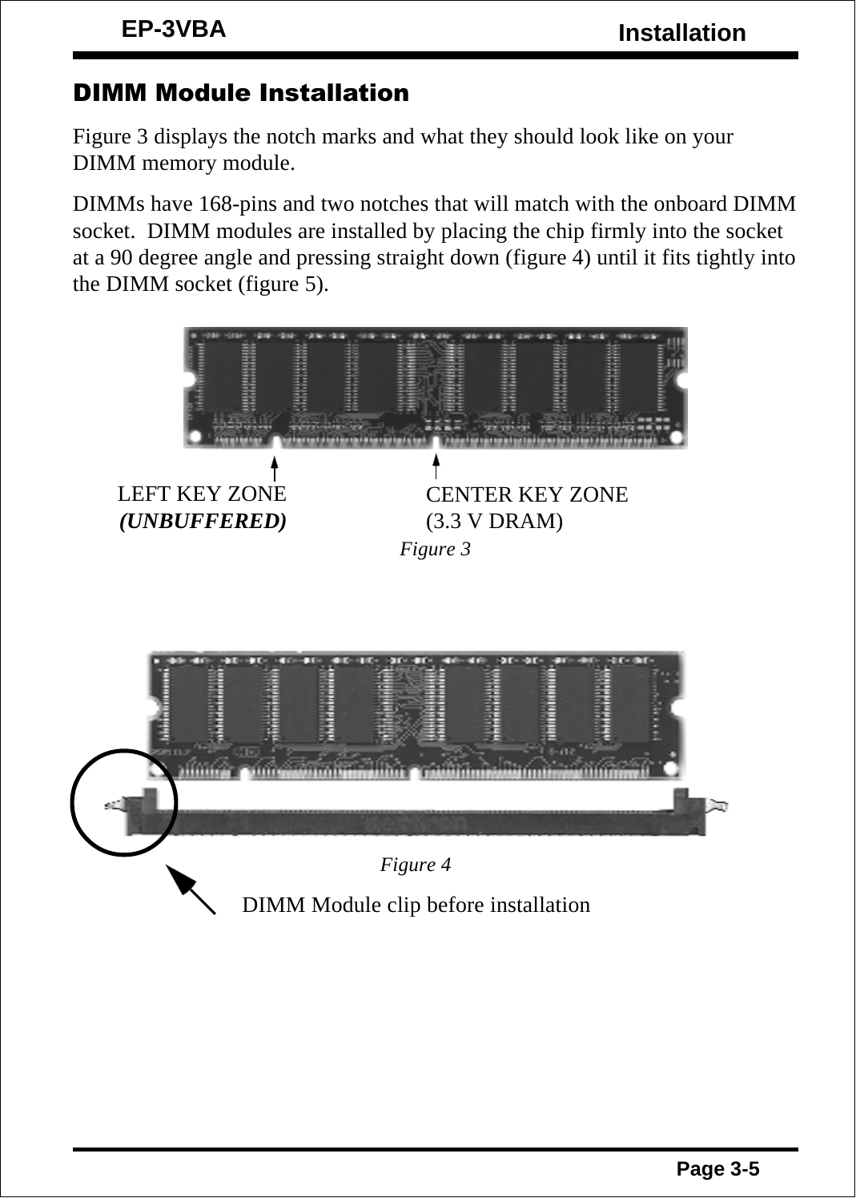## DIMM Module Installation

Figure 3 displays the notch marks and what they should look like on your DIMM memory module.

DIMMs have 168-pins and two notches that will match with the onboard DIMM socket. DIMM modules are installed by placing the chip firmly into the socket at a 90 degree angle and pressing straight down (figure 4) until it fits tightly into the DIMM socket (figure 5).

LEFT KEY ZONE
***(UNBUFFERED)***

CENTER KEY ZONE
(3.3 V DRAM)

*Figure 3*

*Figure 4*

DIMM Module clip before installation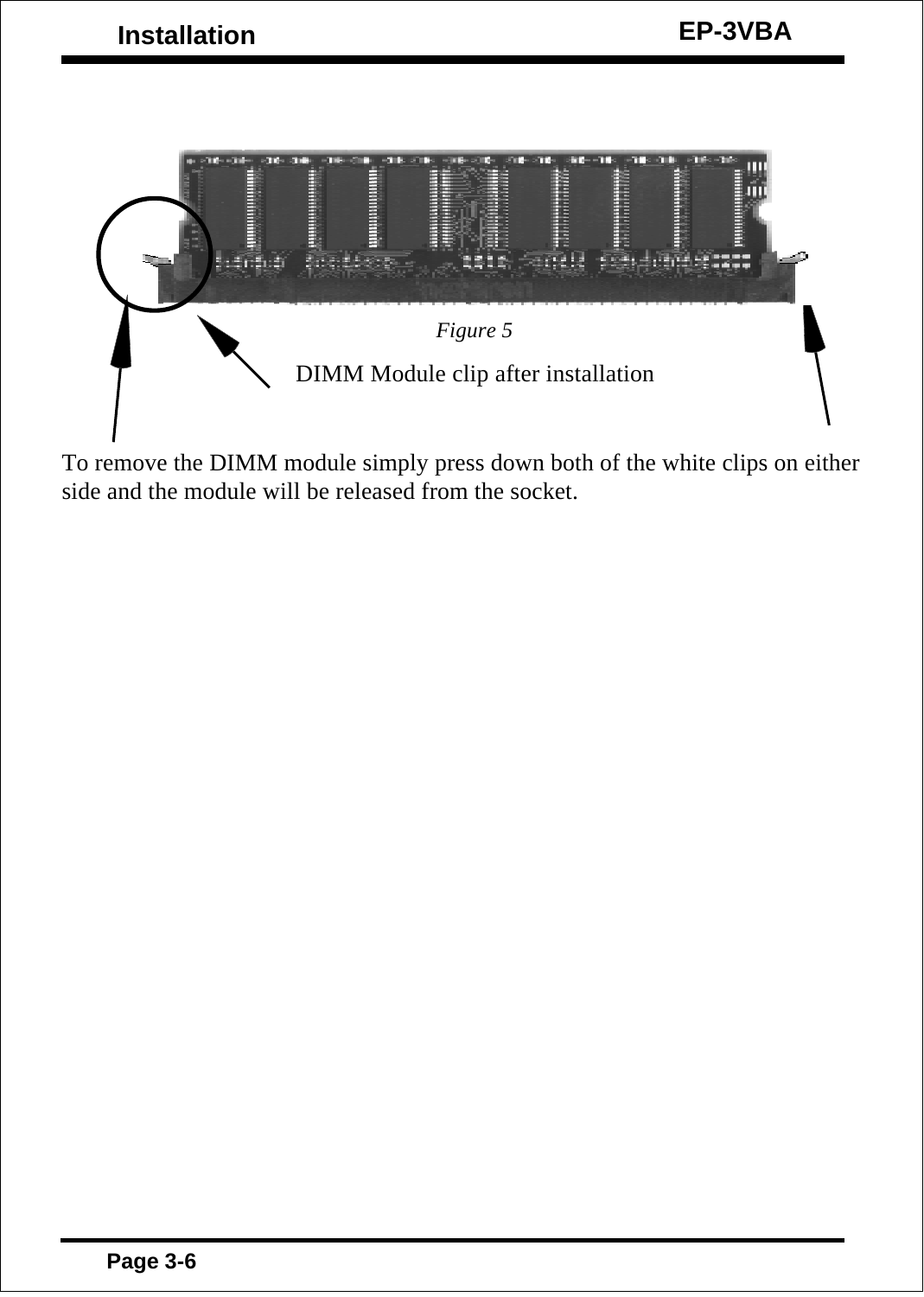*Figure 5*

DIMM Module clip after installation

To remove the DIMM module simply press down both of the white clips on either side and the module will be released from the socket.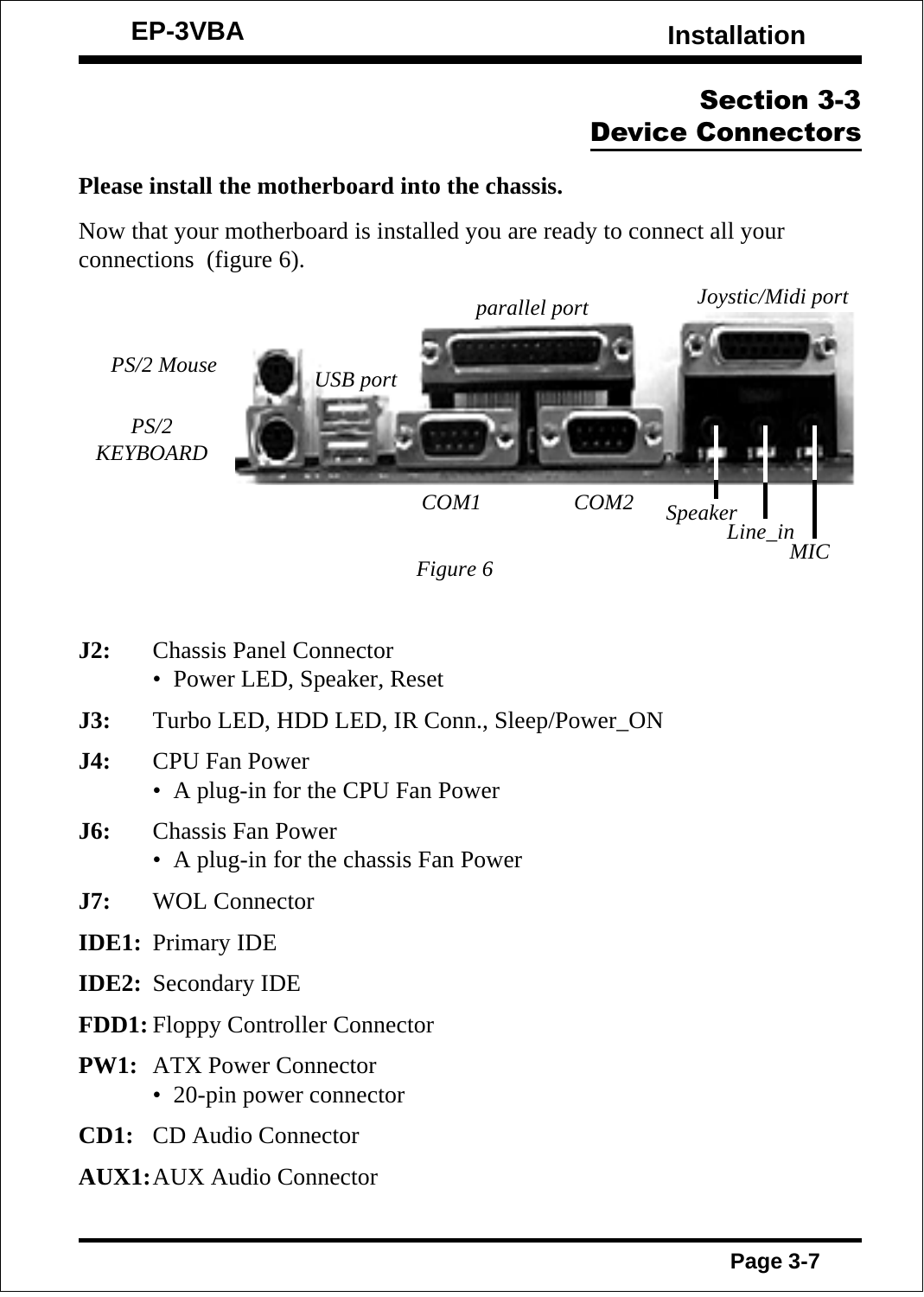## Section 3-3
## Device Connectors

**Please install the motherboard into the chassis.**

Now that your motherboard is installed you are ready to connect all your connections (figure 6).

*PS/2 Mouse*  *USB port*  *parallel port*  *Joystic/Midi port*

*PS/2 KEYBOARD*

*COM1*  *COM2*  *Speaker*  *Line_in*  *MIC*

*Figure 6*

**J2:** Chassis Panel Connector
- Power LED, Speaker, Reset

**J3:** Turbo LED, HDD LED, IR Conn., Sleep/Power_ON

**J4:** CPU Fan Power
- A plug-in for the CPU Fan Power

**J6:** Chassis Fan Power
- A plug-in for the chassis Fan Power

**J7:** WOL Connector

**IDE1:** Primary IDE

**IDE2:** Secondary IDE

**FDD1:** Floppy Controller Connector

**PW1:** ATX Power Connector
- 20-pin power connector

**CD1:** CD Audio Connector

**AUX1:** AUX Audio Connector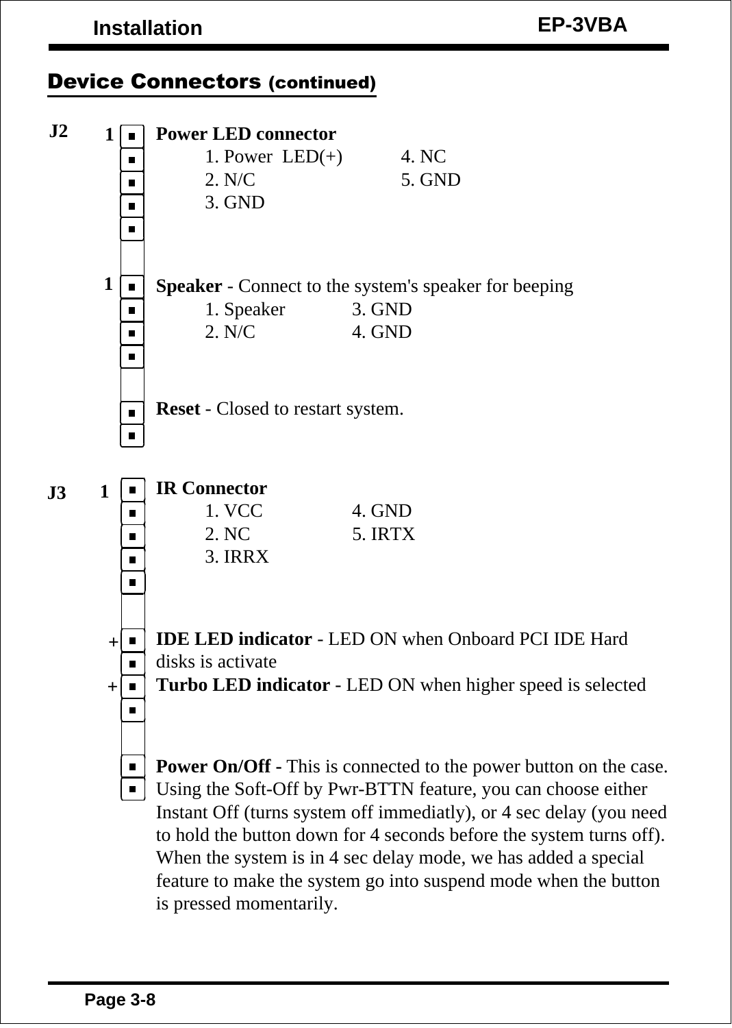## Device Connectors (continued)

**J2**

**Power LED connector**

| | |
|---|---|
| 1. Power LED(+) | 4. NC |
| 2. N/C | 5. GND |
| 3. GND | |

**Speaker** - Connect to the system's speaker for beeping

| | |
|---|---|
| 1. Speaker | 3. GND |
| 2. N/C | 4. GND |

**Reset** - Closed to restart system.

**J3**

**IR Connector**

| | |
|---|---|
| 1. VCC | 4. GND |
| 2. NC | 5. IRTX |
| 3. IRRX | |

**IDE LED indicator** - LED ON when Onboard PCI IDE Hard disks is activate

**Turbo LED indicator** - LED ON when higher speed is selected

**Power On/Off -** This is connected to the power button on the case. Using the Soft-Off by Pwr-BTTN feature, you can choose either Instant Off (turns system off immediatly), or 4 sec delay (you need to hold the button down for 4 seconds before the system turns off). When the system is in 4 sec delay mode, we has added a special feature to make the system go into suspend mode when the button is pressed momentarily.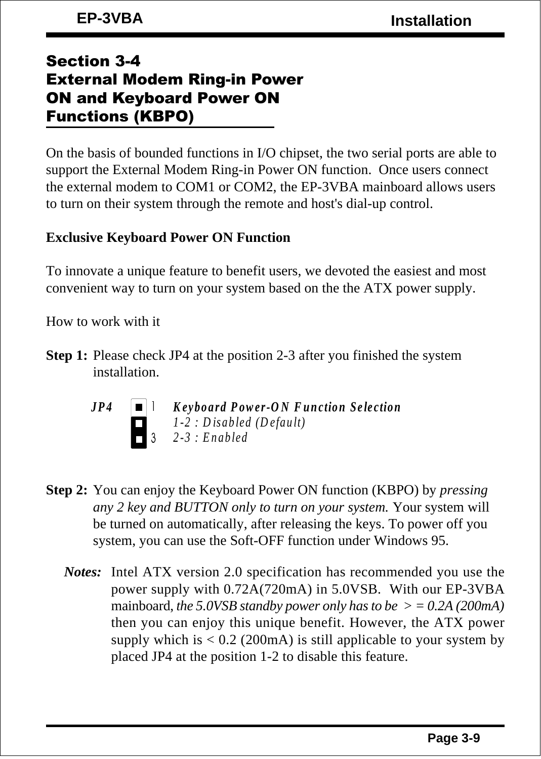## Section 3-4
## External Modem Ring-in Power ON and Keyboard Power ON Functions (KBPO)

On the basis of bounded functions in I/O chipset, the two serial ports are able to support the External Modem Ring-in Power ON function. Once users connect the external modem to COM1 or COM2, the EP-3VBA mainboard allows users to turn on their system through the remote and host's dial-up control.

**Exclusive Keyboard Power ON Function**

To innovate a unique feature to benefit users, we devoted the easiest and most convenient way to turn on your system based on the the ATX power supply.

How to work with it

**Step 1:** Please check JP4 at the position 2-3 after you finished the system installation.

*JP4*

***Keyboard Power-ON Function Selection***
*1-2 : Disabled (Default)*
*2-3 : Enabled*

**Step 2:** You can enjoy the Keyboard Power ON function (KBPO) by *pressing any 2 key and BUTTON only to turn on your system.* Your system will be turned on automatically, after releasing the keys. To power off you system, you can use the Soft-OFF function under Windows 95.

***Notes:*** Intel ATX version 2.0 specification has recommended you use the power supply with 0.72A(720mA) in 5.0VSB. With our EP-3VBA mainboard, *the 5.0VSB standby power only has to be > = 0.2A (200mA)* then you can enjoy this unique benefit. However, the ATX power supply which is < 0.2 (200mA) is still applicable to your system by placed JP4 at the position 1-2 to disable this feature.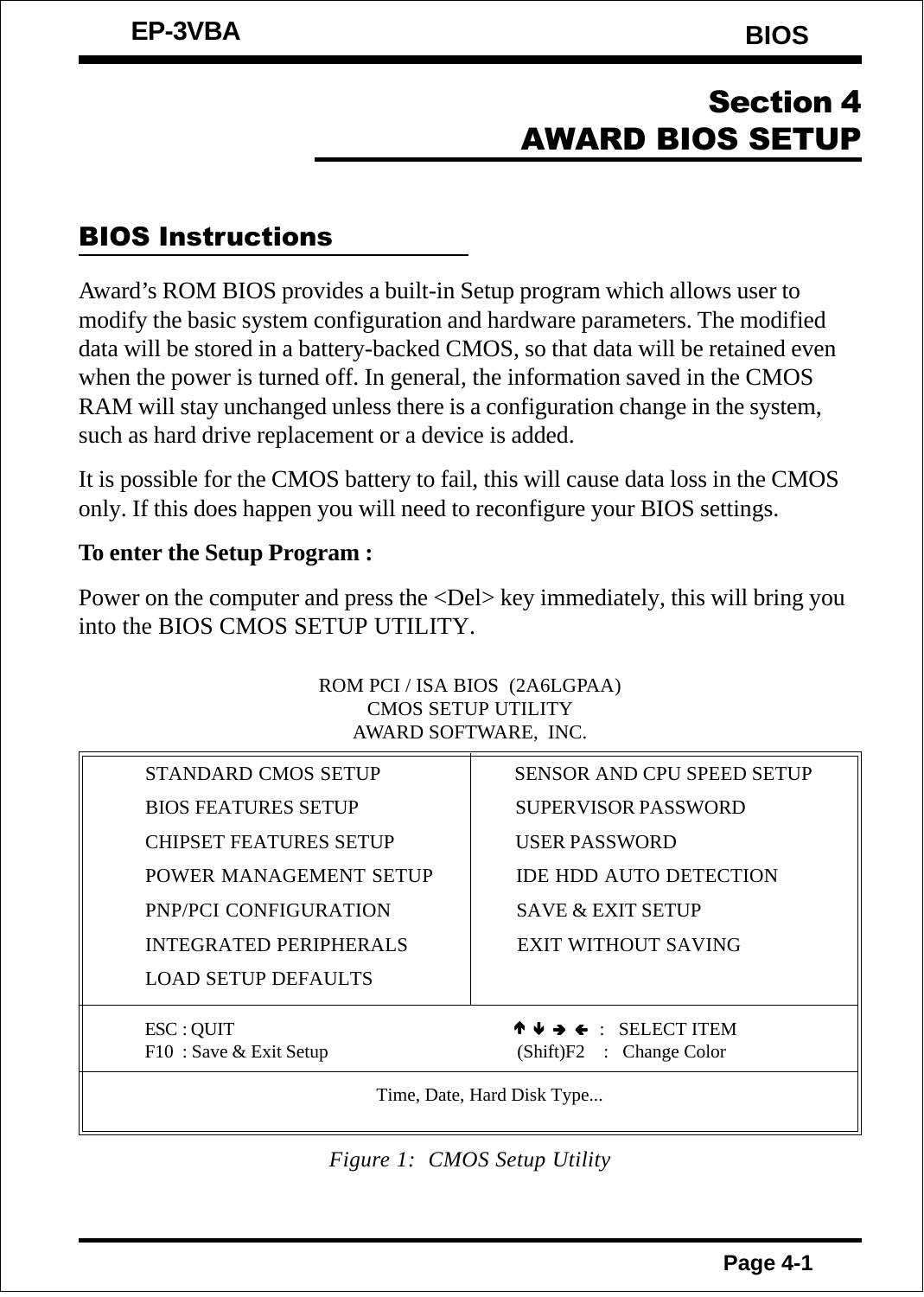# Section 4
# AWARD BIOS SETUP

## BIOS Instructions

Award's ROM BIOS provides a built-in Setup program which allows user to modify the basic system configuration and hardware parameters. The modified data will be stored in a battery-backed CMOS, so that data will be retained even when the power is turned off. In general, the information saved in the CMOS RAM will stay unchanged unless there is a configuration change in the system, such as hard drive replacement or a device is added.

It is possible for the CMOS battery to fail, this will cause data loss in the CMOS only. If this does happen you will need to reconfigure your BIOS settings.

**To enter the Setup Program :**

Power on the computer and press the <Del> key immediately, this will bring you into the BIOS CMOS SETUP UTILITY.

```
                 ROM PCI / ISA BIOS  (2A6LGPAA)
                       CMOS SETUP UTILITY
                     AWARD SOFTWARE,  INC.

  STANDARD CMOS SETUP              SENSOR AND CPU SPEED SETUP
  BIOS FEATURES SETUP              SUPERVISOR PASSWORD
  CHIPSET FEATURES SETUP           USER PASSWORD
  POWER MANAGEMENT SETUP           IDE HDD AUTO DETECTION
  PNP/PCI CONFIGURATION            SAVE & EXIT SETUP
  INTEGRATED PERIPHERALS           EXIT WITHOUT SAVING
  LOAD SETUP DEFAULTS

  ESC : QUIT                       ↑ ↓ → ←  :   SELECT ITEM
  F10  : Save & Exit Setup         (Shift)F2    :   Change Color

                     Time, Date, Hard Disk Type...
```

*Figure 1:  CMOS Setup Utility*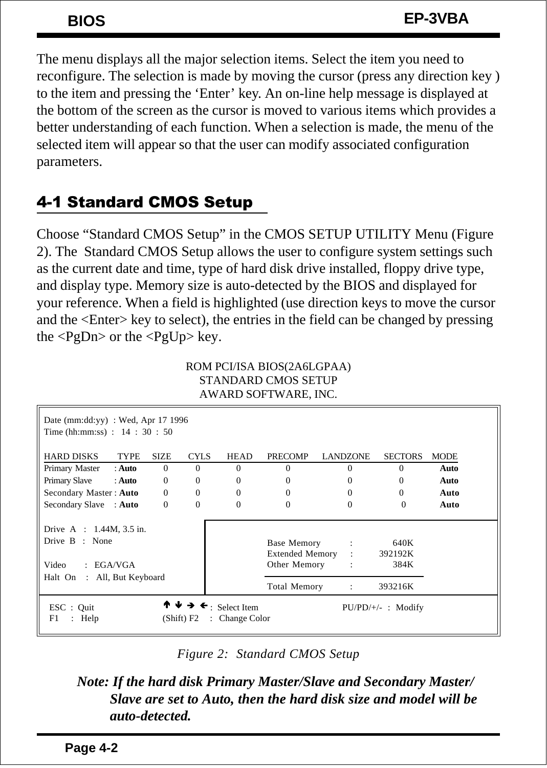The menu displays all the major selection items. Select the item you need to reconfigure. The selection is made by moving the cursor (press any direction key ) to the item and pressing the 'Enter' key. An on-line help message is displayed at the bottom of the screen as the cursor is moved to various items which provides a better understanding of each function. When a selection is made, the menu of the selected item will appear so that the user can modify associated configuration parameters.

## 4-1 Standard CMOS Setup

Choose "Standard CMOS Setup" in the CMOS SETUP UTILITY Menu (Figure 2). The Standard CMOS Setup allows the user to configure system settings such as the current date and time, type of hard disk drive installed, floppy drive type, and display type. Memory size is auto-detected by the BIOS and displayed for your reference. When a field is highlighted (use direction keys to move the cursor and the <Enter> key to select), the entries in the field can be changed by pressing the <PgDn> or the <PgUp> key.

```
                    ROM PCI/ISA BIOS(2A6LGPAA)
                       STANDARD CMOS SETUP
                       AWARD SOFTWARE, INC.

Date (mm:dd:yy)  : Wed, Apr 17 1996
Time (hh:mm:ss)  :  14 : 30 : 50

HARD DISKS          TYPE   SIZE  CYLS  HEAD  PRECOMP  LANDZONE  SECTORS  MODE
Primary Master    : Auto    0     0     0       0        0         0     Auto
Primary Slave     : Auto    0     0     0       0        0         0     Auto
Secondary Master  : Auto    0     0     0       0        0         0     Auto
Secondary Slave   : Auto    0     0     0       0        0         0     Auto

Drive A  :  1.44M, 3.5 in.
Drive B  :  None                        Base Memory      :      640K
                                        Extended Memory  :   392192K
Video    :  EGA/VGA                     Other Memory     :      384K
Halt On  :  All, But Keyboard
                                        Total Memory     :   393216K

ESC : Quit            ↑ ↓ → ← : Select Item        PU/PD/+/-  :  Modify
F1  : Help            (Shift) F2 : Change Color
```

*Figure 2: Standard CMOS Setup*

***Note: If the hard disk Primary Master/Slave and Secondary Master/ Slave are set to Auto, then the hard disk size and model will be auto-detected.***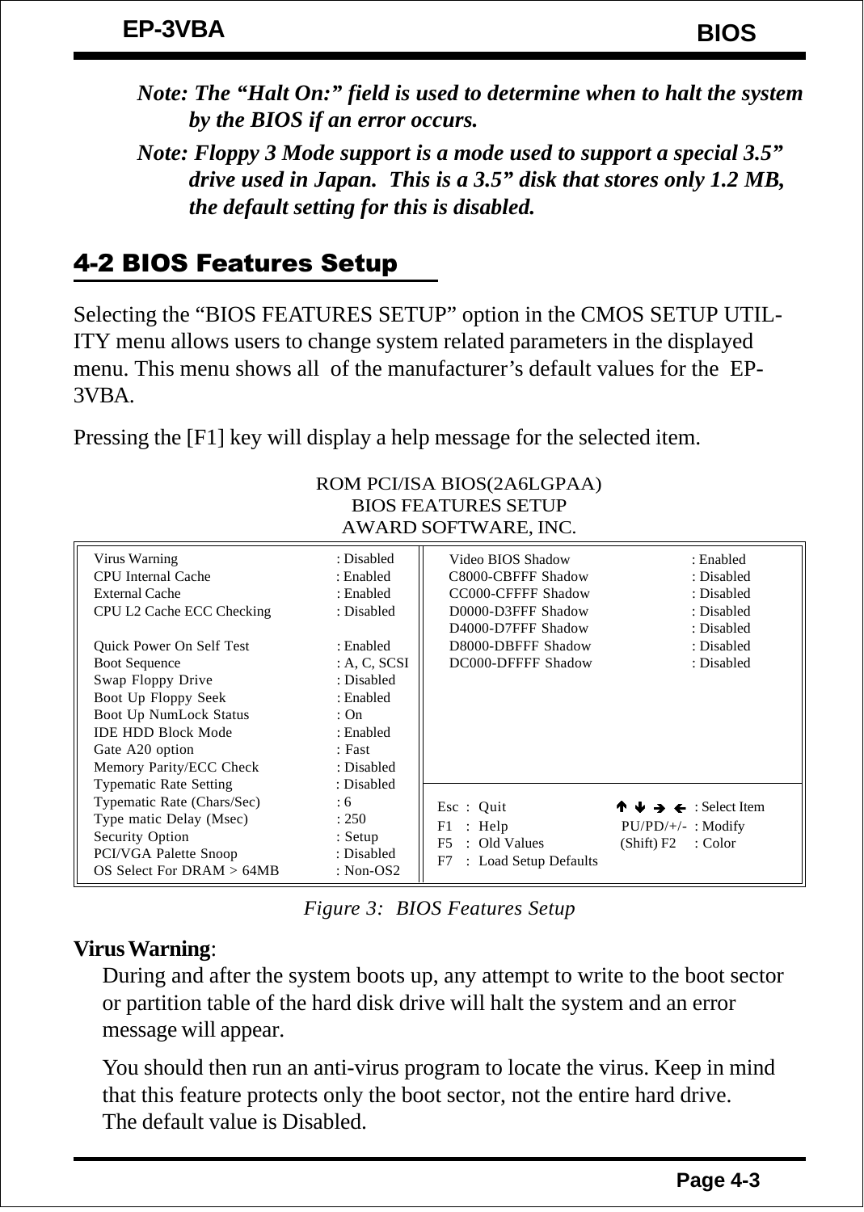*Note: The "Halt On:" field is used to determine when to halt the system by the BIOS if an error occurs.*

*Note: Floppy 3 Mode support is a mode used to support a special 3.5" drive used in Japan. This is a 3.5" disk that stores only 1.2 MB, the default setting for this is disabled.*

## 4-2 BIOS Features Setup

Selecting the "BIOS FEATURES SETUP" option in the CMOS SETUP UTILITY menu allows users to change system related parameters in the displayed menu. This menu shows all of the manufacturer's default values for the EP-3VBA.

Pressing the [F1] key will display a help message for the selected item.

```
                     ROM PCI/ISA BIOS(2A6LGPAA)
                       BIOS FEATURES SETUP
                      AWARD SOFTWARE, INC.

Virus Warning                : Disabled     Video BIOS Shadow        : Enabled
CPU Internal Cache           : Enabled      C8000-CBFFF Shadow       : Disabled
External Cache               : Enabled      CC000-CFFFF Shadow       : Disabled
CPU L2 Cache ECC Checking    : Disabled     D0000-D3FFF Shadow       : Disabled
                                            D4000-D7FFF Shadow       : Disabled
Quick Power On Self Test     : Enabled      D8000-DBFFF Shadow       : Disabled
Boot Sequence                : A, C, SCSI   DC000-DFFFF Shadow       : Disabled
Swap Floppy Drive            : Disabled
Boot Up Floppy Seek          : Enabled
Boot Up NumLock Status       : On
IDE HDD Block Mode           : Enabled
Gate A20 option              : Fast
Memory Parity/ECC Check      : Disabled
Typematic Rate Setting       : Disabled     Esc : Quit              ↑ ↓ → ← : Select Item
Typematic Rate (Chars/Sec)   : 6            F1  : Help              PU/PD/+/- : Modify
Type matic Delay (Msec)      : 250          F5  : Old Values        (Shift) F2 : Color
Security Option              : Setup        F7  : Load Setup Defaults
PCI/VGA Palette Snoop        : Disabled
OS Select For DRAM > 64MB    : Non-OS2
```

*Figure 3: BIOS Features Setup*

**Virus Warning**:

During and after the system boots up, any attempt to write to the boot sector or partition table of the hard disk drive will halt the system and an error message will appear.

You should then run an anti-virus program to locate the virus. Keep in mind that this feature protects only the boot sector, not the entire hard drive. The default value is Disabled.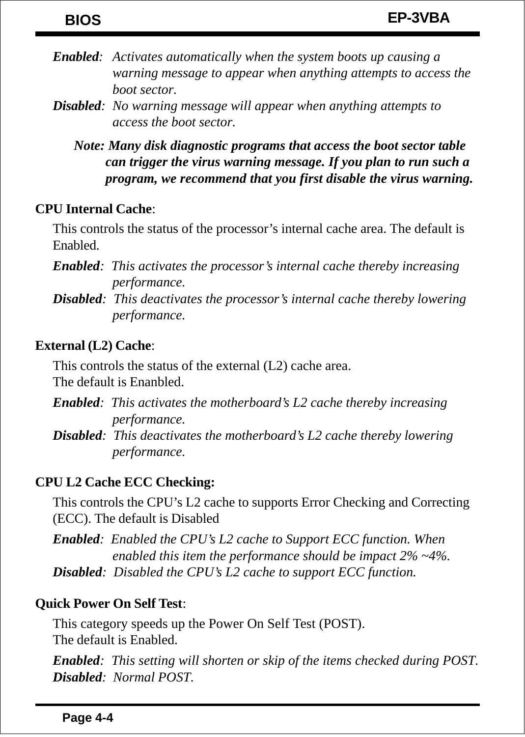*Enabled*: *Activates automatically when the system boots up causing a warning message to appear when anything attempts to access the boot sector.*
*Disabled*: *No warning message will appear when anything attempts to access the boot sector.*

> ***Note: Many disk diagnostic programs that access the boot sector table can trigger the virus warning message. If you plan to run such a program, we recommend that you first disable the virus warning.***

**CPU Internal Cache**:

This controls the status of the processor's internal cache area. The default is Enabled.

*Enabled*: *This activates the processor's internal cache thereby increasing performance.*
*Disabled*: *This deactivates the processor's internal cache thereby lowering performance.*

**External (L2) Cache**:

This controls the status of the external (L2) cache area.
The default is Enanbled.

*Enabled*: *This activates the motherboard's L2 cache thereby increasing performance.*
*Disabled*: *This deactivates the motherboard's L2 cache thereby lowering performance.*

**CPU L2 Cache ECC Checking:**

This controls the CPU's L2 cache to supports Error Checking and Correcting (ECC). The default is Disabled

*Enabled*: *Enabled the CPU's L2 cache to Support ECC function. When enabled this item the performance should be impact 2% ~4%.*
*Disabled*: *Disabled the CPU's L2 cache to support ECC function.*

**Quick Power On Self Test**:

This category speeds up the Power On Self Test (POST).
The default is Enabled.

*Enabled*: *This setting will shorten or skip of the items checked during POST.*
*Disabled*: *Normal POST.*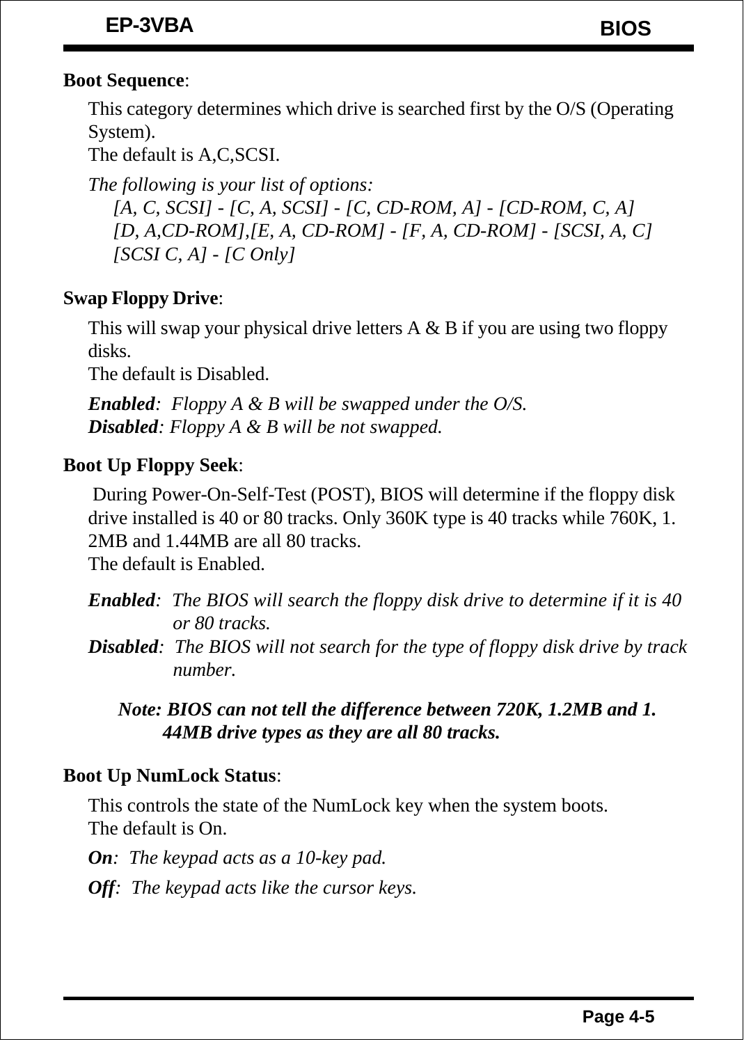**Boot Sequence**:

This category determines which drive is searched first by the O/S (Operating System).
The default is A,C,SCSI.

*The following is your list of options:*
*[A, C, SCSI] - [C, A, SCSI] - [C, CD-ROM, A] - [CD-ROM, C, A]*
*[D, A,CD-ROM],[E, A, CD-ROM] - [F, A, CD-ROM] - [SCSI, A, C]*
*[SCSI C, A] - [C Only]*

**Swap Floppy Drive**:

This will swap your physical drive letters A & B if you are using two floppy disks.
The default is Disabled.

***Enabled***: *Floppy A & B will be swapped under the O/S.*
***Disabled***: *Floppy A & B will be not swapped.*

**Boot Up Floppy Seek**:

During Power-On-Self-Test (POST), BIOS will determine if the floppy disk drive installed is 40 or 80 tracks. Only 360K type is 40 tracks while 760K, 1.2MB and 1.44MB are all 80 tracks.
The default is Enabled.

***Enabled***: *The BIOS will search the floppy disk drive to determine if it is 40 or 80 tracks.*
***Disabled***: *The BIOS will not search for the type of floppy disk drive by track number.*

***Note: BIOS can not tell the difference between 720K, 1.2MB and 1.44MB drive types as they are all 80 tracks.***

**Boot Up NumLock Status**:

This controls the state of the NumLock key when the system boots.
The default is On.

***On***: *The keypad acts as a 10-key pad.*

***Off***: *The keypad acts like the cursor keys.*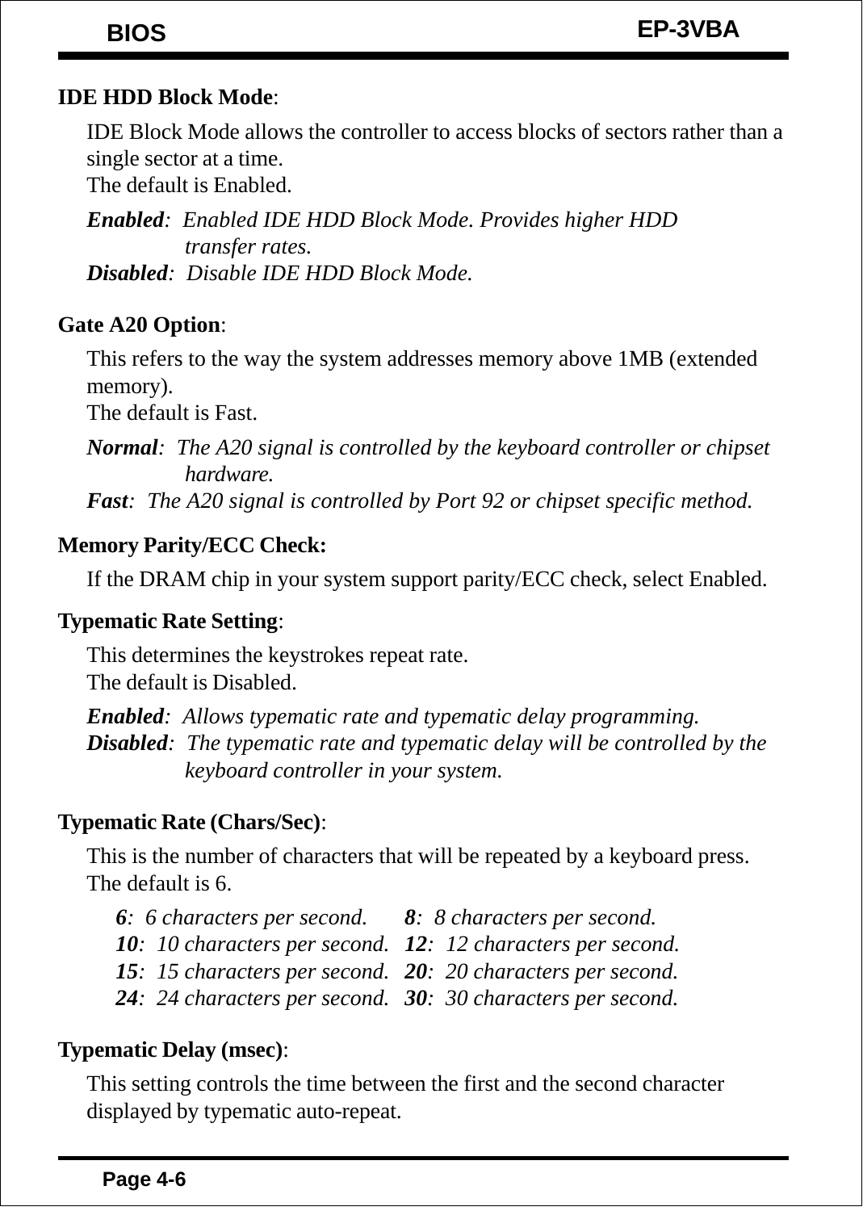**IDE HDD Block Mode**:

IDE Block Mode allows the controller to access blocks of sectors rather than a single sector at a time.
The default is Enabled.

***Enabled***: *Enabled IDE HDD Block Mode. Provides higher HDD transfer rates.*
***Disabled***: *Disable IDE HDD Block Mode.*

**Gate A20 Option**:

This refers to the way the system addresses memory above 1MB (extended memory).
The default is Fast.

***Normal***: *The A20 signal is controlled by the keyboard controller or chipset hardware.*
***Fast***: *The A20 signal is controlled by Port 92 or chipset specific method.*

**Memory Parity/ECC Check:**

If the DRAM chip in your system support parity/ECC check, select Enabled.

**Typematic Rate Setting**:

This determines the keystrokes repeat rate.
The default is Disabled.

***Enabled***: *Allows typematic rate and typematic delay programming.*
***Disabled***: *The typematic rate and typematic delay will be controlled by the keyboard controller in your system.*

**Typematic Rate (Chars/Sec)**:

This is the number of characters that will be repeated by a keyboard press.
The default is 6.

***6***: *6 characters per second.*
***8***: *8 characters per second.*
***10***: *10 characters per second.*
***12***: *12 characters per second.*
***15***: *15 characters per second.*
***20***: *20 characters per second.*
***24***: *24 characters per second.*
***30***: *30 characters per second.*

**Typematic Delay (msec)**:

This setting controls the time between the first and the second character displayed by typematic auto-repeat.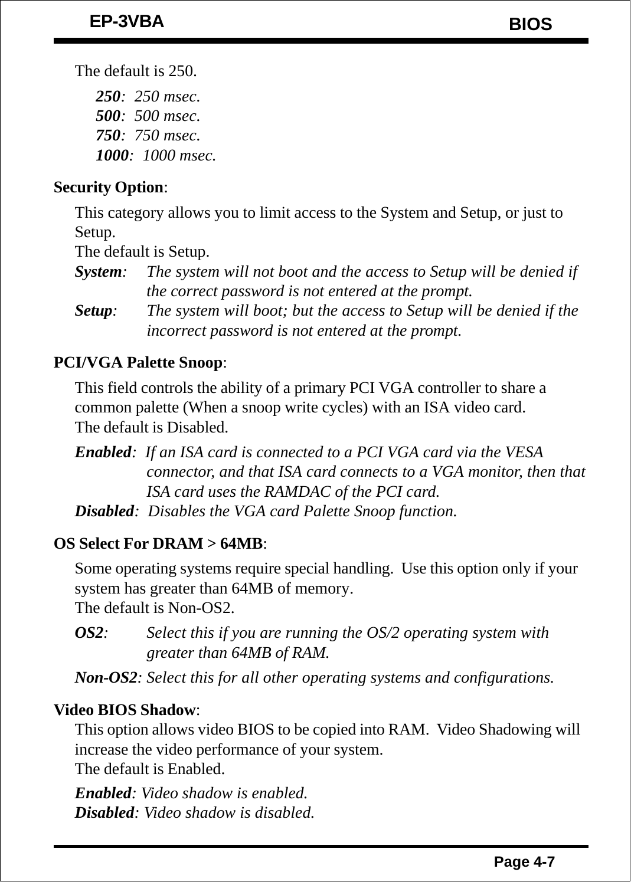The default is 250.

*__250__: 250 msec.*
*__500__: 500 msec.*
*__750__: 750 msec.*
*__1000__: 1000 msec.*

**Security Option**:

This category allows you to limit access to the System and Setup, or just to Setup.
The default is Setup.

***System***: *The system will not boot and the access to Setup will be denied if the correct password is not entered at the prompt.*
***Setup***: *The system will boot; but the access to Setup will be denied if the incorrect password is not entered at the prompt.*

**PCI/VGA Palette Snoop**:

This field controls the ability of a primary PCI VGA controller to share a common palette (When a snoop write cycles) with an ISA video card.
The default is Disabled.

***Enabled***: *If an ISA card is connected to a PCI VGA card via the VESA connector, and that ISA card connects to a VGA monitor, then that ISA card uses the RAMDAC of the PCI card.*
***Disabled***: *Disables the VGA card Palette Snoop function.*

**OS Select For DRAM > 64MB**:

Some operating systems require special handling. Use this option only if your system has greater than 64MB of memory.
The default is Non-OS2.

***OS2***: *Select this if you are running the OS/2 operating system with greater than 64MB of RAM.*

***Non-OS2***: *Select this for all other operating systems and configurations.*

**Video BIOS Shadow**:

This option allows video BIOS to be copied into RAM. Video Shadowing will increase the video performance of your system.
The default is Enabled.

***Enabled***: *Video shadow is enabled.*
***Disabled***: *Video shadow is disabled.*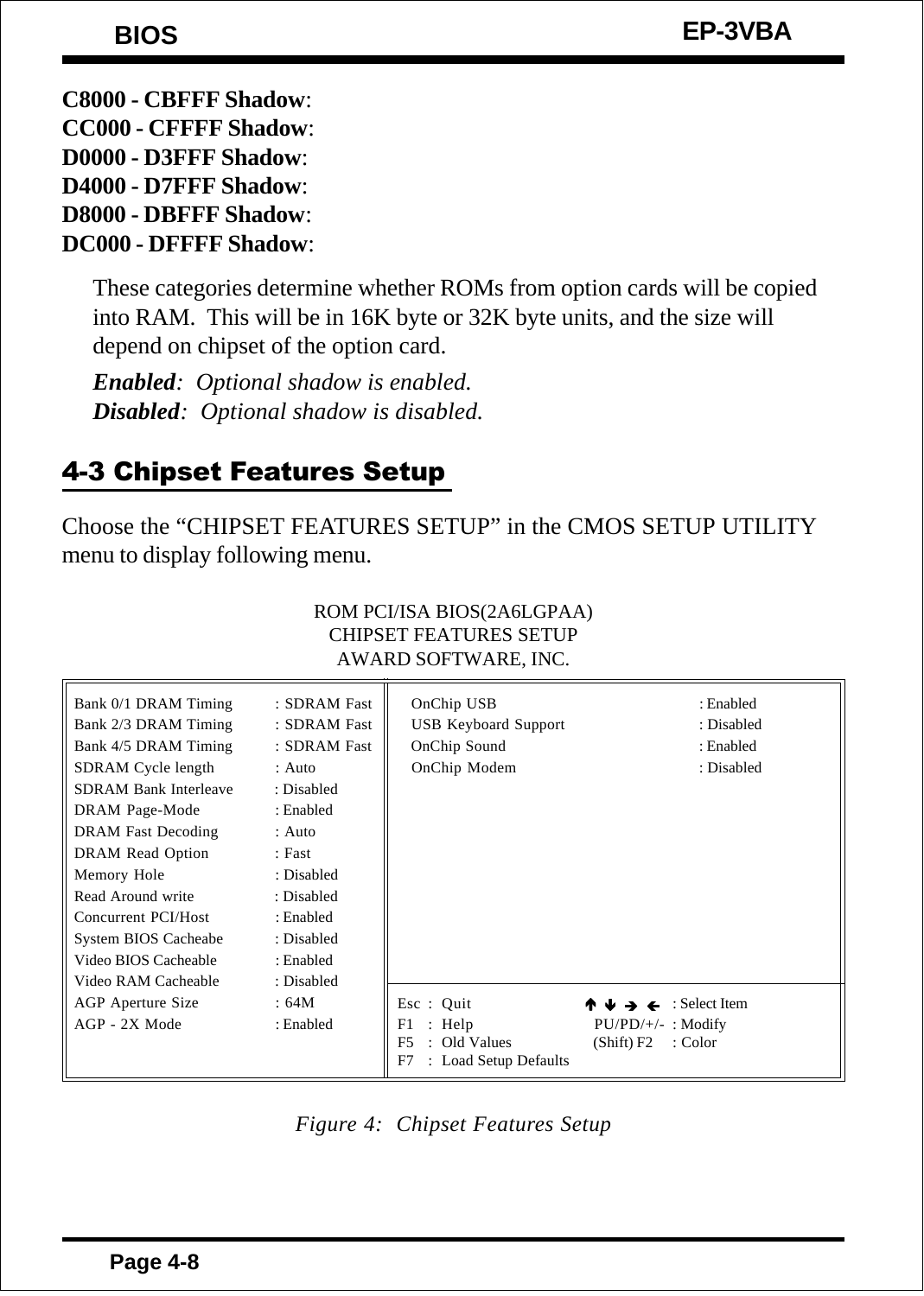**C8000 - CBFFF Shadow**:
**CC000 - CFFFF Shadow**:
**D0000 - D3FFF Shadow**:
**D4000 - D7FFF Shadow**:
**D8000 - DBFFF Shadow**:
**DC000 - DFFFF Shadow**:

These categories determine whether ROMs from option cards will be copied into RAM. This will be in 16K byte or 32K byte units, and the size will depend on chipset of the option card.

***Enabled***: *Optional shadow is enabled.*
***Disabled***: *Optional shadow is disabled.*

## 4-3 Chipset Features Setup

Choose the “CHIPSET FEATURES SETUP” in the CMOS SETUP UTILITY menu to display following menu.

```
                         ROM PCI/ISA BIOS(2A6LGPAA)
                          CHIPSET FEATURES SETUP
                           AWARD SOFTWARE, INC.

Bank 0/1 DRAM Timing   : SDRAM Fast   OnChip USB             : Enabled
Bank 2/3 DRAM Timing   : SDRAM Fast   USB Keyboard Support   : Disabled
Bank 4/5 DRAM Timing   : SDRAM Fast   OnChip Sound           : Enabled
SDRAM Cycle length     : Auto         OnChip Modem           : Disabled
SDRAM Bank Interleave  : Disabled
DRAM Page-Mode         : Enabled
DRAM Fast Decoding     : Auto
DRAM Read Option       : Fast
Memory Hole            : Disabled
Read Around write      : Disabled
Concurrent PCI/Host    : Enabled
System BIOS Cacheabe   : Disabled
Video BIOS Cacheable   : Enabled
Video RAM Cacheable    : Disabled     Esc : Quit          ↑ ↓ → ←   : Select Item
AGP Aperture Size      : 64M          F1  : Help          PU/PD/+/- : Modify
AGP - 2X Mode          : Enabled      F5  : Old Values    (Shift) F2 : Color
                                      F7  : Load Setup Defaults
```

*Figure 4: Chipset Features Setup*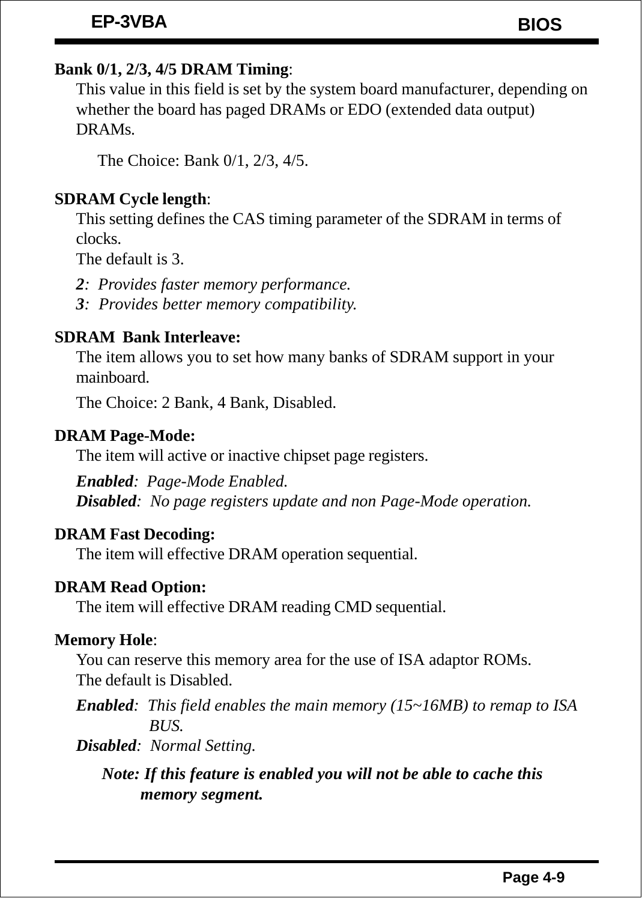**Bank 0/1, 2/3, 4/5 DRAM Timing**:

This value in this field is set by the system board manufacturer, depending on whether the board has paged DRAMs or EDO (extended data output) DRAMs.

The Choice: Bank 0/1, 2/3, 4/5.

**SDRAM Cycle length**:

This setting defines the CAS timing parameter of the SDRAM in terms of clocks.
The default is 3.

***2***: *Provides faster memory performance.*
***3***: *Provides better memory compatibility.*

**SDRAM Bank Interleave:**

The item allows you to set how many banks of SDRAM support in your mainboard.

The Choice: 2 Bank, 4 Bank, Disabled.

**DRAM Page-Mode:**

The item will active or inactive chipset page registers.

***Enabled***: *Page-Mode Enabled.*
***Disabled***: *No page registers update and non Page-Mode operation.*

**DRAM Fast Decoding:**

The item will effective DRAM operation sequential.

**DRAM Read Option:**

The item will effective DRAM reading CMD sequential.

**Memory Hole**:

You can reserve this memory area for the use of ISA adaptor ROMs.
The default is Disabled.

***Enabled***: *This field enables the main memory (15~16MB) to remap to ISA BUS.*
***Disabled***: *Normal Setting.*

***Note: If this feature is enabled you will not be able to cache this memory segment.***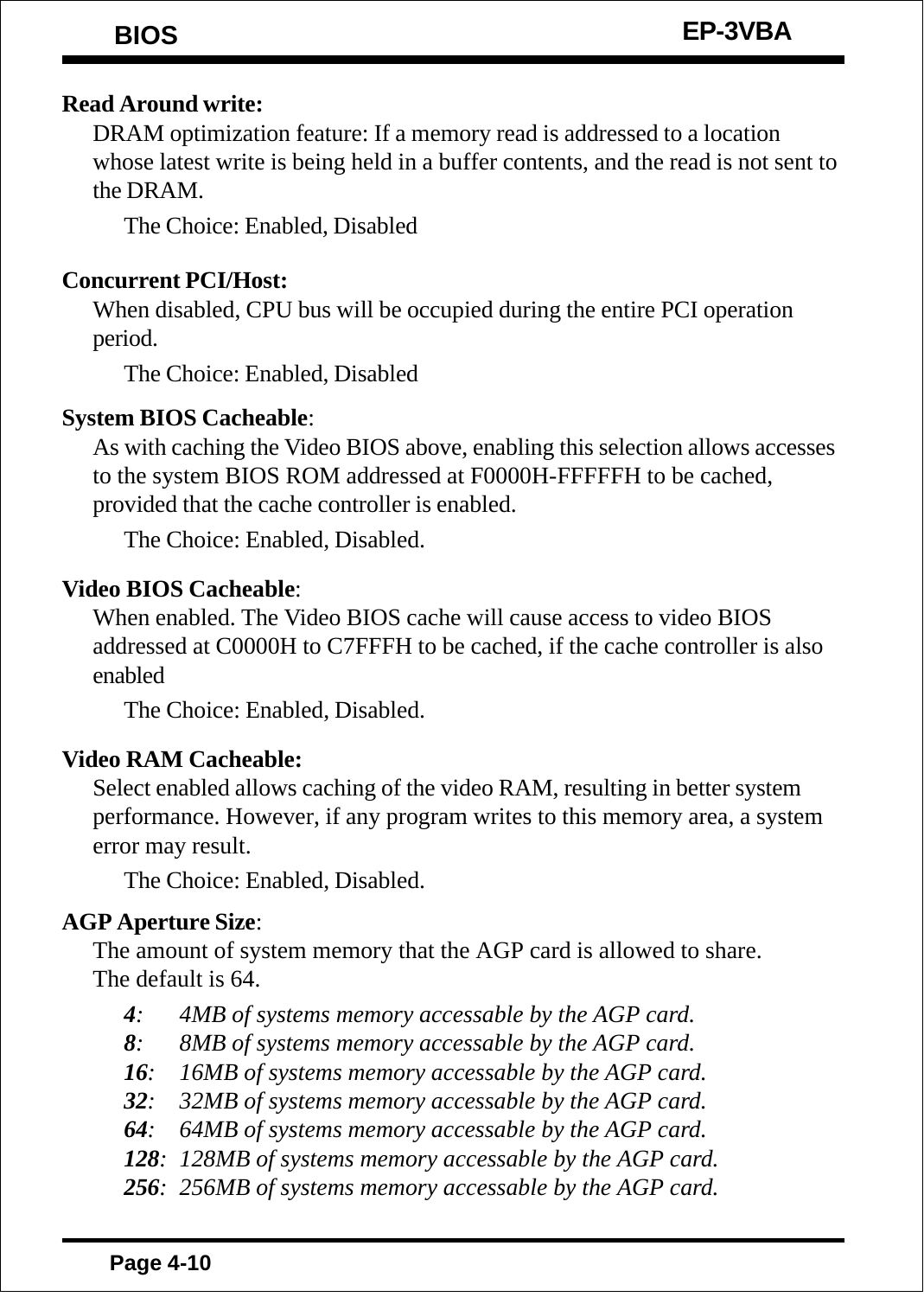**Read Around write:**

DRAM optimization feature: If a memory read is addressed to a location whose latest write is being held in a buffer contents, and the read is not sent to the DRAM.

The Choice: Enabled, Disabled

**Concurrent PCI/Host:**

When disabled, CPU bus will be occupied during the entire PCI operation period.

The Choice: Enabled, Disabled

**System BIOS Cacheable**:

As with caching the Video BIOS above, enabling this selection allows accesses to the system BIOS ROM addressed at F0000H-FFFFFH to be cached, provided that the cache controller is enabled.

The Choice: Enabled, Disabled.

**Video BIOS Cacheable**:

When enabled. The Video BIOS cache will cause access to video BIOS addressed at C0000H to C7FFFH to be cached, if the cache controller is also enabled

The Choice: Enabled, Disabled.

**Video RAM Cacheable:**

Select enabled allows caching of the video RAM, resulting in better system performance. However, if any program writes to this memory area, a system error may result.

The Choice: Enabled, Disabled.

**AGP Aperture Size**:

The amount of system memory that the AGP card is allowed to share.
The default is 64.

***4***: *4MB of systems memory accessable by the AGP card.*
***8***: *8MB of systems memory accessable by the AGP card.*
***16***: *16MB of systems memory accessable by the AGP card.*
***32***: *32MB of systems memory accessable by the AGP card.*
***64***: *64MB of systems memory accessable by the AGP card.*
***128***: *128MB of systems memory accessable by the AGP card.*
***256***: *256MB of systems memory accessable by the AGP card.*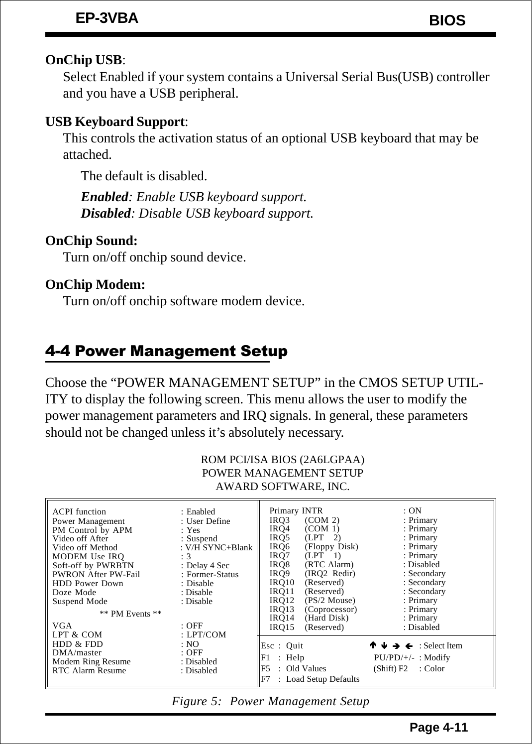**OnChip USB**:

Select Enabled if your system contains a Universal Serial Bus(USB) controller and you have a USB peripheral.

**USB Keyboard Support**:

This controls the activation status of an optional USB keyboard that may be attached.

The default is disabled.

***Enabled****: Enable USB keyboard support.*
***Disabled****: Disable USB keyboard support.*

**OnChip Sound:**

Turn on/off onchip sound device.

**OnChip Modem:**

Turn on/off onchip software modem device.

## 4-4 Power Management Setup

Choose the "POWER MANAGEMENT SETUP" in the CMOS SETUP UTILITY to display the following screen. This menu allows the user to modify the power management parameters and IRQ signals. In general, these parameters should not be changed unless it's absolutely necessary.

```
                    ROM PCI/ISA BIOS (2A6LGPAA)
                     POWER MANAGEMENT SETUP
                      AWARD SOFTWARE, INC.

ACPI function          : Enabled             Primary INTR                 : ON
Power Management       : User Define         IRQ3    (COM 2)              : Primary
PM Control by APM      : Yes                 IRQ4    (COM 1)              : Primary
Video off After        : Suspend             IRQ5    (LPT  2)             : Primary
Video off Method       : V/H SYNC+Blank      IRQ6    (Floppy Disk)        : Primary
MODEM Use IRQ          : 3                   IRQ7    (LPT  1)             : Primary
Soft-off by PWRBTN     : Delay 4 Sec         IRQ8    (RTC Alarm)          : Disabled
PWRON After PW-Fail    : Former-Status       IRQ9    (IRQ2 Redir)         : Secondary
HDD Power Down         : Disable             IRQ10   (Reserved)           : Secondary
Doze Mode              : Disable             IRQ11   (Reserved)           : Secondary
Suspend Mode           : Disable             IRQ12   (PS/2 Mouse)         : Primary
        ** PM Events **                      IRQ13   (Coprocessor)        : Primary
                                             IRQ14   (Hard Disk)          : Primary
VGA                    : OFF                 IRQ15   (Reserved)           : Disabled
LPT & COM              : LPT/COM
HDD & FDD              : NO                  Esc : Quit          ↑ ↓ → ←  : Select Item
DMA/master             : OFF                 F1  : Help          PU/PD/+/- : Modify
Modem Ring Resume      : Disabled            F5  : Old Values    (Shift) F2 : Color
RTC Alarm Resume       : Disabled            F7  : Load Setup Defaults
```

*Figure 5: Power Management Setup*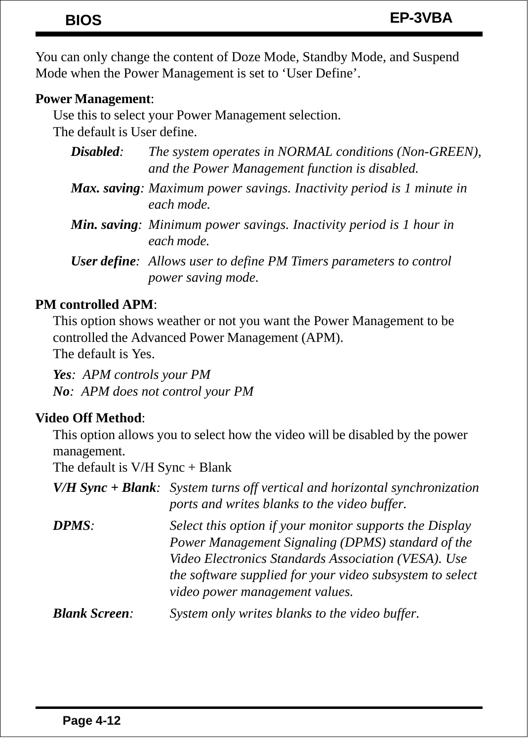You can only change the content of Doze Mode, Standby Mode, and Suspend Mode when the Power Management is set to 'User Define'.

**Power Management**:

Use this to select your Power Management selection.
The default is User define.

- ***Disabled***: *The system operates in NORMAL conditions (Non-GREEN), and the Power Management function is disabled.*
- ***Max. saving***: *Maximum power savings. Inactivity period is 1 minute in each mode.*
- ***Min. saving***: *Minimum power savings. Inactivity period is 1 hour in each mode.*
- ***User define***: *Allows user to define PM Timers parameters to control power saving mode.*

**PM controlled APM**:

This option shows weather or not you want the Power Management to be controlled the Advanced Power Management (APM).
The default is Yes.

***Yes***: *APM controls your PM*
***No***: *APM does not control your PM*

**Video Off Method**:

This option allows you to select how the video will be disabled by the power management.
The default is V/H Sync + Blank

- ***V/H Sync + Blank***: *System turns off vertical and horizontal synchronization ports and writes blanks to the video buffer.*
- ***DPMS***: *Select this option if your monitor supports the Display Power Management Signaling (DPMS) standard of the Video Electronics Standards Association (VESA). Use the software supplied for your video subsystem to select video power management values.*
- ***Blank Screen***: *System only writes blanks to the video buffer.*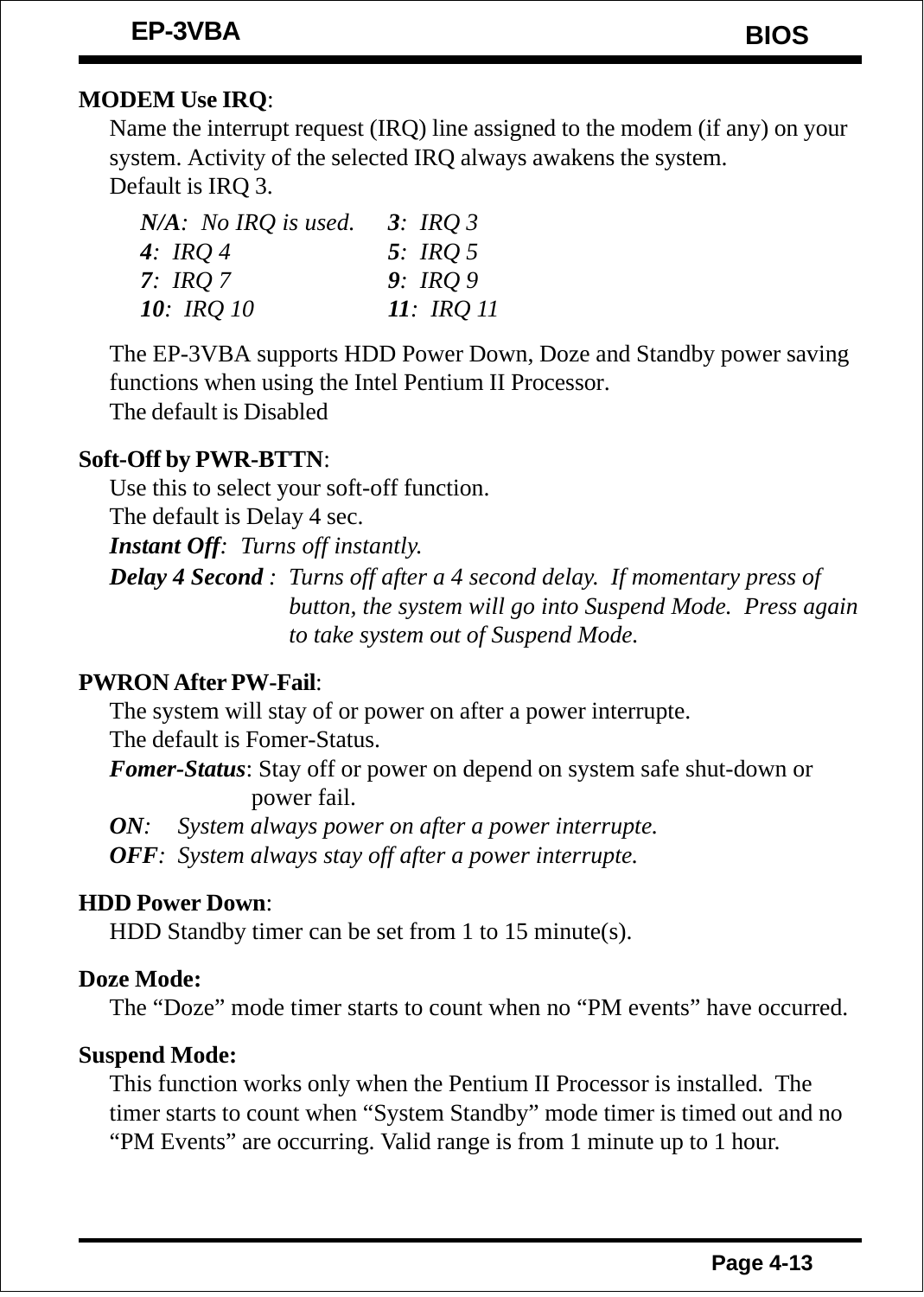**MODEM Use IRQ**:

Name the interrupt request (IRQ) line assigned to the modem (if any) on your system. Activity of the selected IRQ always awakens the system.
Default is IRQ 3.

| | |
|---|---|
| ***N/A***: *No IRQ is used.* | ***3***: *IRQ 3* |
| ***4***: *IRQ 4* | ***5***: *IRQ 5* |
| ***7***: *IRQ 7* | ***9***: *IRQ 9* |
| ***10***: *IRQ 10* | ***11***: *IRQ 11* |

The EP-3VBA supports HDD Power Down, Doze and Standby power saving functions when using the Intel Pentium II Processor.
The default is Disabled

**Soft-Off by PWR-BTTN**:

Use this to select your soft-off function.
The default is Delay 4 sec.

***Instant Off***: *Turns off instantly.*

***Delay 4 Second*** : *Turns off after a 4 second delay. If momentary press of button, the system will go into Suspend Mode. Press again to take system out of Suspend Mode.*

**PWRON After PW-Fail**:

The system will stay of or power on after a power interrupte.
The default is Fomer-Status.

***Fomer-Status***: Stay off or power on depend on system safe shut-down or power fail.

***ON***: *System always power on after a power interrupte.*

***OFF***: *System always stay off after a power interrupte.*

**HDD Power Down**:

HDD Standby timer can be set from 1 to 15 minute(s).

**Doze Mode:**

The “Doze” mode timer starts to count when no “PM events” have occurred.

**Suspend Mode:**

This function works only when the Pentium II Processor is installed. The timer starts to count when “System Standby” mode timer is timed out and no “PM Events” are occurring. Valid range is from 1 minute up to 1 hour.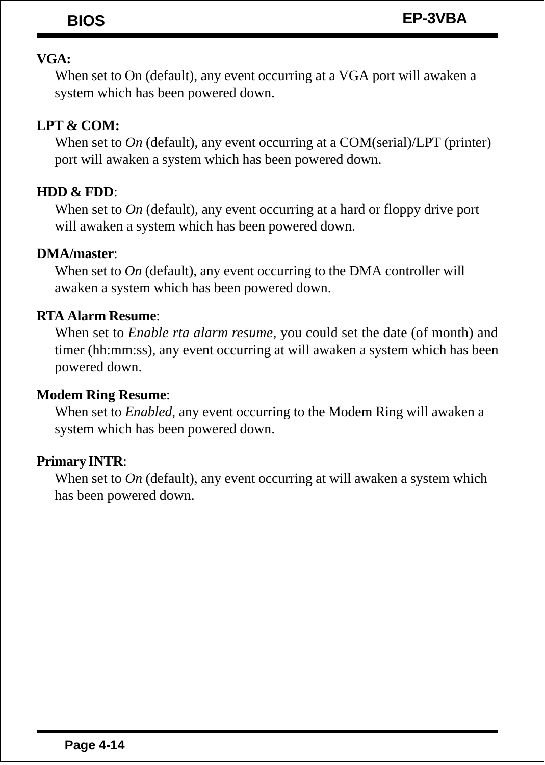**VGA:**

When set to On (default), any event occurring at a VGA port will awaken a system which has been powered down.

**LPT & COM:**

When set to *On* (default), any event occurring at a COM(serial)/LPT (printer) port will awaken a system which has been powered down.

**HDD & FDD**:

When set to *On* (default), any event occurring at a hard or floppy drive port will awaken a system which has been powered down.

**DMA/master**:

When set to *On* (default), any event occurring to the DMA controller will awaken a system which has been powered down.

**RTA Alarm Resume**:

When set to *Enable rta alarm resume*, you could set the date (of month) and timer (hh:mm:ss), any event occurring at will awaken a system which has been powered down.

**Modem Ring Resume**:

When set to *Enabled*, any event occurring to the Modem Ring will awaken a system which has been powered down.

**Primary INTR**:

When set to *On* (default), any event occurring at will awaken a system which has been powered down.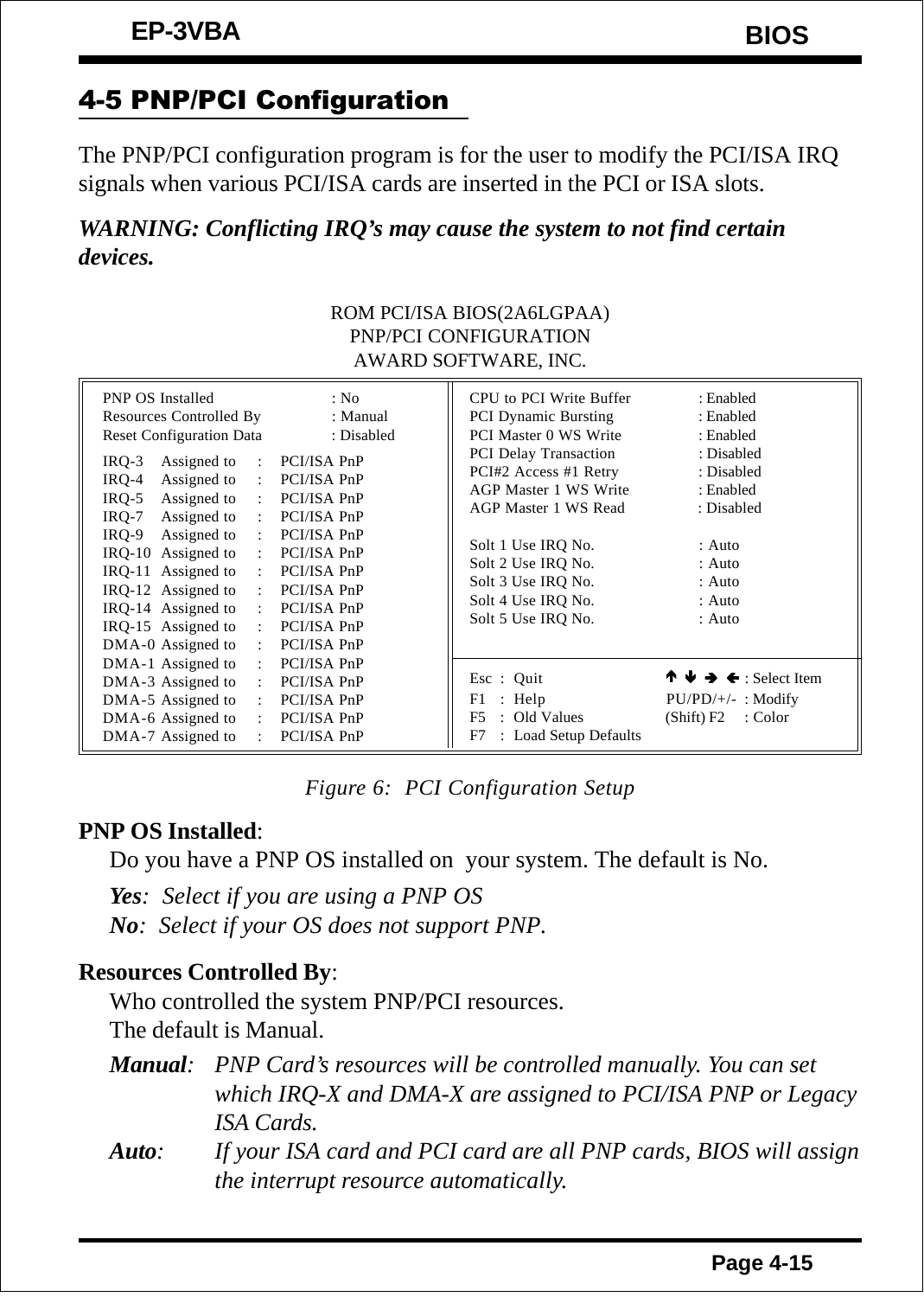## 4-5 PNP/PCI Configuration

The PNP/PCI configuration program is for the user to modify the PCI/ISA IRQ signals when various PCI/ISA cards are inserted in the PCI or ISA slots.

***WARNING: Conflicting IRQ's may cause the system to not find certain devices.***

```
                         ROM PCI/ISA BIOS(2A6LGPAA)
                          PNP/PCI CONFIGURATION
                          AWARD SOFTWARE, INC.

PNP OS Installed             : No          CPU to PCI Write Buffer    : Enabled
Resources Controlled By      : Manual      PCI Dynamic Bursting       : Enabled
Reset Configuration Data     : Disabled    PCI Master 0 WS Write      : Enabled
                                           PCI Delay Transaction      : Disabled
IRQ-3   Assigned to  : PCI/ISA PnP         PCI#2 Access #1 Retry      : Disabled
IRQ-4   Assigned to  : PCI/ISA PnP         AGP Master 1 WS Write      : Enabled
IRQ-5   Assigned to  : PCI/ISA PnP         AGP Master 1 WS Read       : Disabled
IRQ-7   Assigned to  : PCI/ISA PnP
IRQ-9   Assigned to  : PCI/ISA PnP         Solt 1 Use IRQ No.         : Auto
IRQ-10  Assigned to  : PCI/ISA PnP         Solt 2 Use IRQ No.         : Auto
IRQ-11  Assigned to  : PCI/ISA PnP         Solt 3 Use IRQ No.         : Auto
IRQ-12  Assigned to  : PCI/ISA PnP         Solt 4 Use IRQ No.         : Auto
IRQ-14  Assigned to  : PCI/ISA PnP         Solt 5 Use IRQ No.         : Auto
IRQ-15  Assigned to  : PCI/ISA PnP
DMA-0 Assigned to    : PCI/ISA PnP
DMA-1 Assigned to    : PCI/ISA PnP
DMA-3 Assigned to    : PCI/ISA PnP         Esc : Quit         ↑ ↓ → ← : Select Item
DMA-5 Assigned to    : PCI/ISA PnP         F1  : Help         PU/PD/+/- : Modify
DMA-6 Assigned to    : PCI/ISA PnP         F5  : Old Values   (Shift) F2 : Color
DMA-7 Assigned to    : PCI/ISA PnP         F7  : Load Setup Defaults
```

*Figure 6: PCI Configuration Setup*

**PNP OS Installed**:

Do you have a PNP OS installed on your system. The default is No.

***Yes**: Select if you are using a PNP OS*

***No**: Select if your OS does not support PNP.*

**Resources Controlled By**:

Who controlled the system PNP/PCI resources.

The default is Manual.

***Manual**: PNP Card's resources will be controlled manually. You can set which IRQ-X and DMA-X are assigned to PCI/ISA PNP or Legacy ISA Cards.*

***Auto**: If your ISA card and PCI card are all PNP cards, BIOS will assign the interrupt resource automatically.*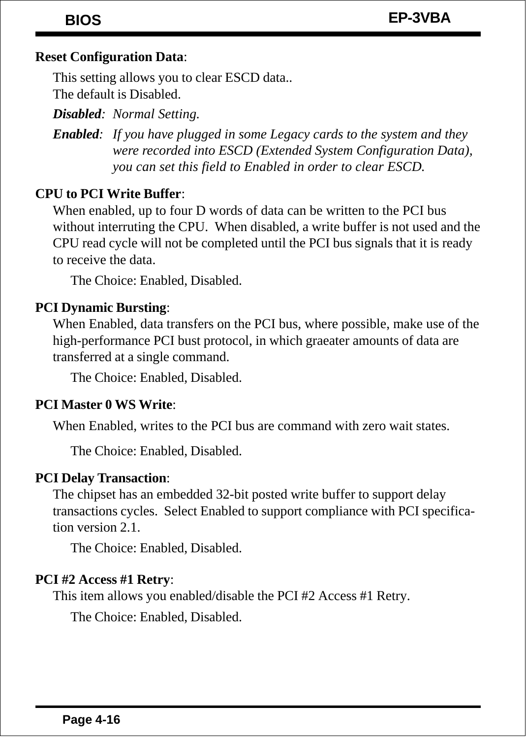**Reset Configuration Data**:

This setting allows you to clear ESCD data..
The default is Disabled.

***Disabled***: *Normal Setting.*

***Enabled***: *If you have plugged in some Legacy cards to the system and they were recorded into ESCD (Extended System Configuration Data), you can set this field to Enabled in order to clear ESCD.*

**CPU to PCI Write Buffer**:

When enabled, up to four D words of data can be written to the PCI bus without interruting the CPU. When disabled, a write buffer is not used and the CPU read cycle will not be completed until the PCI bus signals that it is ready to receive the data.

The Choice: Enabled, Disabled.

**PCI Dynamic Bursting**:

When Enabled, data transfers on the PCI bus, where possible, make use of the high-performance PCI bust protocol, in which graeater amounts of data are transferred at a single command.

The Choice: Enabled, Disabled.

**PCI Master 0 WS Write**:

When Enabled, writes to the PCI bus are command with zero wait states.

The Choice: Enabled, Disabled.

**PCI Delay Transaction**:

The chipset has an embedded 32-bit posted write buffer to support delay transactions cycles. Select Enabled to support compliance with PCI specification version 2.1.

The Choice: Enabled, Disabled.

**PCI #2 Access #1 Retry**:

This item allows you enabled/disable the PCI #2 Access #1 Retry.

The Choice: Enabled, Disabled.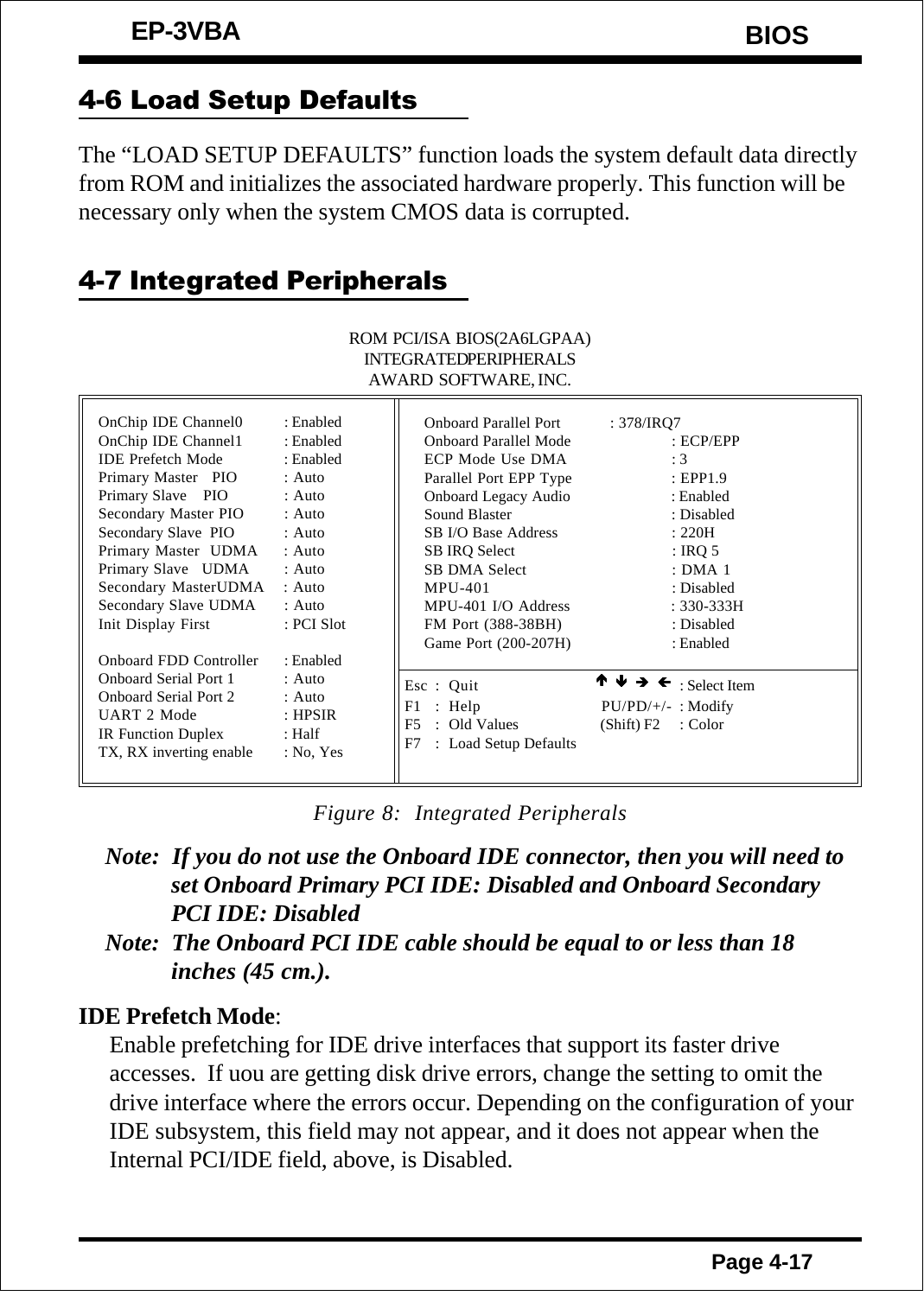## 4-6 Load Setup Defaults

The "LOAD SETUP DEFAULTS" function loads the system default data directly from ROM and initializes the associated hardware properly. This function will be necessary only when the system CMOS data is corrupted.

## 4-7 Integrated Peripherals

```
                         ROM PCI/ISA BIOS(2A6LGPAA)
                          INTEGRATEDPERIPHERALS
                           AWARD SOFTWARE, INC.

OnChip IDE Channel0      : Enabled     Onboard Parallel Port    : 378/IRQ7
OnChip IDE Channel1      : Enabled     Onboard Parallel Mode    : ECP/EPP
IDE Prefetch Mode        : Enabled     ECP Mode Use DMA         : 3
Primary Master   PIO     : Auto        Parallel Port EPP Type   : EPP1.9
Primary Slave    PIO     : Auto        Onboard Legacy Audio     : Enabled
Secondary Master PIO     : Auto        Sound Blaster            : Disabled
Secondary Slave  PIO     : Auto        SB I/O Base Address      : 220H
Primary Master  UDMA     : Auto        SB IRQ Select            : IRQ 5
Primary Slave   UDMA     : Auto        SB DMA Select            : DMA 1
Secondary MasterUDMA     : Auto        MPU-401                  : Disabled
Secondary Slave UDMA     : Auto        MPU-401 I/O Address      : 330-333H
Init Display First       : PCI Slot    FM Port (388-38BH)       : Disabled
                                       Game Port (200-207H)     : Enabled
Onboard FDD Controller   : Enabled
Onboard Serial Port 1    : Auto        Esc : Quit          ↑↓→← : Select Item
Onboard Serial Port 2    : Auto        F1  : Help          PU/PD/+/- : Modify
UART 2 Mode              : HPSIR       F5  : Old Values    (Shift) F2 : Color
IR Function Duplex       : Half        F7  : Load Setup Defaults
TX, RX inverting enable  : No, Yes
```

*Figure 8: Integrated Peripherals*

***Note:** If you do not use the Onboard IDE connector, then you will need to set Onboard Primary PCI IDE: Disabled and Onboard Secondary PCI IDE: Disabled*

***Note:** The Onboard PCI IDE cable should be equal to or less than 18 inches (45 cm.).*

**IDE Prefetch Mode**:

Enable prefetching for IDE drive interfaces that support its faster drive accesses. If uou are getting disk drive errors, change the setting to omit the drive interface where the errors occur. Depending on the configuration of your IDE subsystem, this field may not appear, and it does not appear when the Internal PCI/IDE field, above, is Disabled.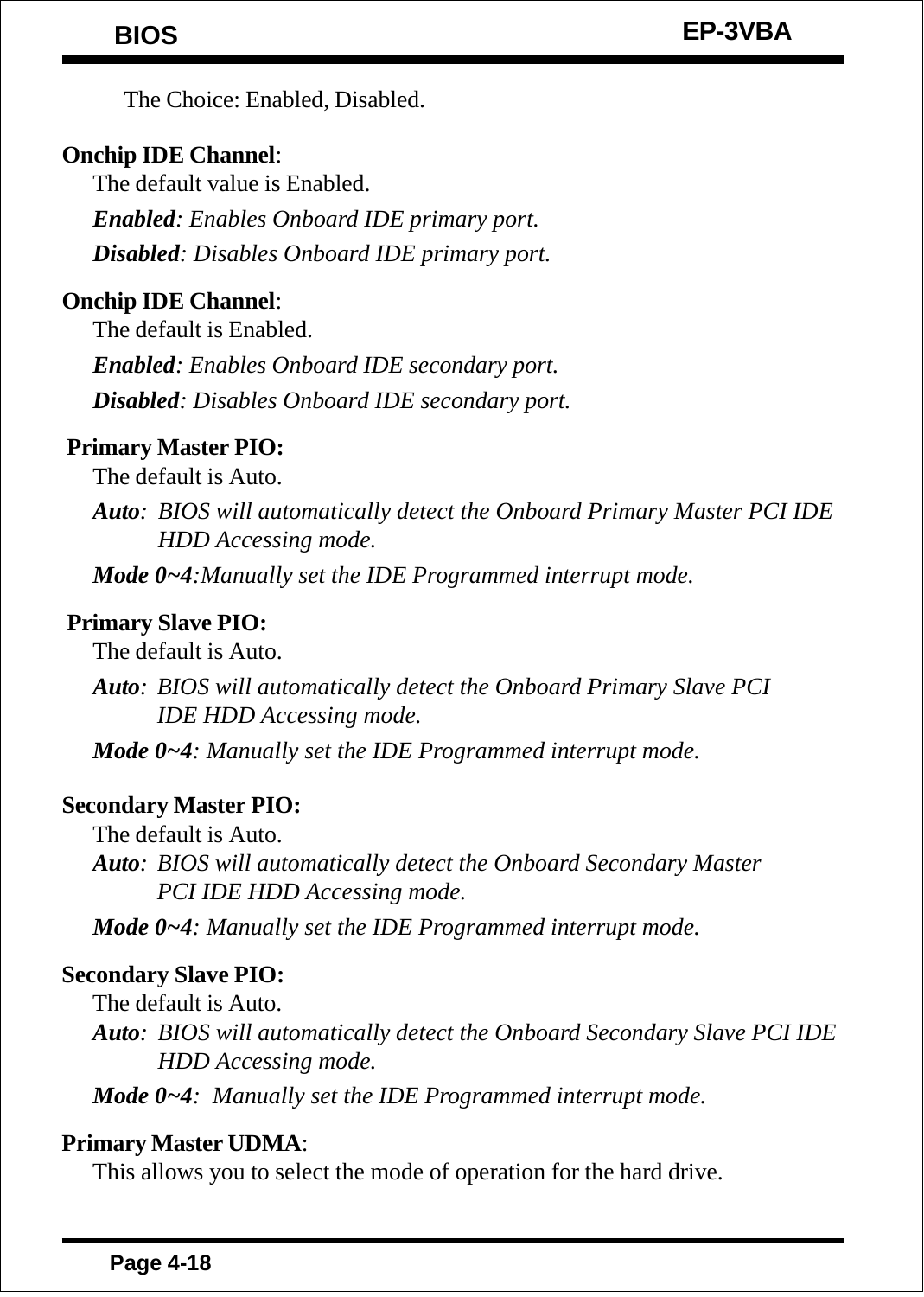The Choice: Enabled, Disabled.

**Onchip IDE Channel**:

The default value is Enabled.

***Enabled**: Enables Onboard IDE primary port.*

***Disabled**: Disables Onboard IDE primary port.*

**Onchip IDE Channel**:

The default is Enabled.

***Enabled**: Enables Onboard IDE secondary port.*

***Disabled**: Disables Onboard IDE secondary port.*

**Primary Master PIO:**

The default is Auto.

***Auto**: BIOS will automatically detect the Onboard Primary Master PCI IDE HDD Accessing mode.*

***Mode 0~4**:Manually set the IDE Programmed interrupt mode.*

**Primary Slave PIO:**

The default is Auto.

***Auto**: BIOS will automatically detect the Onboard Primary Slave PCI IDE HDD Accessing mode.*

***Mode 0~4**: Manually set the IDE Programmed interrupt mode.*

**Secondary Master PIO:**

The default is Auto.

***Auto**: BIOS will automatically detect the Onboard Secondary Master PCI IDE HDD Accessing mode.*

***Mode 0~4**: Manually set the IDE Programmed interrupt mode.*

**Secondary Slave PIO:**

The default is Auto.

***Auto**: BIOS will automatically detect the Onboard Secondary Slave PCI IDE HDD Accessing mode.*

***Mode 0~4**: Manually set the IDE Programmed interrupt mode.*

**Primary Master UDMA**:

This allows you to select the mode of operation for the hard drive.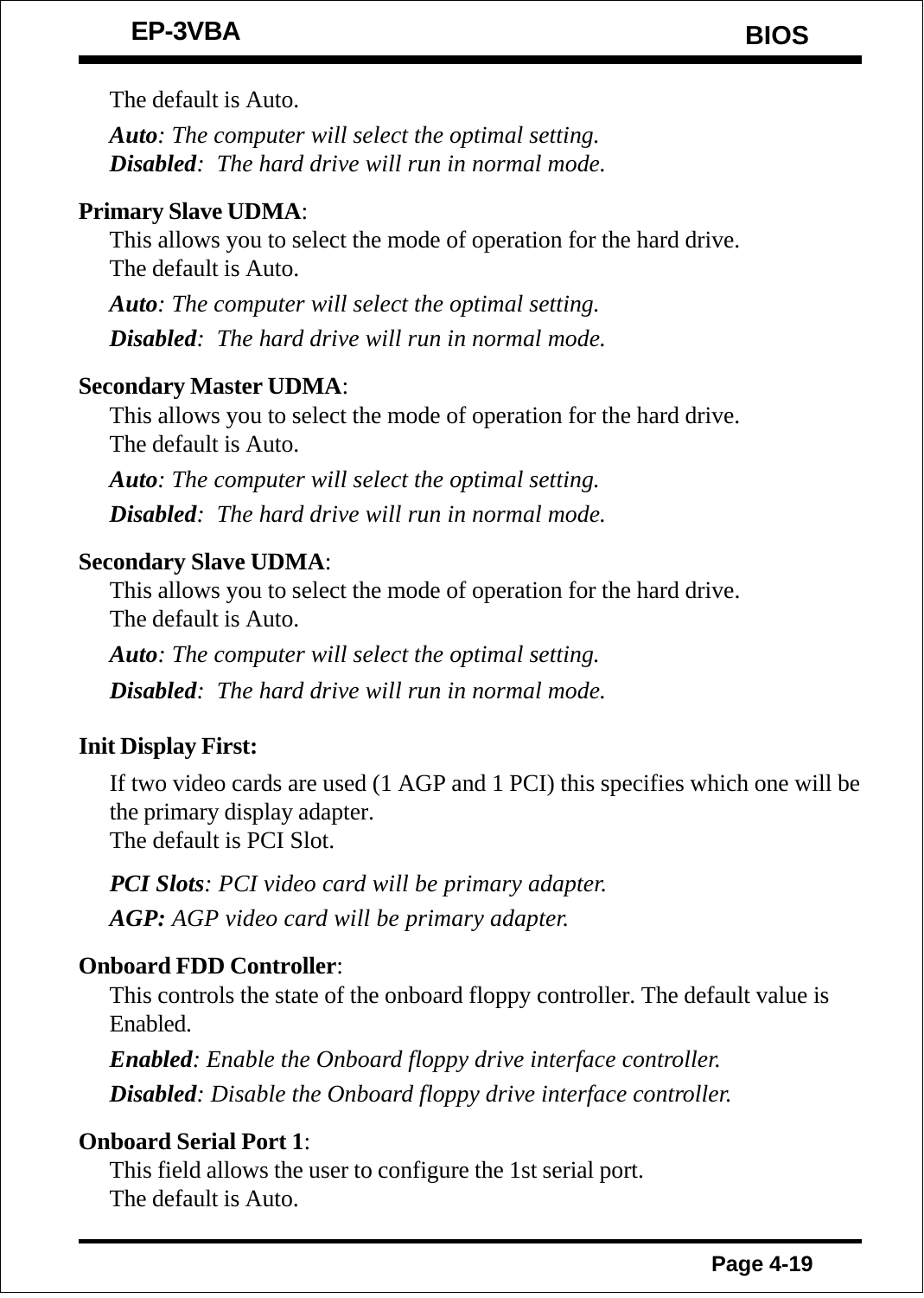The default is Auto.

*Auto*: The computer will select the optimal setting.
*Disabled*: The hard drive will run in normal mode.

**Primary Slave UDMA**:

This allows you to select the mode of operation for the hard drive.
The default is Auto.

*Auto*: The computer will select the optimal setting.

*Disabled*: The hard drive will run in normal mode.

**Secondary Master UDMA**:

This allows you to select the mode of operation for the hard drive.
The default is Auto.

*Auto*: The computer will select the optimal setting.

*Disabled*: The hard drive will run in normal mode.

**Secondary Slave UDMA**:

This allows you to select the mode of operation for the hard drive.
The default is Auto.

*Auto*: The computer will select the optimal setting.

*Disabled*: The hard drive will run in normal mode.

**Init Display First:**

If two video cards are used (1 AGP and 1 PCI) this specifies which one will be the primary display adapter.
The default is PCI Slot.

*PCI Slots*: PCI video card will be primary adapter.

*AGP:* AGP video card will be primary adapter.

**Onboard FDD Controller**:

This controls the state of the onboard floppy controller. The default value is Enabled.

*Enabled*: Enable the Onboard floppy drive interface controller.

*Disabled*: Disable the Onboard floppy drive interface controller.

**Onboard Serial Port 1**:

This field allows the user to configure the 1st serial port.
The default is Auto.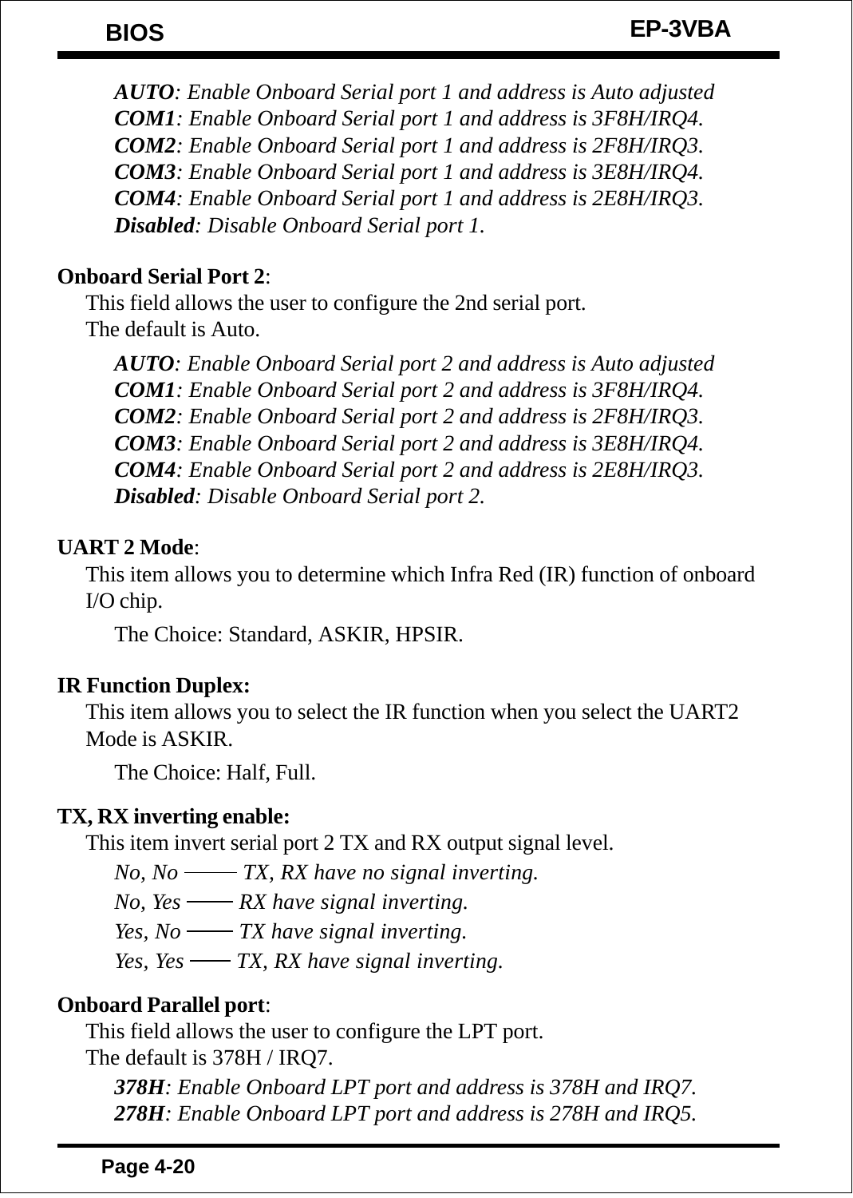*__AUTO__: Enable Onboard Serial port 1 and address is Auto adjusted*
*__COM1__: Enable Onboard Serial port 1 and address is 3F8H/IRQ4.*
*__COM2__: Enable Onboard Serial port 1 and address is 2F8H/IRQ3.*
*__COM3__: Enable Onboard Serial port 1 and address is 3E8H/IRQ4.*
*__COM4__: Enable Onboard Serial port 1 and address is 2E8H/IRQ3.*
*__Disabled__: Disable Onboard Serial port 1.*

**Onboard Serial Port 2**:

This field allows the user to configure the 2nd serial port.
The default is Auto.

*__AUTO__: Enable Onboard Serial port 2 and address is Auto adjusted*
*__COM1__: Enable Onboard Serial port 2 and address is 3F8H/IRQ4.*
*__COM2__: Enable Onboard Serial port 2 and address is 2F8H/IRQ3.*
*__COM3__: Enable Onboard Serial port 2 and address is 3E8H/IRQ4.*
*__COM4__: Enable Onboard Serial port 2 and address is 2E8H/IRQ3.*
*__Disabled__: Disable Onboard Serial port 2.*

**UART 2 Mode**:

This item allows you to determine which Infra Red (IR) function of onboard I/O chip.

The Choice: Standard, ASKIR, HPSIR.

**IR Function Duplex:**

This item allows you to select the IR function when you select the UART2 Mode is ASKIR.

The Choice: Half, Full.

**TX, RX inverting enable:**

This item invert serial port 2 TX and RX output signal level.

*No, No —— TX, RX have no signal inverting.*
*No, Yes —— RX have signal inverting.*
*Yes, No —— TX have signal inverting.*
*Yes, Yes —— TX, RX have signal inverting.*

**Onboard Parallel port**:

This field allows the user to configure the LPT port.
The default is 378H / IRQ7.

*__378H__: Enable Onboard LPT port and address is 378H and IRQ7.*
*__278H__: Enable Onboard LPT port and address is 278H and IRQ5.*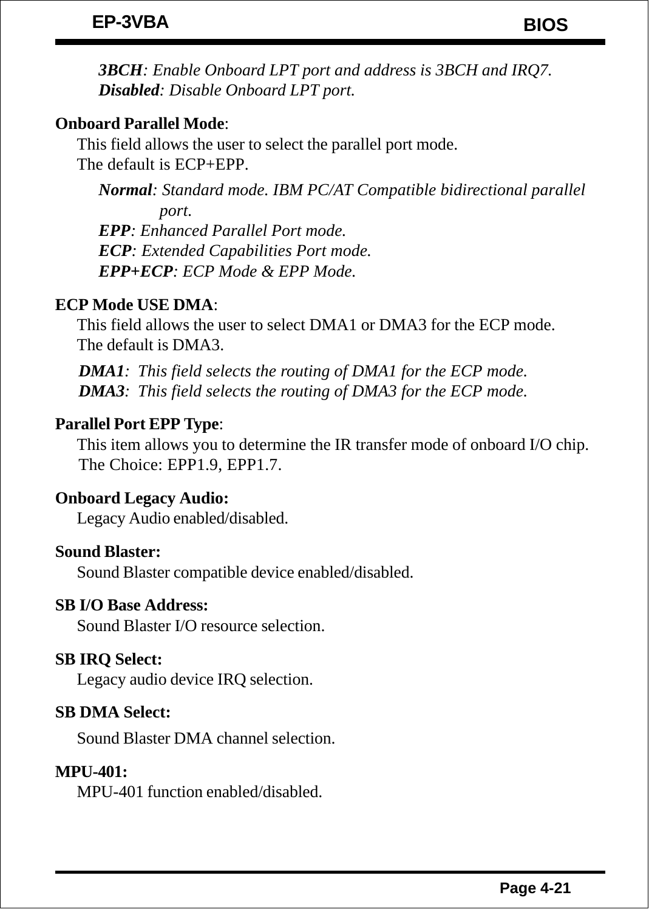*3BCH*: *Enable Onboard LPT port and address is 3BCH and IRQ7.*
***Disabled***: *Disable Onboard LPT port.*

**Onboard Parallel Mode**:

This field allows the user to select the parallel port mode.
The default is ECP+EPP.

***Normal***: *Standard mode. IBM PC/AT Compatible bidirectional parallel port.*
***EPP***: *Enhanced Parallel Port mode.*
***ECP***: *Extended Capabilities Port mode.*
***EPP+ECP***: *ECP Mode & EPP Mode.*

**ECP Mode USE DMA**:

This field allows the user to select DMA1 or DMA3 for the ECP mode.
The default is DMA3.

***DMA1***: *This field selects the routing of DMA1 for the ECP mode.*
***DMA3***: *This field selects the routing of DMA3 for the ECP mode.*

**Parallel Port EPP Type**:

This item allows you to determine the IR transfer mode of onboard I/O chip.
The Choice: EPP1.9, EPP1.7.

**Onboard Legacy Audio:**

Legacy Audio enabled/disabled.

**Sound Blaster:**

Sound Blaster compatible device enabled/disabled.

**SB I/O Base Address:**

Sound Blaster I/O resource selection.

**SB IRQ Select:**

Legacy audio device IRQ selection.

**SB DMA Select:**

Sound Blaster DMA channel selection.

**MPU-401:**

MPU-401 function enabled/disabled.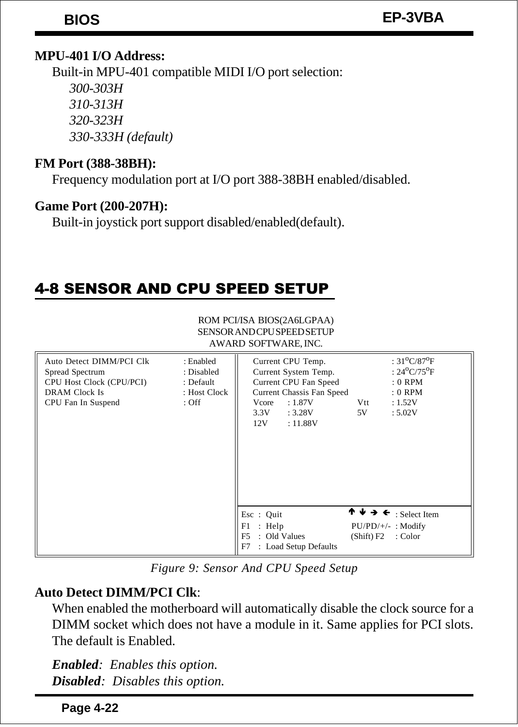**MPU-401 I/O Address:**

Built-in MPU-401 compatible MIDI I/O port selection:

*300-303H*
*310-313H*
*320-323H*
*330-333H (default)*

**FM Port (388-38BH):**

Frequency modulation port at I/O port 388-38BH enabled/disabled.

**Game Port (200-207H):**

Built-in joystick port support disabled/enabled(default).

## 4-8 SENSOR AND CPU SPEED SETUP

```
                         ROM PCI/ISA BIOS(2A6LGPAA)
                         SENSOR AND CPU SPEED SETUP
                           AWARD SOFTWARE, INC.

Auto Detect DIMM/PCI Clk     : Enabled      Current CPU Temp.            : 31°C/87°F
Spread Spectrum              : Disabled     Current System Temp.         : 24°C/75°F
CPU Host Clock (CPU/PCI)     : Default      Current CPU Fan Speed        : 0 RPM
DRAM Clock Is                : Host Clock   Current Chassis Fan Speed    : 0 RPM
CPU Fan In Suspend           : Off          Vcore   : 1.87V      Vtt     : 1.52V
                                            3.3V    : 3.28V      5V      : 5.02V
                                            12V     : 11.88V

                                            Esc : Quit              ↑ ↓ → ←  : Select Item
                                            F1  : Help              PU/PD/+/- : Modify
                                            F5  : Old Values        (Shift) F2 : Color
                                            F7  : Load Setup Defaults
```

*Figure 9: Sensor And CPU Speed Setup*

**Auto Detect DIMM/PCI Clk**:

When enabled the motherboard will automatically disable the clock source for a DIMM socket which does not have a module in it. Same applies for PCI slots. The default is Enabled.

***Enabled****: Enables this option.*
***Disabled****: Disables this option.*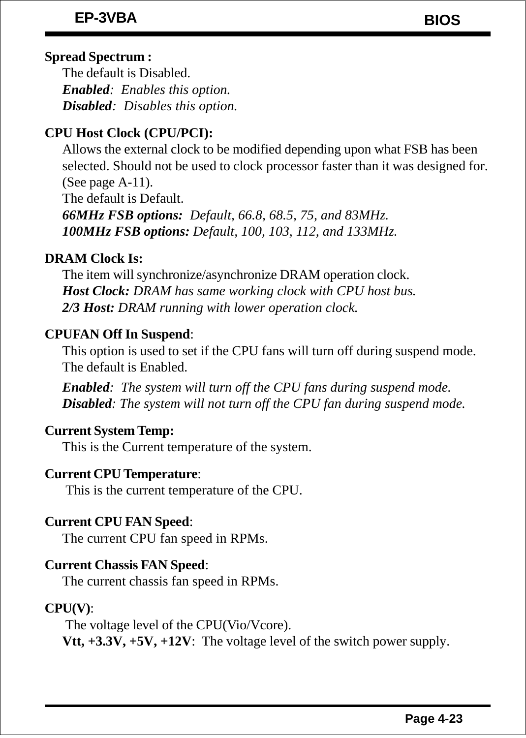**Spread Spectrum :**

The default is Disabled.

***Enabled***: *Enables this option.*

***Disabled***: *Disables this option.*

**CPU Host Clock (CPU/PCI):**

Allows the external clock to be modified depending upon what FSB has been selected. Should not be used to clock processor faster than it was designed for. (See page A-11).

The default is Default.

***66MHz FSB options:*** *Default, 66.8, 68.5, 75, and 83MHz.*

***100MHz FSB options:*** *Default, 100, 103, 112, and 133MHz.*

**DRAM Clock Is:**

The item will synchronize/asynchronize DRAM operation clock.

***Host Clock:*** *DRAM has same working clock with CPU host bus.*

***2/3 Host:*** *DRAM running with lower operation clock.*

**CPUFAN Off In Suspend**:

This option is used to set if the CPU fans will turn off during suspend mode. The default is Enabled.

***Enabled***: *The system will turn off the CPU fans during suspend mode.*

***Disabled***: *The system will not turn off the CPU fan during suspend mode.*

**Current System Temp:**

This is the Current temperature of the system.

**Current CPU Temperature**:

This is the current temperature of the CPU.

**Current CPU FAN Speed**:

The current CPU fan speed in RPMs.

**Current Chassis FAN Speed**:

The current chassis fan speed in RPMs.

**CPU(V)**:

The voltage level of the CPU(Vio/Vcore).

**Vtt, +3.3V, +5V, +12V**: The voltage level of the switch power supply.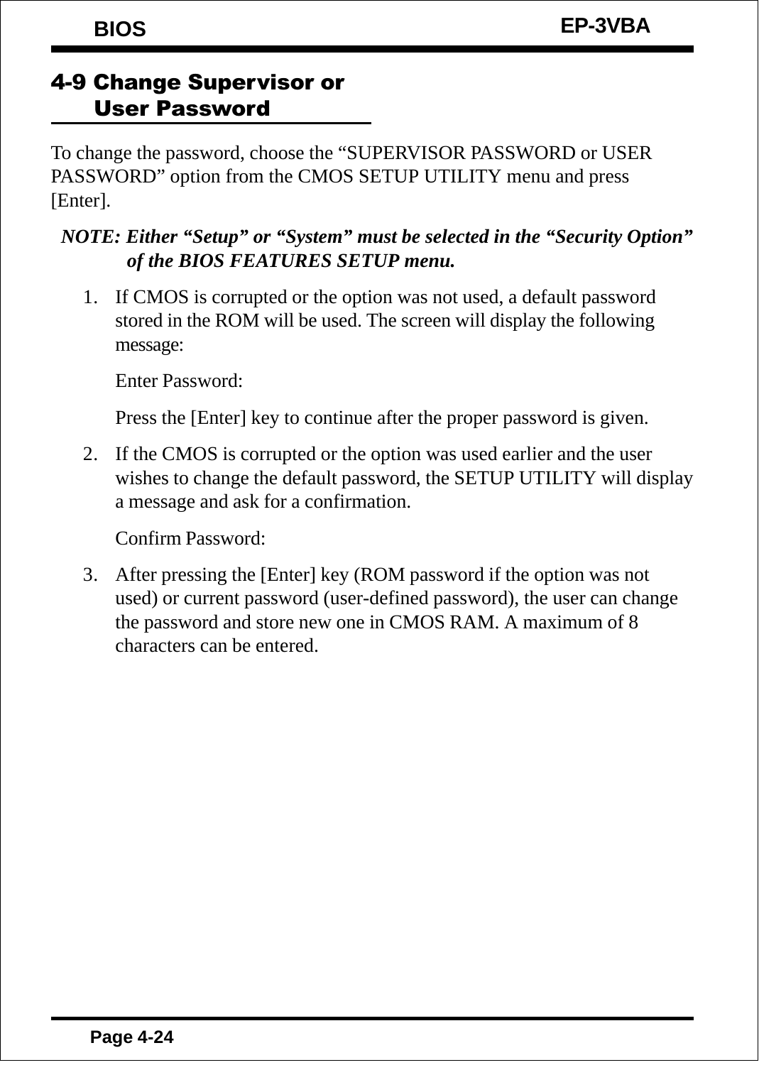## 4-9 Change Supervisor or User Password

To change the password, choose the “SUPERVISOR PASSWORD or USER PASSWORD” option from the CMOS SETUP UTILITY menu and press [Enter].

***NOTE: Either “Setup” or “System” must be selected in the “Security Option” of the BIOS FEATURES SETUP menu.***

1. If CMOS is corrupted or the option was not used, a default password stored in the ROM will be used. The screen will display the following message:

   Enter Password:

   Press the [Enter] key to continue after the proper password is given.

2. If the CMOS is corrupted or the option was used earlier and the user wishes to change the default password, the SETUP UTILITY will display a message and ask for a confirmation.

   Confirm Password:

3. After pressing the [Enter] key (ROM password if the option was not used) or current password (user-defined password), the user can change the password and store new one in CMOS RAM. A maximum of 8 characters can be entered.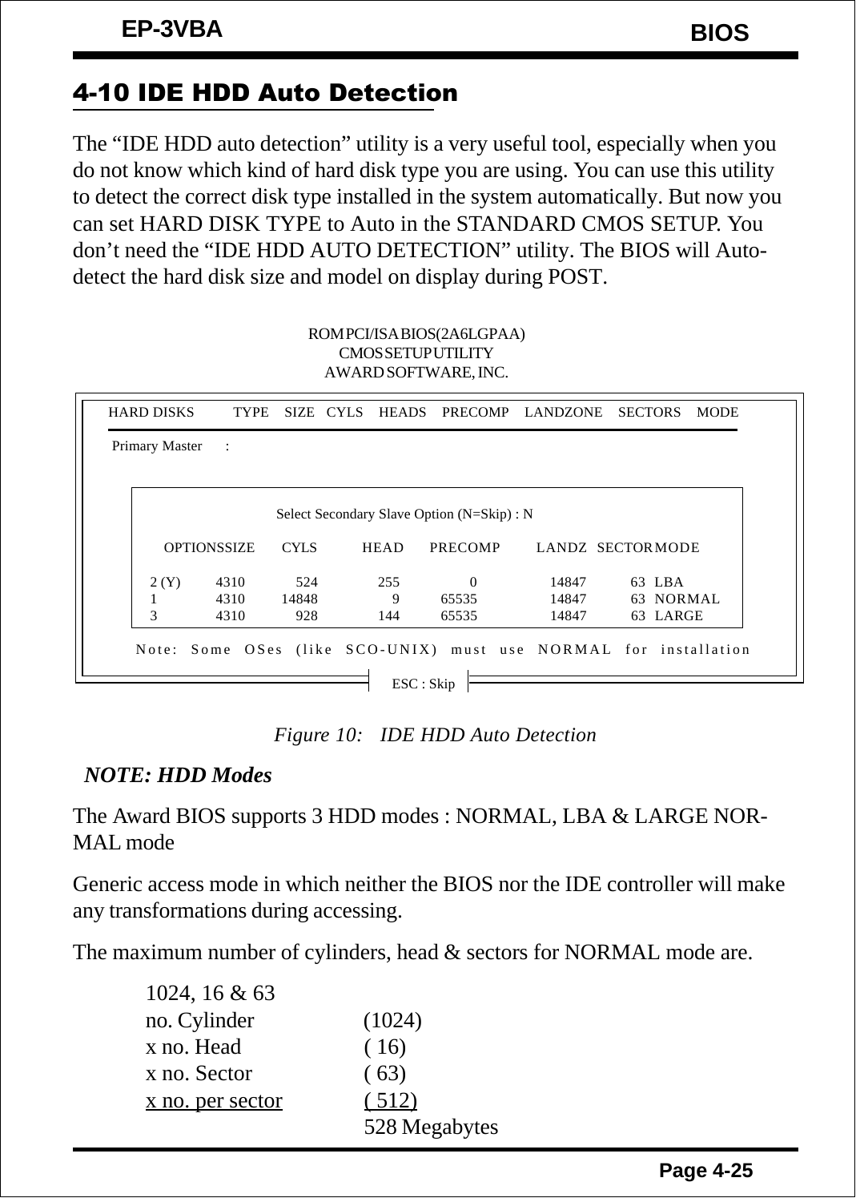## 4-10 IDE HDD Auto Detection

The "IDE HDD auto detection" utility is a very useful tool, especially when you do not know which kind of hard disk type you are using. You can use this utility to detect the correct disk type installed in the system automatically. But now you can set HARD DISK TYPE to Auto in the STANDARD CMOS SETUP. You don't need the "IDE HDD AUTO DETECTION" utility. The BIOS will Auto-detect the hard disk size and model on display during POST.

```
                         ROM PCI/ISA BIOS(2A6LGPAA)
                            CMOS SETUP UTILITY
                           AWARD SOFTWARE, INC.

 HARD DISKS      TYPE   SIZE  CYLS   HEADS   PRECOMP   LANDZONE   SECTORS   MODE

 Primary Master    :

                     Select Secondary Slave Option (N=Skip) : N

      OPTIONS SIZE    CYLS     HEAD    PRECOMP    LANDZ   SECTOR MODE

      2 (Y)    4310     524     255         0     14847     63  LBA
      1        4310   14848       9     65535     14847     63  NORMAL
      3        4310     928     144     65535     14847     63  LARGE

    Note: Some OSes (like SCO-UNIX) must use NORMAL for installation

                                  ESC : Skip
```

*Figure 10: IDE HDD Auto Detection*

***NOTE: HDD Modes***

The Award BIOS supports 3 HDD modes : NORMAL, LBA & LARGE NORMAL mode

Generic access mode in which neither the BIOS nor the IDE controller will make any transformations during accessing.

The maximum number of cylinders, head & sectors for NORMAL mode are.

| | |
|---|---|
| 1024, 16 & 63 | |
| no. Cylinder | (1024) |
| x no. Head | ( 16) |
| x no. Sector | ( 63) |
| x no. per sector | ( 512) |
| | 528 Megabytes |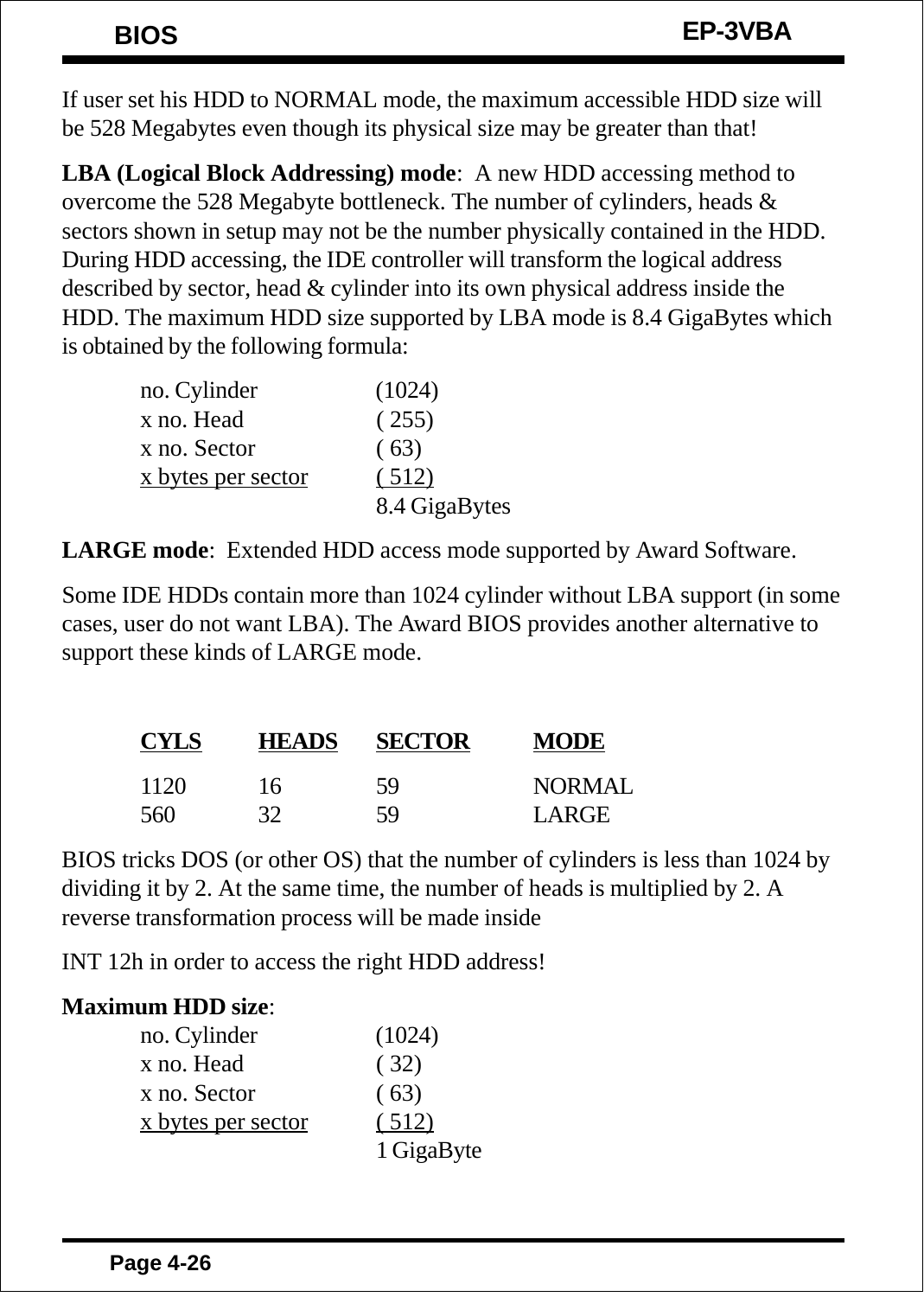If user set his HDD to NORMAL mode, the maximum accessible HDD size will be 528 Megabytes even though its physical size may be greater than that!

**LBA (Logical Block Addressing) mode**: A new HDD accessing method to overcome the 528 Megabyte bottleneck. The number of cylinders, heads & sectors shown in setup may not be the number physically contained in the HDD. During HDD accessing, the IDE controller will transform the logical address described by sector, head & cylinder into its own physical address inside the HDD. The maximum HDD size supported by LBA mode is 8.4 GigaBytes which is obtained by the following formula:

| | |
|---|---|
| no. Cylinder | (1024) |
| x no. Head | ( 255) |
| x no. Sector | ( 63) |
| x bytes per sector | ( 512) |
| | 8.4 GigaBytes |

**LARGE mode**: Extended HDD access mode supported by Award Software.

Some IDE HDDs contain more than 1024 cylinder without LBA support (in some cases, user do not want LBA). The Award BIOS provides another alternative to support these kinds of LARGE mode.

| CYLS | HEADS | SECTOR | MODE |
|---|---|---|---|
| 1120 | 16 | 59 | NORMAL |
| 560 | 32 | 59 | LARGE |

BIOS tricks DOS (or other OS) that the number of cylinders is less than 1024 by dividing it by 2. At the same time, the number of heads is multiplied by 2. A reverse transformation process will be made inside

INT 12h in order to access the right HDD address!

**Maximum HDD size**:

| | |
|---|---|
| no. Cylinder | (1024) |
| x no. Head | ( 32) |
| x no. Sector | ( 63) |
| x bytes per sector | ( 512) |
| | 1 GigaByte |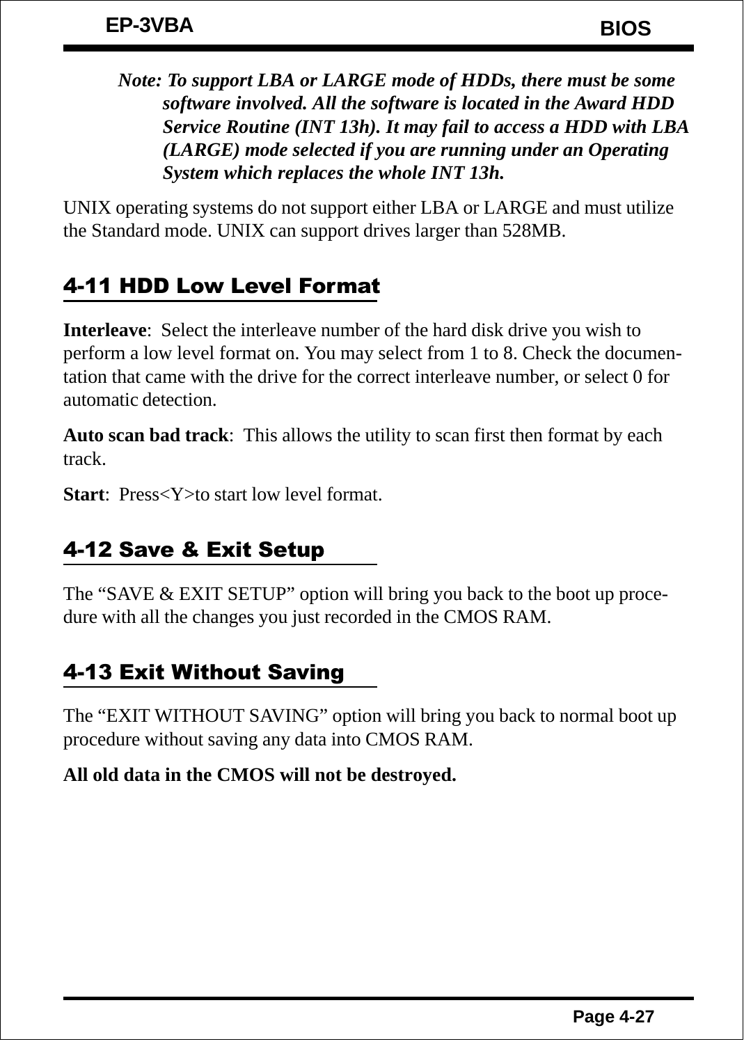*Note: To support LBA or LARGE mode of HDDs, there must be some software involved. All the software is located in the Award HDD Service Routine (INT 13h). It may fail to access a HDD with LBA (LARGE) mode selected if you are running under an Operating System which replaces the whole INT 13h.*

UNIX operating systems do not support either LBA or LARGE and must utilize the Standard mode. UNIX can support drives larger than 528MB.

## 4-11 HDD Low Level Format

**Interleave**: Select the interleave number of the hard disk drive you wish to perform a low level format on. You may select from 1 to 8. Check the documentation that came with the drive for the correct interleave number, or select 0 for automatic detection.

**Auto scan bad track**: This allows the utility to scan first then format by each track.

**Start**: Press<Y>to start low level format.

## 4-12 Save & Exit Setup

The "SAVE & EXIT SETUP" option will bring you back to the boot up procedure with all the changes you just recorded in the CMOS RAM.

## 4-13 Exit Without Saving

The "EXIT WITHOUT SAVING" option will bring you back to normal boot up procedure without saving any data into CMOS RAM.

**All old data in the CMOS will not be destroyed.**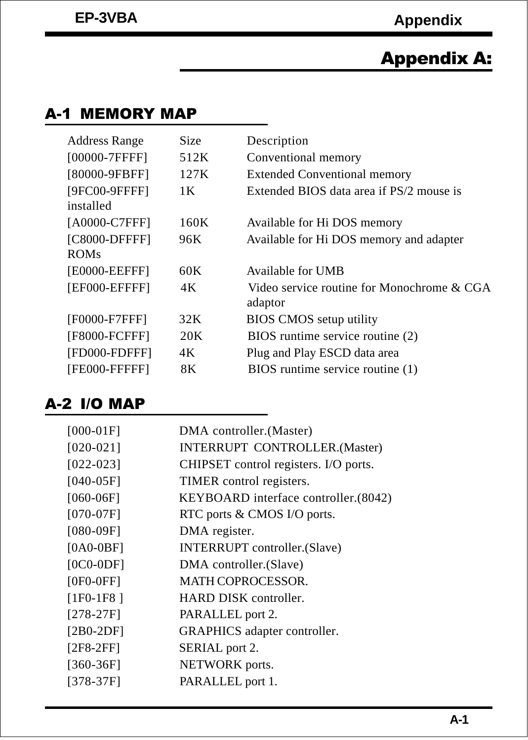# Appendix A:

## A-1 MEMORY MAP

| Address Range | Size | Description |
|---|---|---|
| [00000-7FFFF] | 512K | Conventional memory |
| [80000-9FBFF] | 127K | Extended Conventional memory |
| [9FC00-9FFFF] | 1K | Extended BIOS data area if PS/2 mouse is installed |
| [A0000-C7FFF] | 160K | Available for Hi DOS memory |
| [C8000-DFFFF] | 96K | Available for Hi DOS memory and adapter ROMs |
| [E0000-EEFFF] | 60K | Available for UMB |
| [EF000-EFFFF] | 4K | Video service routine for Monochrome & CGA adaptor |
| [F0000-F7FFF] | 32K | BIOS CMOS setup utility |
| [F8000-FCFFF] | 20K | BIOS runtime service routine (2) |
| [FD000-FDFFF] | 4K | Plug and Play ESCD data area |
| [FE000-FFFFF] | 8K | BIOS runtime service routine (1) |

## A-2 I/O MAP

| | |
|---|---|
| [000-01F] | DMA controller.(Master) |
| [020-021] | INTERRUPT CONTROLLER.(Master) |
| [022-023] | CHIPSET control registers. I/O ports. |
| [040-05F] | TIMER control registers. |
| [060-06F] | KEYBOARD interface controller.(8042) |
| [070-07F] | RTC ports & CMOS I/O ports. |
| [080-09F] | DMA register. |
| [0A0-0BF] | INTERRUPT controller.(Slave) |
| [0C0-0DF] | DMA controller.(Slave) |
| [0F0-0FF] | MATH COPROCESSOR. |
| [1F0-1F8 ] | HARD DISK controller. |
| [278-27F] | PARALLEL port 2. |
| [2B0-2DF] | GRAPHICS adapter controller. |
| [2F8-2FF] | SERIAL port 2. |
| [360-36F] | NETWORK ports. |
| [378-37F] | PARALLEL port 1. |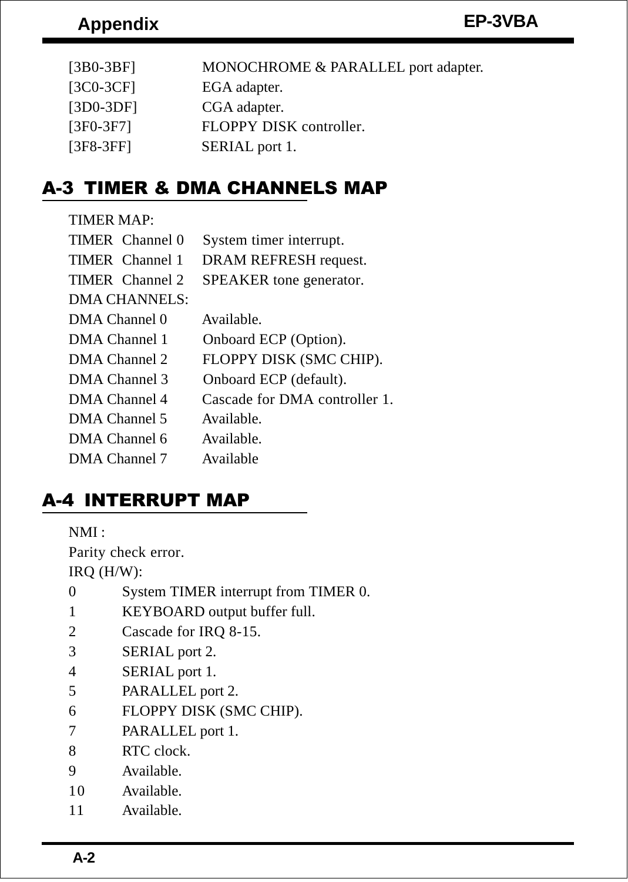[3B0-3BF] MONOCHROME & PARALLEL port adapter.
[3C0-3CF] EGA adapter.
[3D0-3DF] CGA adapter.
[3F0-3F7] FLOPPY DISK controller.
[3F8-3FF] SERIAL port 1.

## A-3 TIMER & DMA CHANNELS MAP

TIMER MAP:

| | |
|---|---|
| TIMER Channel 0 | System timer interrupt. |
| TIMER Channel 1 | DRAM REFRESH request. |
| TIMER Channel 2 | SPEAKER tone generator. |

DMA CHANNELS:

| | |
|---|---|
| DMA Channel 0 | Available. |
| DMA Channel 1 | Onboard ECP (Option). |
| DMA Channel 2 | FLOPPY DISK (SMC CHIP). |
| DMA Channel 3 | Onboard ECP (default). |
| DMA Channel 4 | Cascade for DMA controller 1. |
| DMA Channel 5 | Available. |
| DMA Channel 6 | Available. |
| DMA Channel 7 | Available |

## A-4 INTERRUPT MAP

NMI :
Parity check error.
IRQ (H/W):

| | |
|---|---|
| 0 | System TIMER interrupt from TIMER 0. |
| 1 | KEYBOARD output buffer full. |
| 2 | Cascade for IRQ 8-15. |
| 3 | SERIAL port 2. |
| 4 | SERIAL port 1. |
| 5 | PARALLEL port 2. |
| 6 | FLOPPY DISK (SMC CHIP). |
| 7 | PARALLEL port 1. |
| 8 | RTC clock. |
| 9 | Available. |
| 10 | Available. |
| 11 | Available. |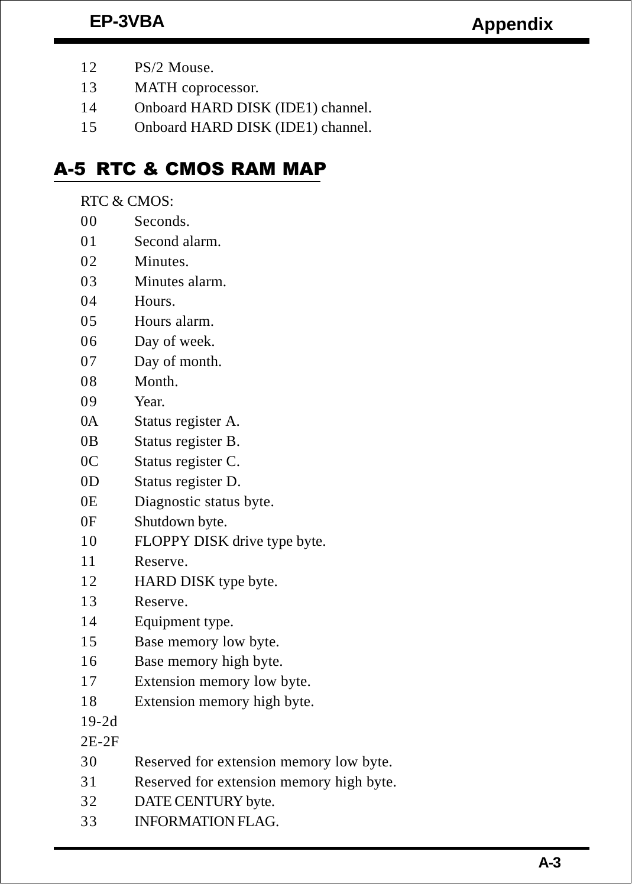12 PS/2 Mouse.

13 MATH coprocessor.

14 Onboard HARD DISK (IDE1) channel.

15 Onboard HARD DISK (IDE1) channel.

## A-5 RTC & CMOS RAM MAP

RTC & CMOS:

| | |
|---|---|
| 00 | Seconds. |
| 01 | Second alarm. |
| 02 | Minutes. |
| 03 | Minutes alarm. |
| 04 | Hours. |
| 05 | Hours alarm. |
| 06 | Day of week. |
| 07 | Day of month. |
| 08 | Month. |
| 09 | Year. |
| 0A | Status register A. |
| 0B | Status register B. |
| 0C | Status register C. |
| 0D | Status register D. |
| 0E | Diagnostic status byte. |
| 0F | Shutdown byte. |
| 10 | FLOPPY DISK drive type byte. |
| 11 | Reserve. |
| 12 | HARD DISK type byte. |
| 13 | Reserve. |
| 14 | Equipment type. |
| 15 | Base memory low byte. |
| 16 | Base memory high byte. |
| 17 | Extension memory low byte. |
| 18 | Extension memory high byte. |
| 19-2d | |
| 2E-2F | |
| 30 | Reserved for extension memory low byte. |
| 31 | Reserved for extension memory high byte. |
| 32 | DATE CENTURY byte. |
| 33 | INFORMATION FLAG. |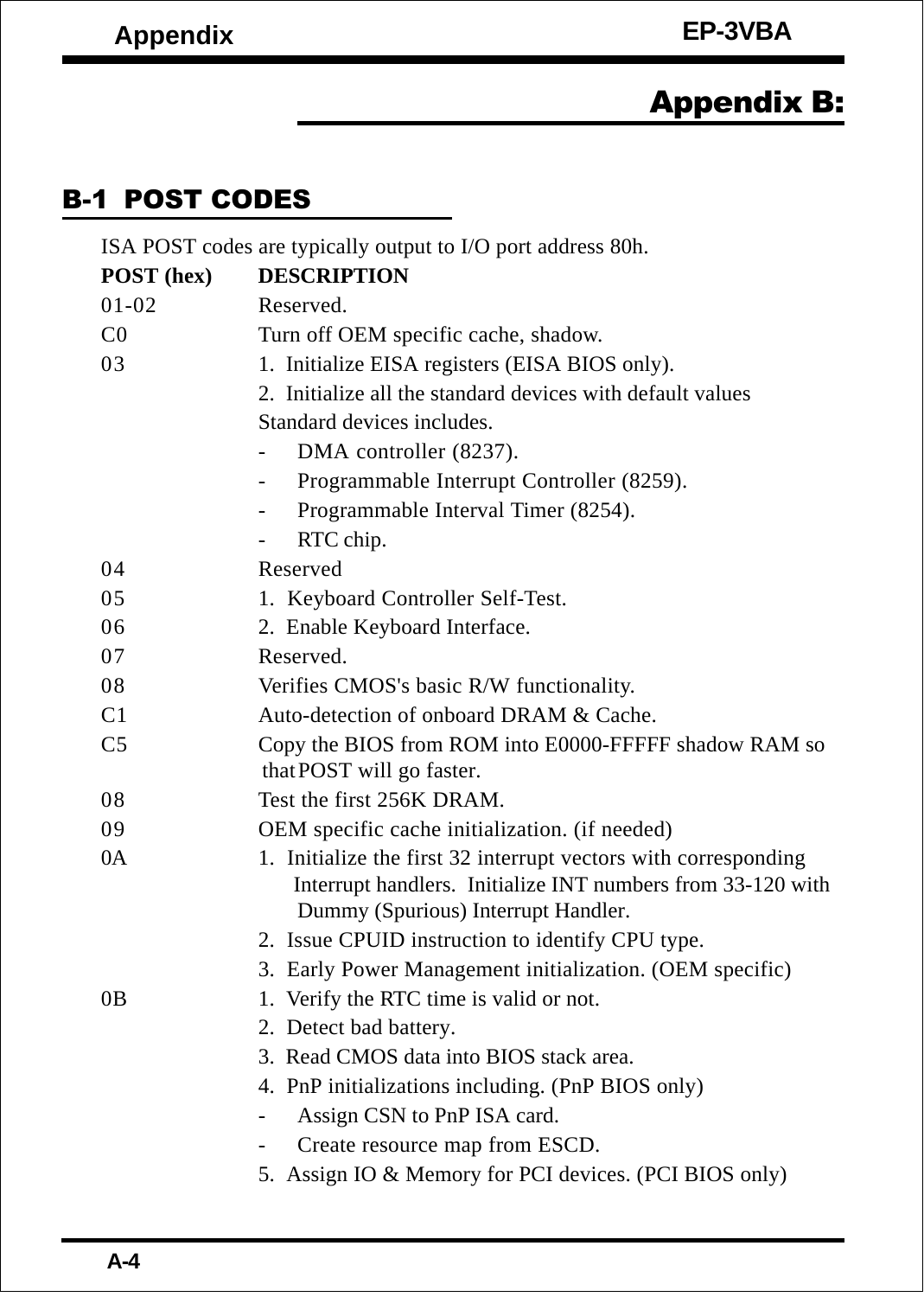## Appendix B:

### B-1 POST CODES

ISA POST codes are typically output to I/O port address 80h.

| POST (hex) | DESCRIPTION |
|---|---|
| 01-02 | Reserved. |
| C0 | Turn off OEM specific cache, shadow. |
| 03 | 1. Initialize EISA registers (EISA BIOS only).<br>2. Initialize all the standard devices with default values<br>Standard devices includes.<br>- DMA controller (8237).<br>- Programmable Interrupt Controller (8259).<br>- Programmable Interval Timer (8254).<br>- RTC chip. |
| 04 | Reserved |
| 05 | 1. Keyboard Controller Self-Test. |
| 06 | 2. Enable Keyboard Interface. |
| 07 | Reserved. |
| 08 | Verifies CMOS's basic R/W functionality. |
| C1 | Auto-detection of onboard DRAM & Cache. |
| C5 | Copy the BIOS from ROM into E0000-FFFFF shadow RAM so that POST will go faster. |
| 08 | Test the first 256K DRAM. |
| 09 | OEM specific cache initialization. (if needed) |
| 0A | 1. Initialize the first 32 interrupt vectors with corresponding Interrupt handlers. Initialize INT numbers from 33-120 with Dummy (Spurious) Interrupt Handler.<br>2. Issue CPUID instruction to identify CPU type.<br>3. Early Power Management initialization. (OEM specific) |
| 0B | 1. Verify the RTC time is valid or not.<br>2. Detect bad battery.<br>3. Read CMOS data into BIOS stack area.<br>4. PnP initializations including. (PnP BIOS only)<br>- Assign CSN to PnP ISA card.<br>- Create resource map from ESCD.<br>5. Assign IO & Memory for PCI devices. (PCI BIOS only) |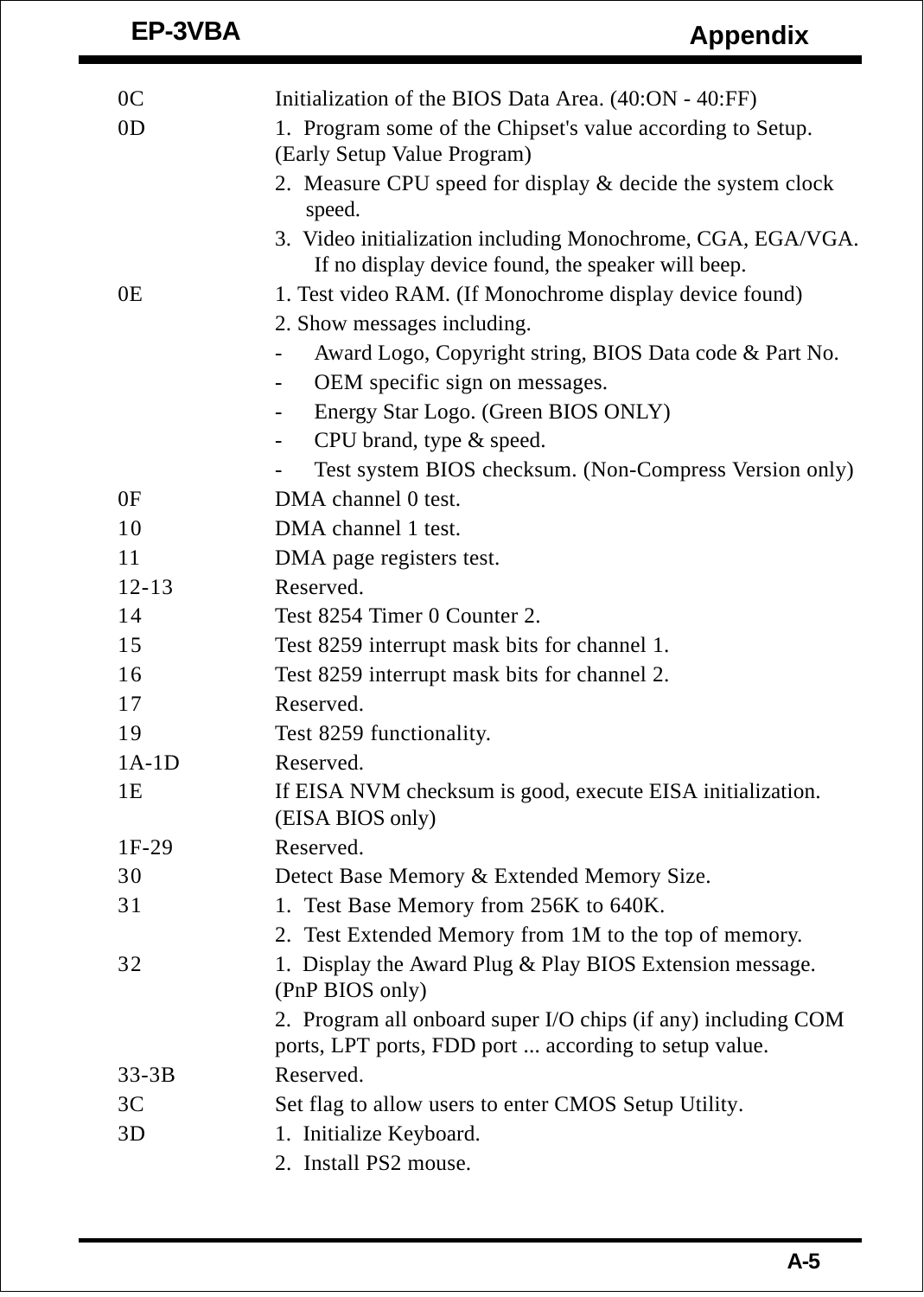| | |
|---|---|
| 0C | Initialization of the BIOS Data Area. (40:ON - 40:FF) |
| 0D | 1. Program some of the Chipset's value according to Setup. (Early Setup Value Program)<br>2. Measure CPU speed for display & decide the system clock speed.<br>3. Video initialization including Monochrome, CGA, EGA/VGA. If no display device found, the speaker will beep. |
| 0E | 1. Test video RAM. (If Monochrome display device found)<br>2. Show messages including.<br>- Award Logo, Copyright string, BIOS Data code & Part No.<br>- OEM specific sign on messages.<br>- Energy Star Logo. (Green BIOS ONLY)<br>- CPU brand, type & speed.<br>- Test system BIOS checksum. (Non-Compress Version only) |
| 0F | DMA channel 0 test. |
| 10 | DMA channel 1 test. |
| 11 | DMA page registers test. |
| 12-13 | Reserved. |
| 14 | Test 8254 Timer 0 Counter 2. |
| 15 | Test 8259 interrupt mask bits for channel 1. |
| 16 | Test 8259 interrupt mask bits for channel 2. |
| 17 | Reserved. |
| 19 | Test 8259 functionality. |
| 1A-1D | Reserved. |
| 1E | If EISA NVM checksum is good, execute EISA initialization. (EISA BIOS only) |
| 1F-29 | Reserved. |
| 30 | Detect Base Memory & Extended Memory Size. |
| 31 | 1. Test Base Memory from 256K to 640K.<br>2. Test Extended Memory from 1M to the top of memory. |
| 32 | 1. Display the Award Plug & Play BIOS Extension message. (PnP BIOS only)<br>2. Program all onboard super I/O chips (if any) including COM ports, LPT ports, FDD port ... according to setup value. |
| 33-3B | Reserved. |
| 3C | Set flag to allow users to enter CMOS Setup Utility. |
| 3D | 1. Initialize Keyboard.<br>2. Install PS2 mouse. |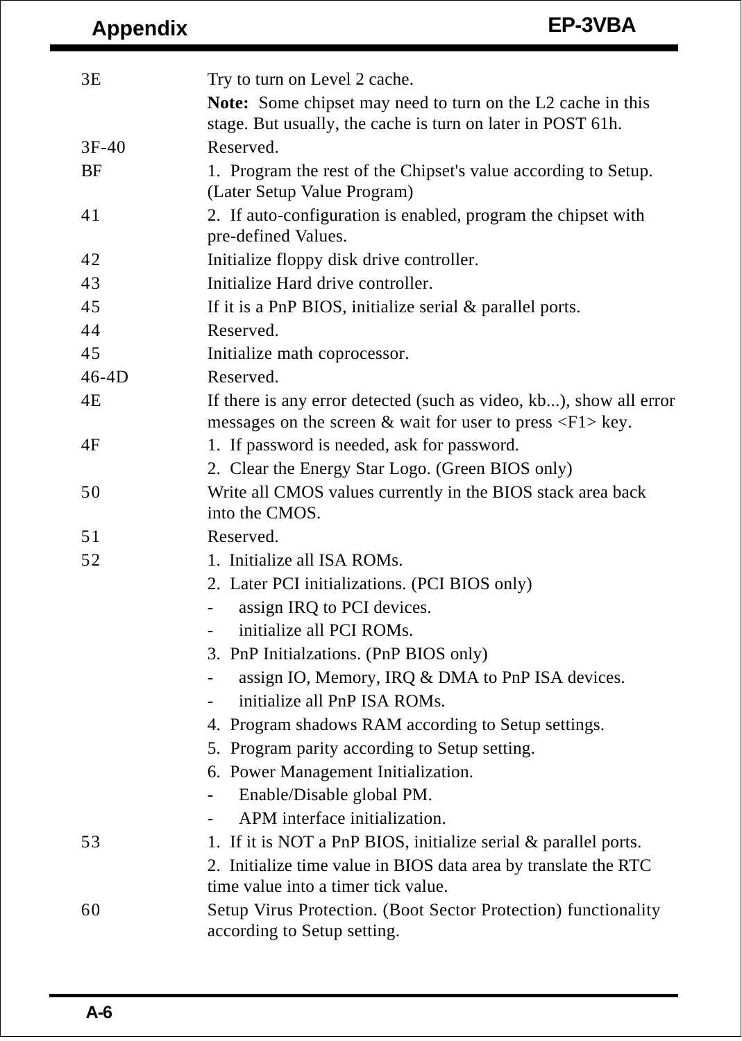| | |
|---|---|
| 3E | Try to turn on Level 2 cache.<br>**Note:** Some chipset may need to turn on the L2 cache in this stage. But usually, the cache is turn on later in POST 61h. |
| 3F-40 | Reserved. |
| BF | 1. Program the rest of the Chipset's value according to Setup. (Later Setup Value Program) |
| 41 | 2. If auto-configuration is enabled, program the chipset with pre-defined Values. |
| 42 | Initialize floppy disk drive controller. |
| 43 | Initialize Hard drive controller. |
| 45 | If it is a PnP BIOS, initialize serial & parallel ports. |
| 44 | Reserved. |
| 45 | Initialize math coprocessor. |
| 46-4D | Reserved. |
| 4E | If there is any error detected (such as video, kb...), show all error messages on the screen & wait for user to press <F1> key. |
| 4F | 1. If password is needed, ask for password.<br>2. Clear the Energy Star Logo. (Green BIOS only) |
| 50 | Write all CMOS values currently in the BIOS stack area back into the CMOS. |
| 51 | Reserved. |
| 52 | 1. Initialize all ISA ROMs.<br>2. Later PCI initializations. (PCI BIOS only)<br>- assign IRQ to PCI devices.<br>- initialize all PCI ROMs.<br>3. PnP Initialzations. (PnP BIOS only)<br>- assign IO, Memory, IRQ & DMA to PnP ISA devices.<br>- initialize all PnP ISA ROMs.<br>4. Program shadows RAM according to Setup settings.<br>5. Program parity according to Setup setting.<br>6. Power Management Initialization.<br>- Enable/Disable global PM.<br>- APM interface initialization. |
| 53 | 1. If it is NOT a PnP BIOS, initialize serial & parallel ports.<br>2. Initialize time value in BIOS data area by translate the RTC time value into a timer tick value. |
| 60 | Setup Virus Protection. (Boot Sector Protection) functionality according to Setup setting. |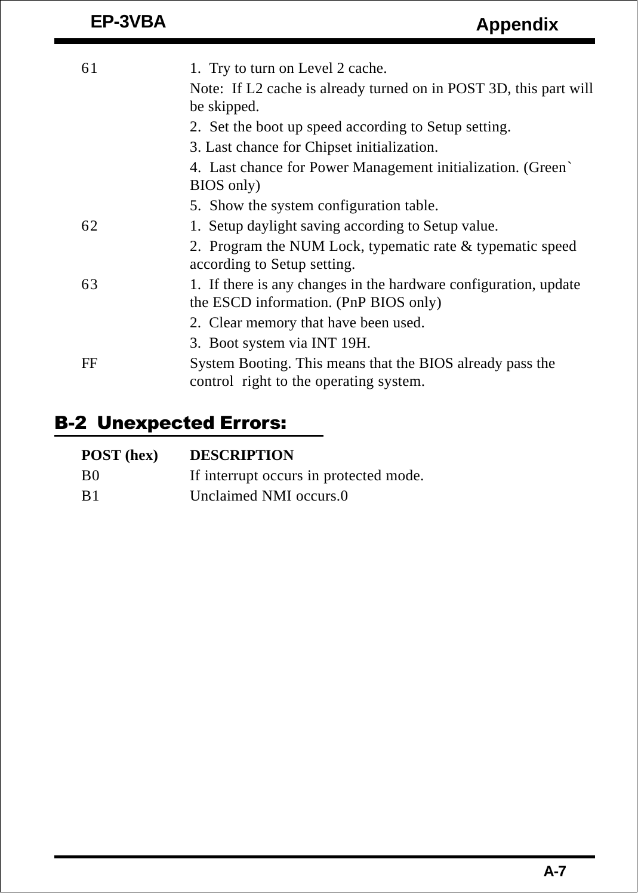| | |
|---|---|
| 61 | 1. Try to turn on Level 2 cache.<br>Note: If L2 cache is already turned on in POST 3D, this part will be skipped.<br>2. Set the boot up speed according to Setup setting.<br>3. Last chance for Chipset initialization.<br>4. Last chance for Power Management initialization. (Green` BIOS only)<br>5. Show the system configuration table. |
| 62 | 1. Setup daylight saving according to Setup value.<br>2. Program the NUM Lock, typematic rate & typematic speed according to Setup setting. |
| 63 | 1. If there is any changes in the hardware configuration, update the ESCD information. (PnP BIOS only)<br>2. Clear memory that have been used.<br>3. Boot system via INT 19H. |
| FF | System Booting. This means that the BIOS already pass the control right to the operating system. |

## B-2 Unexpected Errors:

| POST (hex) | DESCRIPTION |
|---|---|
| B0 | If interrupt occurs in protected mode. |
| B1 | Unclaimed NMI occurs.0 |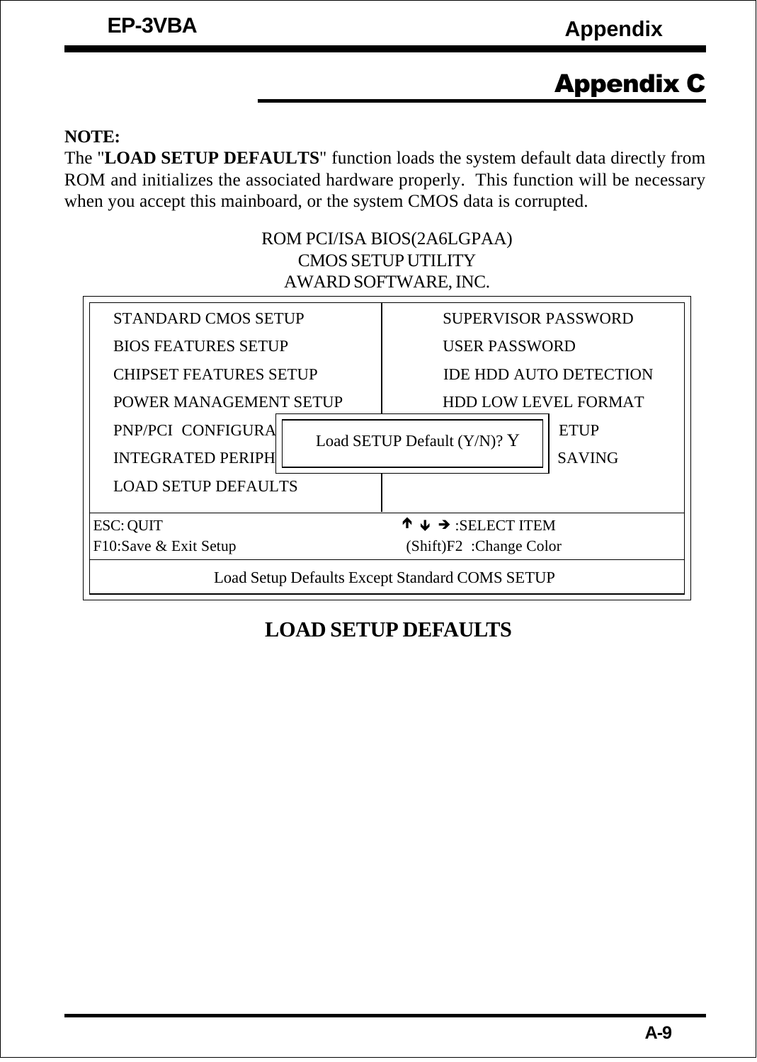# Appendix C

**NOTE:**
The "**LOAD SETUP DEFAULTS**" function loads the system default data directly from ROM and initializes the associated hardware properly. This function will be necessary when you accept this mainboard, or the system CMOS data is corrupted.

ROM PCI/ISA BIOS(2A6LGPAA)
CMOS SETUP UTILITY
AWARD SOFTWARE, INC.

```
STANDARD CMOS SETUP                      SUPERVISOR PASSWORD
BIOS FEATURES SETUP                      USER PASSWORD
CHIPSET FEATURES SETUP                   IDE HDD AUTO DETECTION
POWER MANAGEMENT SETUP                   HDD LOW LEVEL FORMAT
PNP/PCI  CONFIGURA  | Load SETUP Default (Y/N)? Y |  ETUP
INTEGRATED PERIPH   |                             |  SAVING
LOAD SETUP DEFAULTS

ESC: QUIT                                ↑ ↓ → :SELECT ITEM
F10:Save & Exit Setup                    (Shift)F2  :Change Color

Load Setup Defaults Except Standard COMS SETUP
```

**LOAD SETUP DEFAULTS**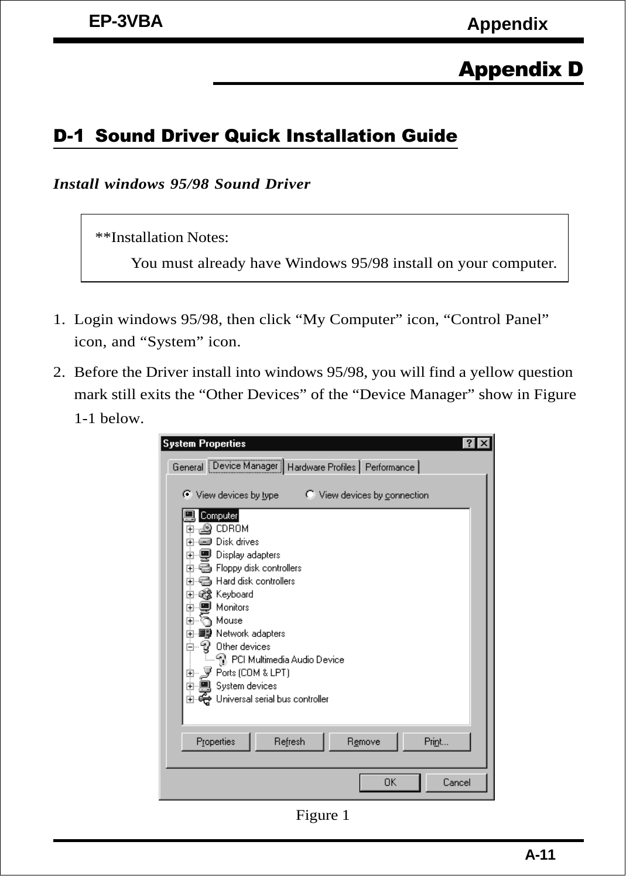# Appendix D

## D-1 Sound Driver Quick Installation Guide

*Install windows 95/98 Sound Driver*

> **Installation Notes:
>
> You must already have Windows 95/98 install on your computer.

1. Login windows 95/98, then click “My Computer” icon, “Control Panel” icon, and “System” icon.
2. Before the Driver install into windows 95/98, you will find a yellow question mark still exits the “Other Devices” of the “Device Manager” show in Figure 1-1 below.

Figure 1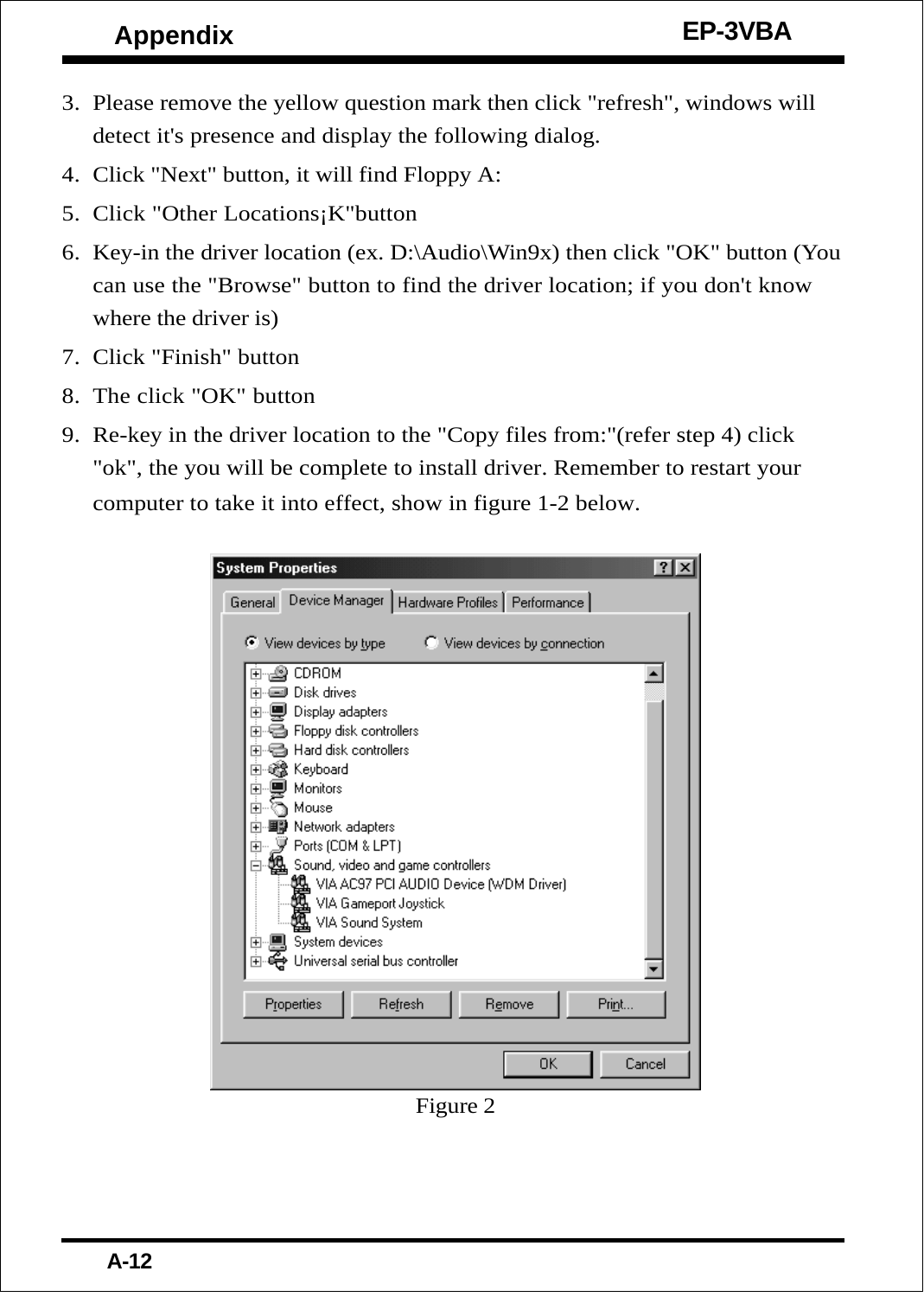3. Please remove the yellow question mark then click "refresh", windows will detect it's presence and display the following dialog.
4. Click "Next" button, it will find Floppy A:
5. Click "Other Locations¡K"button
6. Key-in the driver location (ex. D:\Audio\Win9x) then click "OK" button (You can use the "Browse" button to find the driver location; if you don't know where the driver is)
7. Click "Finish" button
8. The click "OK" button
9. Re-key in the driver location to the "Copy files from:"(refer step 4) click "ok", the you will be complete to install driver. Remember to restart your computer to take it into effect, show in figure 1-2 below.

Figure 2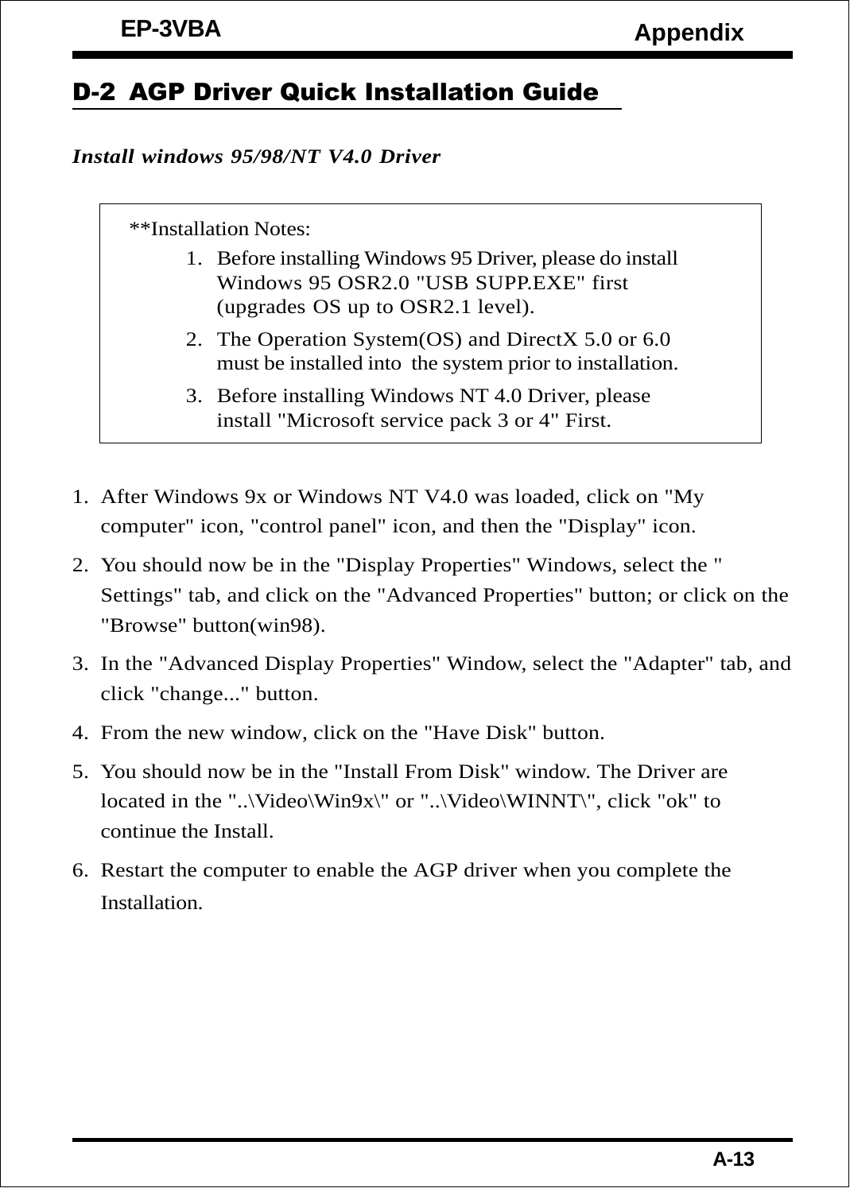## D-2 AGP Driver Quick Installation Guide

*Install windows 95/98/NT V4.0 Driver*

**Installation Notes:

1. Before installing Windows 95 Driver, please do install Windows 95 OSR2.0 "USB SUPP.EXE" first (upgrades OS up to OSR2.1 level).
2. The Operation System(OS) and DirectX 5.0 or 6.0 must be installed into the system prior to installation.
3. Before installing Windows NT 4.0 Driver, please install "Microsoft service pack 3 or 4" First.

1. After Windows 9x or Windows NT V4.0 was loaded, click on "My computer" icon, "control panel" icon, and then the "Display" icon.
2. You should now be in the "Display Properties" Windows, select the " Settings" tab, and click on the "Advanced Properties" button; or click on the "Browse" button(win98).
3. In the "Advanced Display Properties" Window, select the "Adapter" tab, and click "change..." button.
4. From the new window, click on the "Have Disk" button.
5. You should now be in the "Install From Disk" window. The Driver are located in the "..\Video\Win9x\" or "..\Video\WINNT\", click "ok" to continue the Install.
6. Restart the computer to enable the AGP driver when you complete the Installation.